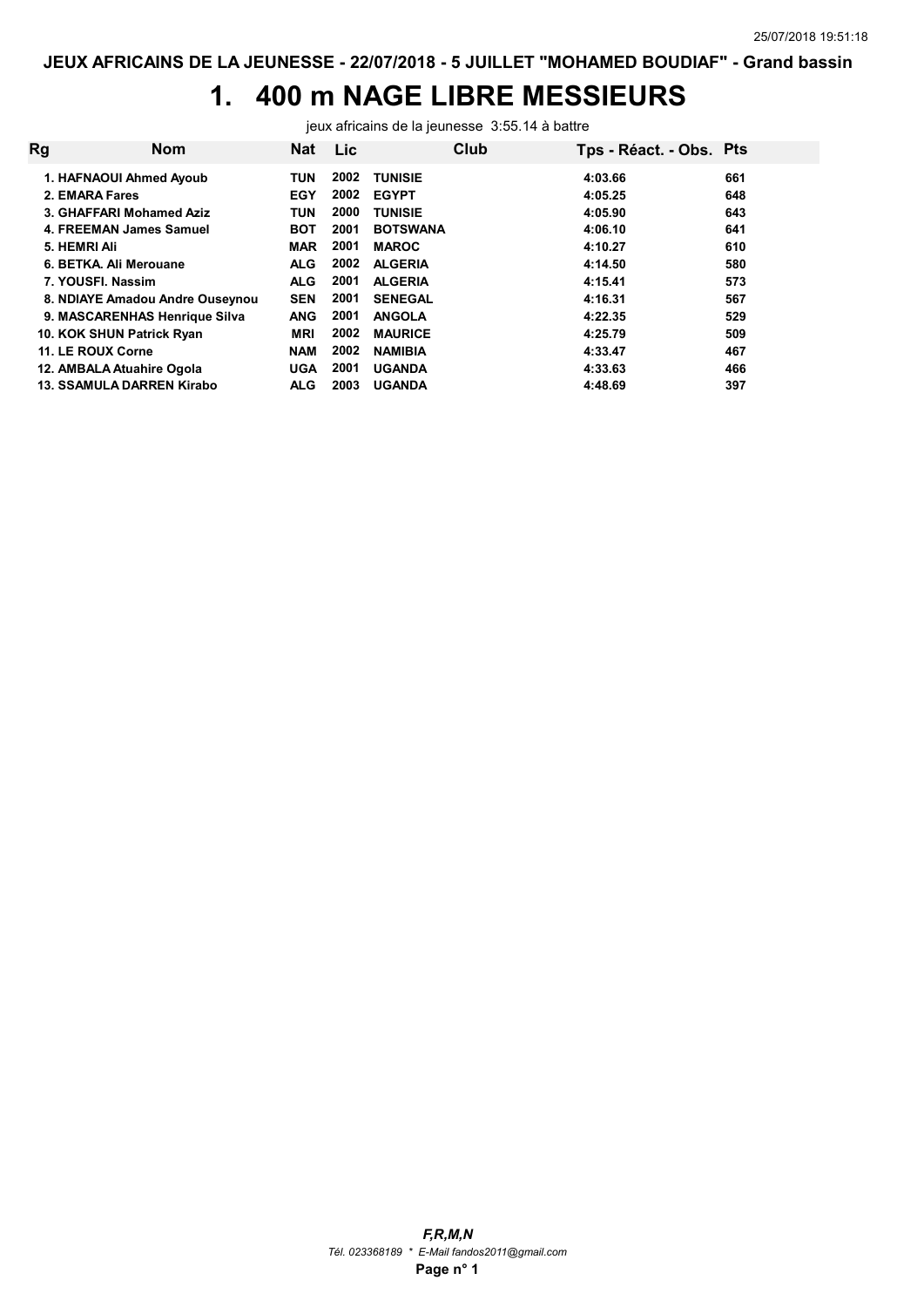**JEUX AFRICAINS DE LA JEUNESSE - 22/07/2018 - 5 JUILLET "MOHAMED BOUDIAF" - Grand bassin**

# 1. 400 m NAGE LIBRE MESSIEURS

jeux africains de la jeunesse 3:55.14 à battre

| Rg | Nom | Nat | Lic | Club | Tps - Réact. - Obs. | Pts |
|---|---|---|---|---|---|---|
| 1. | HAFNAOUI Ahmed Ayoub | TUN | 2002 | TUNISIE | 4:03.66 | 661 |
| 2. | EMARA Fares | EGY | 2002 | EGYPT | 4:05.25 | 648 |
| 3. | GHAFFARI Mohamed Aziz | TUN | 2000 | TUNISIE | 4:05.90 | 643 |
| 4. | FREEMAN James Samuel | BOT | 2001 | BOTSWANA | 4:06.10 | 641 |
| 5. | HEMRI Ali | MAR | 2001 | MAROC | 4:10.27 | 610 |
| 6. | BETKA. Ali Merouane | ALG | 2002 | ALGERIA | 4:14.50 | 580 |
| 7. | YOUSFI. Nassim | ALG | 2001 | ALGERIA | 4:15.41 | 573 |
| 8. | NDIAYE Amadou Andre Ouseynou | SEN | 2001 | SENEGAL | 4:16.31 | 567 |
| 9. | MASCARENHAS Henrique Silva | ANG | 2001 | ANGOLA | 4:22.35 | 529 |
| 10. | KOK SHUN Patrick Ryan | MRI | 2002 | MAURICE | 4:25.79 | 509 |
| 11. | LE ROUX Corne | NAM | 2002 | NAMIBIA | 4:33.47 | 467 |
| 12. | AMBALA Atuahire Ogola | UGA | 2001 | UGANDA | 4:33.63 | 466 |
| 13. | SSAMULA DARREN Kirabo | ALG | 2003 | UGANDA | 4:48.69 | 397 |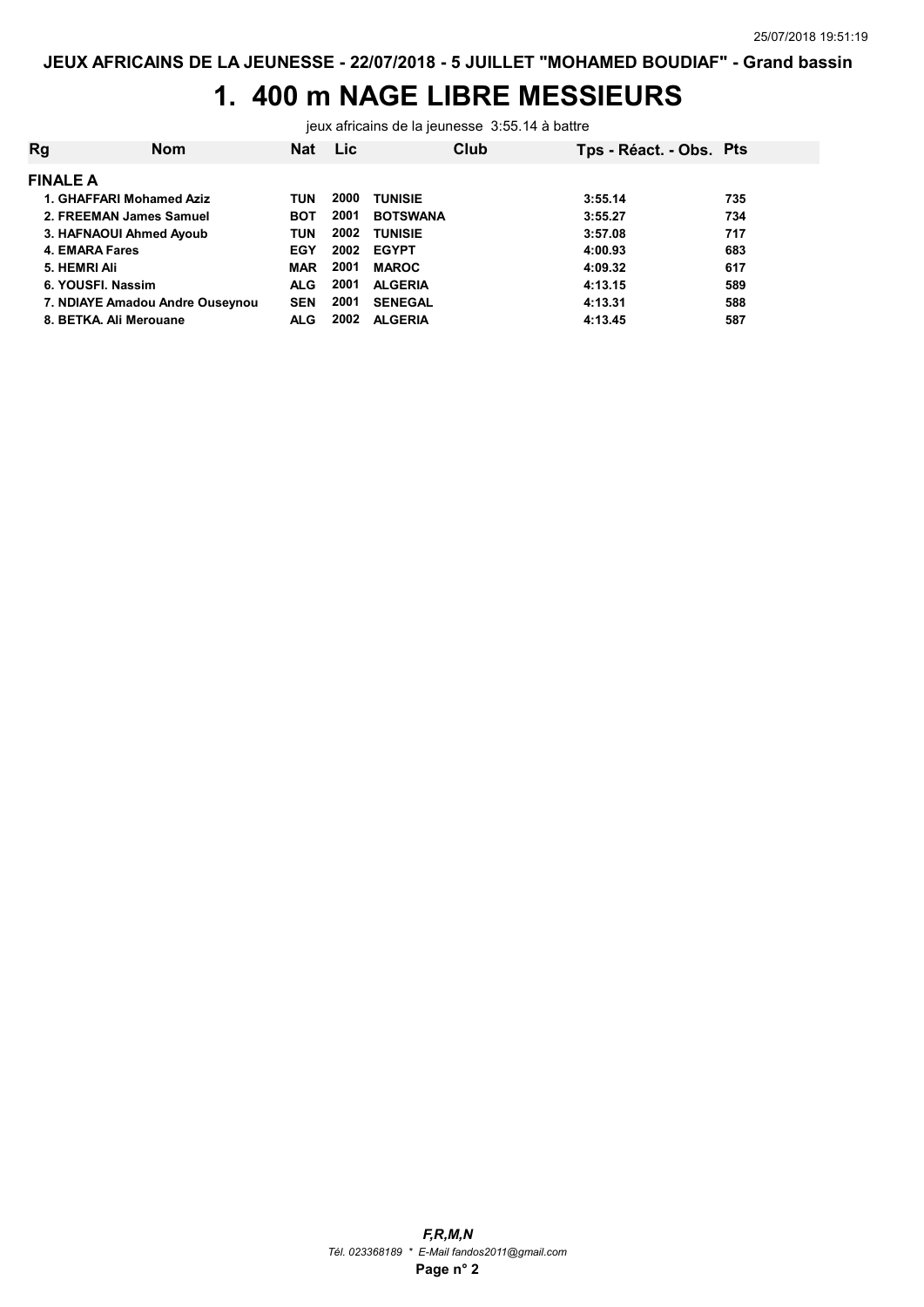JEUX AFRICAINS DE LA JEUNESSE - 22/07/2018 - 5 JUILLET "MOHAMED BOUDIAF" - Grand bassin

# 1. 400 m NAGE LIBRE MESSIEURS

jeux africains de la jeunesse 3:55.14 à battre

| Rg | Nom | Nat | Lic | Club | Tps - Réact. - Obs. | Pts |
|---|---|---|---|---|---|---|
| **FINALE A** | | | | | | |
| 1. | GHAFFARI Mohamed Aziz | TUN | 2000 | TUNISIE | 3:55.14 | 735 |
| 2. | FREEMAN James Samuel | BOT | 2001 | BOTSWANA | 3:55.27 | 734 |
| 3. | HAFNAOUI Ahmed Ayoub | TUN | 2002 | TUNISIE | 3:57.08 | 717 |
| 4. | EMARA Fares | EGY | 2002 | EGYPT | 4:00.93 | 683 |
| 5. | HEMRI Ali | MAR | 2001 | MAROC | 4:09.32 | 617 |
| 6. | YOUSFI. Nassim | ALG | 2001 | ALGERIA | 4:13.15 | 589 |
| 7. | NDIAYE Amadou Andre Ouseynou | SEN | 2001 | SENEGAL | 4:13.31 | 588 |
| 8. | BETKA. Ali Merouane | ALG | 2002 | ALGERIA | 4:13.45 | 587 |

*F,R,M,N*

*Tél. 023368189 * E-Mail fandos2011@gmail.com*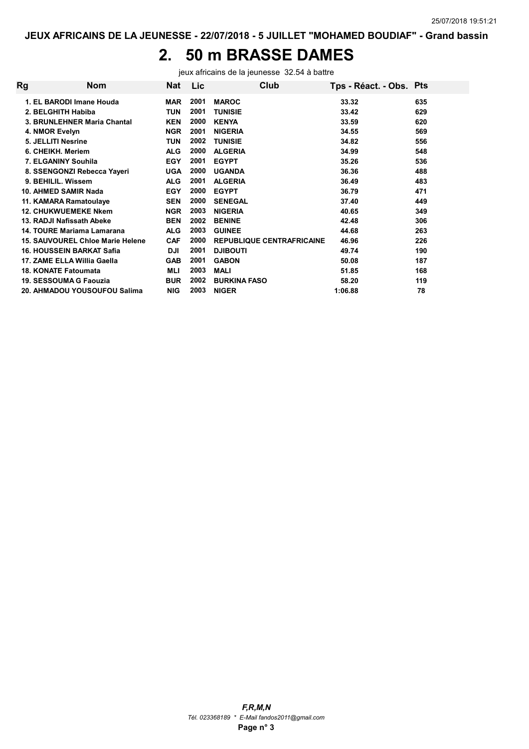25/07/2018 19:51:21

**JEUX AFRICAINS DE LA JEUNESSE - 22/07/2018 - 5 JUILLET "MOHAMED BOUDIAF" - Grand bassin**

# 2. 50 m BRASSE DAMES

jeux africains de la jeunesse 32.54 à battre

| Rg | Nom | Nat | Lic | Club | Tps - Réact. - Obs. | Pts |
|---|---|---|---|---|---|---|
| 1. | EL BARODI Imane Houda | MAR | 2001 | MAROC | 33.32 | 635 |
| 2. | BELGHITH Habiba | TUN | 2001 | TUNISIE | 33.42 | 629 |
| 3. | BRUNLEHNER Maria Chantal | KEN | 2000 | KENYA | 33.59 | 620 |
| 4. | NMOR Evelyn | NGR | 2001 | NIGERIA | 34.55 | 569 |
| 5. | JELLITI Nesrine | TUN | 2002 | TUNISIE | 34.82 | 556 |
| 6. | CHEIKH. Meriem | ALG | 2000 | ALGERIA | 34.99 | 548 |
| 7. | ELGANINY Souhila | EGY | 2001 | EGYPT | 35.26 | 536 |
| 8. | SSENGONZI Rebecca Yayeri | UGA | 2000 | UGANDA | 36.36 | 488 |
| 9. | BEHILIL. Wissem | ALG | 2001 | ALGERIA | 36.49 | 483 |
| 10. | AHMED SAMIR Nada | EGY | 2000 | EGYPT | 36.79 | 471 |
| 11. | KAMARA Ramatoulaye | SEN | 2000 | SENEGAL | 37.40 | 449 |
| 12. | CHUKWUEMEKE Nkem | NGR | 2003 | NIGERIA | 40.65 | 349 |
| 13. | RADJI Nafissath Abeke | BEN | 2002 | BENINE | 42.48 | 306 |
| 14. | TOURE Mariama Lamarana | ALG | 2003 | GUINEE | 44.68 | 263 |
| 15. | SAUVOUREL Chloe Marie Helene | CAF | 2000 | REPUBLIQUE CENTRAFRICAINE | 46.96 | 226 |
| 16. | HOUSSEIN BARKAT Safia | DJI | 2001 | DJIBOUTI | 49.74 | 190 |
| 17. | ZAME ELLA Willia Gaella | GAB | 2001 | GABON | 50.08 | 187 |
| 18. | KONATE Fatoumata | MLI | 2003 | MALI | 51.85 | 168 |
| 19. | SESSOUMA G Faouzia | BUR | 2002 | BURKINA FASO | 58.20 | 119 |
| 20. | AHMADOU YOUSOUFOU Salima | NIG | 2003 | NIGER | 1:06.88 | 78 |

***F,R,M,N***
*Tél. 023368189 * E-Mail fandos2011@gmail.com*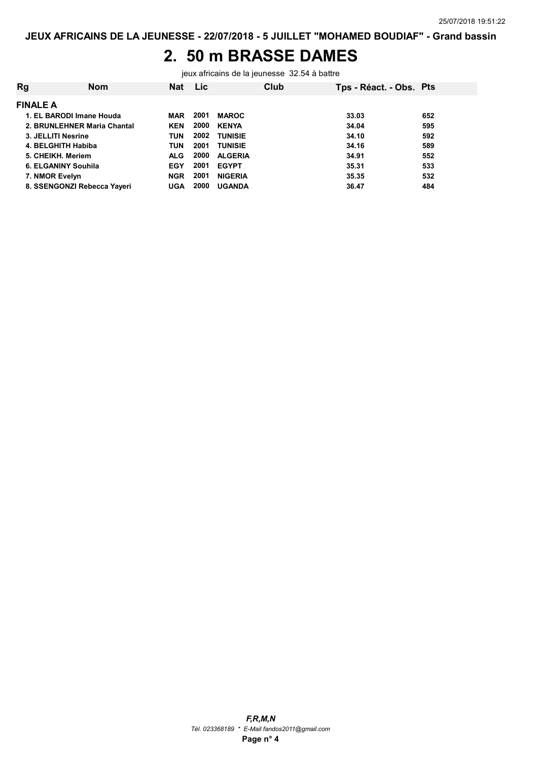# 2. 50 m BRASSE DAMES

jeux africains de la jeunesse 32.54 à battre

| Rg | Nom | Nat | Lic | Club | Tps - Réact. - Obs. | Pts |
|---|---|---|---|---|---|---|
| **FINALE A** | | | | | | |
| 1. | EL BARODI Imane Houda | MAR | 2001 | MAROC | 33.03 | 652 |
| 2. | BRUNLEHNER Maria Chantal | KEN | 2000 | KENYA | 34.04 | 595 |
| 3. | JELLITI Nesrine | TUN | 2002 | TUNISIE | 34.10 | 592 |
| 4. | BELGHITH Habiba | TUN | 2001 | TUNISIE | 34.16 | 589 |
| 5. | CHEIKH. Meriem | ALG | 2000 | ALGERIA | 34.91 | 552 |
| 6. | ELGANINY Souhila | EGY | 2001 | EGYPT | 35.31 | 533 |
| 7. | NMOR Evelyn | NGR | 2001 | NIGERIA | 35.35 | 532 |
| 8. | SSENGONZI Rebecca Yayeri | UGA | 2000 | UGANDA | 36.47 | 484 |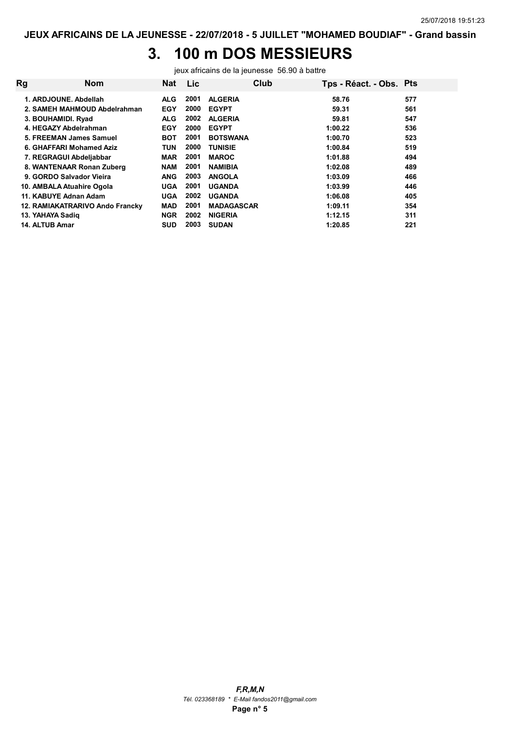JEUX AFRICAINS DE LA JEUNESSE - 22/07/2018 - 5 JUILLET "MOHAMED BOUDIAF" - Grand bassin

# 3. 100 m DOS MESSIEURS

jeux africains de la jeunesse 56.90 à battre

| Rg | Nom | Nat | Lic | Club | Tps - Réact. - Obs. | Pts |
|---|---|---|---|---|---|---|
| 1. | ARDJOUNE. Abdellah | ALG | 2001 | ALGERIA | 58.76 | 577 |
| 2. | SAMEH MAHMOUD Abdelrahman | EGY | 2000 | EGYPT | 59.31 | 561 |
| 3. | BOUHAMIDI. Ryad | ALG | 2002 | ALGERIA | 59.81 | 547 |
| 4. | HEGAZY Abdelrahman | EGY | 2000 | EGYPT | 1:00.22 | 536 |
| 5. | FREEMAN James Samuel | BOT | 2001 | BOTSWANA | 1:00.70 | 523 |
| 6. | GHAFFARI Mohamed Aziz | TUN | 2000 | TUNISIE | 1:00.84 | 519 |
| 7. | REGRAGUI Abdeljabbar | MAR | 2001 | MAROC | 1:01.88 | 494 |
| 8. | WANTENAAR Ronan Zuberg | NAM | 2001 | NAMIBIA | 1:02.08 | 489 |
| 9. | GORDO Salvador Vieira | ANG | 2003 | ANGOLA | 1:03.09 | 466 |
| 10. | AMBALA Atuahire Ogola | UGA | 2001 | UGANDA | 1:03.99 | 446 |
| 11. | KABUYE Adnan Adam | UGA | 2002 | UGANDA | 1:06.08 | 405 |
| 12. | RAMIAKATRARIVO Ando Francky | MAD | 2001 | MADAGASCAR | 1:09.11 | 354 |
| 13. | YAHAYA Sadiq | NGR | 2002 | NIGERIA | 1:12.15 | 311 |
| 14. | ALTUB Amar | SUD | 2003 | SUDAN | 1:20.85 | 221 |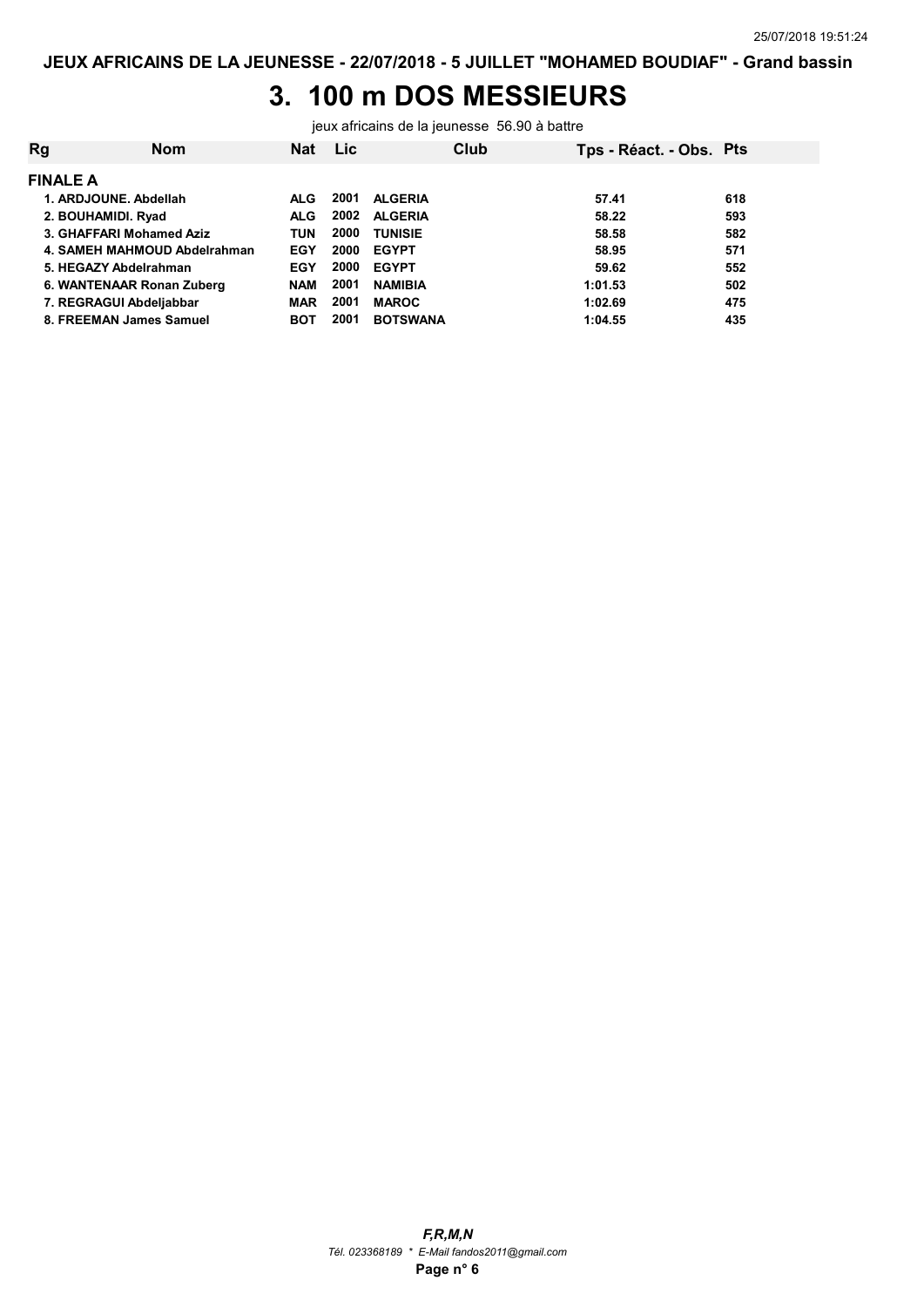JEUX AFRICAINS DE LA JEUNESSE - 22/07/2018 - 5 JUILLET "MOHAMED BOUDIAF" - Grand bassin

# 3. 100 m DOS MESSIEURS

jeux africains de la jeunesse 56.90 à battre

| Rg | Nom | Nat | Lic | Club | Tps - Réact. - Obs. | Pts |
|---|---|---|---|---|---|---|
| **FINALE A** | | | | | | |
| 1. | ARDJOUNE. Abdellah | ALG | 2001 | ALGERIA | 57.41 | 618 |
| 2. | BOUHAMIDI. Ryad | ALG | 2002 | ALGERIA | 58.22 | 593 |
| 3. | GHAFFARI Mohamed Aziz | TUN | 2000 | TUNISIE | 58.58 | 582 |
| 4. | SAMEH MAHMOUD Abdelrahman | EGY | 2000 | EGYPT | 58.95 | 571 |
| 5. | HEGAZY Abdelrahman | EGY | 2000 | EGYPT | 59.62 | 552 |
| 6. | WANTENAAR Ronan Zuberg | NAM | 2001 | NAMIBIA | 1:01.53 | 502 |
| 7. | REGRAGUI Abdeljabbar | MAR | 2001 | MAROC | 1:02.69 | 475 |
| 8. | FREEMAN James Samuel | BOT | 2001 | BOTSWANA | 1:04.55 | 435 |

*F,R,M,N*

*Tél. 023368189 * E-Mail fandos2011@gmail.com*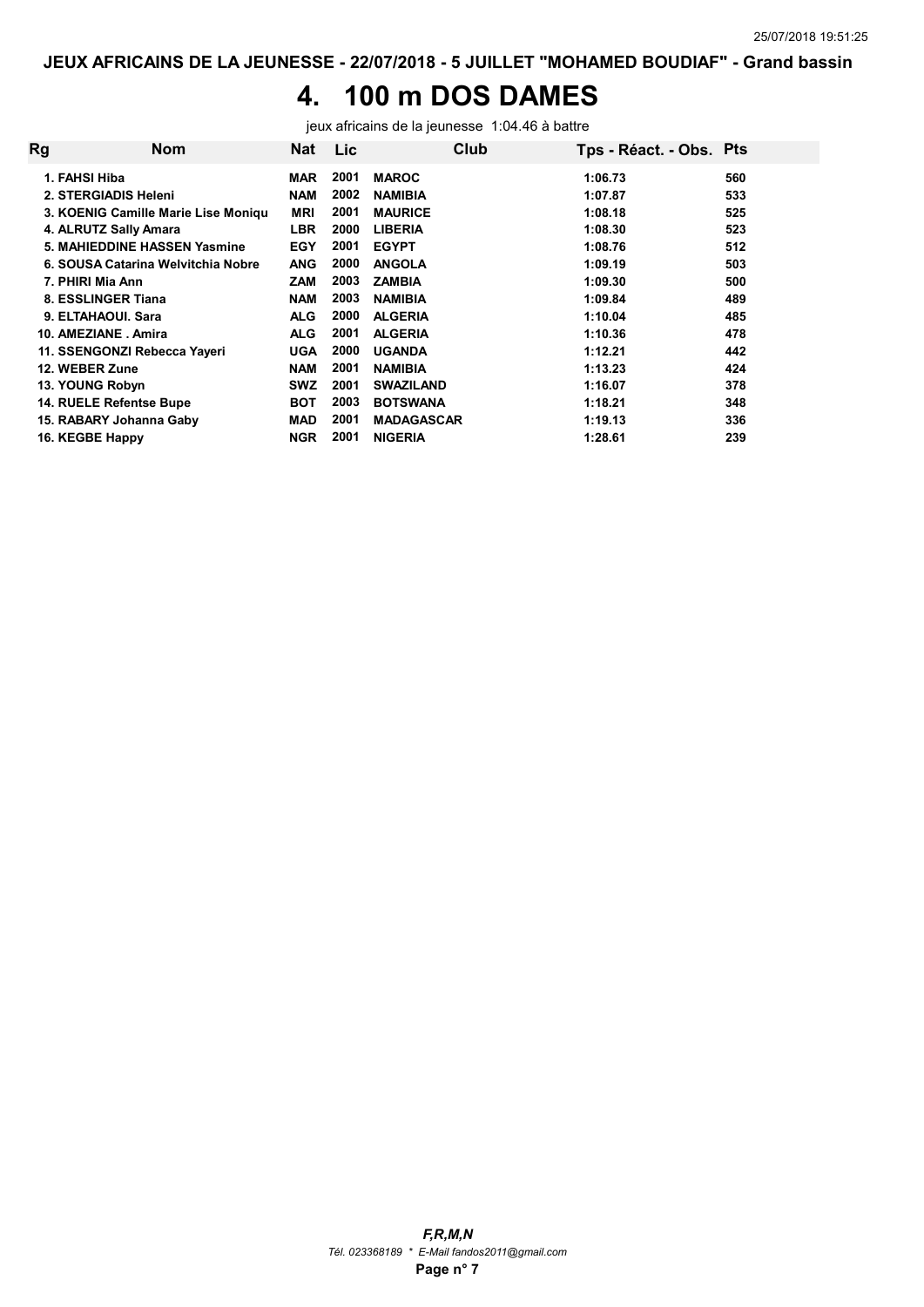# 4. 100 m DOS DAMES

jeux africains de la jeunesse 1:04.46 à battre

| Rg | Nom | Nat | Lic | Club | Tps - Réact. - Obs. | Pts |
|---|---|---|---|---|---|---|
| 1. | FAHSI Hiba | MAR | 2001 | MAROC | 1:06.73 | 560 |
| 2. | STERGIADIS Heleni | NAM | 2002 | NAMIBIA | 1:07.87 | 533 |
| 3. | KOENIG Camille Marie Lise Moniqu | MRI | 2001 | MAURICE | 1:08.18 | 525 |
| 4. | ALRUTZ Sally Amara | LBR | 2000 | LIBERIA | 1:08.30 | 523 |
| 5. | MAHIEDDINE HASSEN Yasmine | EGY | 2001 | EGYPT | 1:08.76 | 512 |
| 6. | SOUSA Catarina Welvitchia Nobre | ANG | 2000 | ANGOLA | 1:09.19 | 503 |
| 7. | PHIRI Mia Ann | ZAM | 2003 | ZAMBIA | 1:09.30 | 500 |
| 8. | ESSLINGER Tiana | NAM | 2003 | NAMIBIA | 1:09.84 | 489 |
| 9. | ELTAHAOUI. Sara | ALG | 2000 | ALGERIA | 1:10.04 | 485 |
| 10. | AMEZIANE . Amira | ALG | 2001 | ALGERIA | 1:10.36 | 478 |
| 11. | SSENGONZI Rebecca Yayeri | UGA | 2000 | UGANDA | 1:12.21 | 442 |
| 12. | WEBER Zune | NAM | 2001 | NAMIBIA | 1:13.23 | 424 |
| 13. | YOUNG Robyn | SWZ | 2001 | SWAZILAND | 1:16.07 | 378 |
| 14. | RUELE Refentse Bupe | BOT | 2003 | BOTSWANA | 1:18.21 | 348 |
| 15. | RABARY Johanna Gaby | MAD | 2001 | MADAGASCAR | 1:19.13 | 336 |
| 16. | KEGBE Happy | NGR | 2001 | NIGERIA | 1:28.61 | 239 |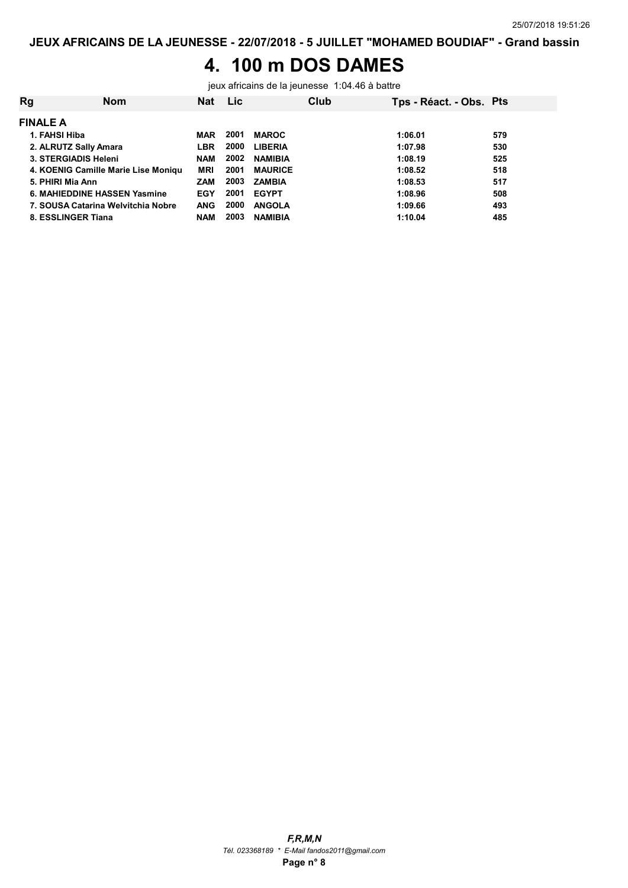JEUX AFRICAINS DE LA JEUNESSE - 22/07/2018 - 5 JUILLET "MOHAMED BOUDIAF" - Grand bassin

# 4. 100 m DOS DAMES

jeux africains de la jeunesse 1:04.46 à battre

| Rg | Nom | Nat | Lic | Club | Tps - Réact. - Obs. | Pts |
|---|---|---|---|---|---|---|
| **FINALE A** | | | | | | |
| 1. | FAHSI Hiba | MAR | 2001 | MAROC | 1:06.01 | 579 |
| 2. | ALRUTZ Sally Amara | LBR | 2000 | LIBERIA | 1:07.98 | 530 |
| 3. | STERGIADIS Heleni | NAM | 2002 | NAMIBIA | 1:08.19 | 525 |
| 4. | KOENIG Camille Marie Lise Moniqu | MRI | 2001 | MAURICE | 1:08.52 | 518 |
| 5. | PHIRI Mia Ann | ZAM | 2003 | ZAMBIA | 1:08.53 | 517 |
| 6. | MAHIEDDINE HASSEN Yasmine | EGY | 2001 | EGYPT | 1:08.96 | 508 |
| 7. | SOUSA Catarina Welvitchia Nobre | ANG | 2000 | ANGOLA | 1:09.66 | 493 |
| 8. | ESSLINGER Tiana | NAM | 2003 | NAMIBIA | 1:10.04 | 485 |

*F,R,M,N*

*Tél. 023368189 * E-Mail fandos2011@gmail.com*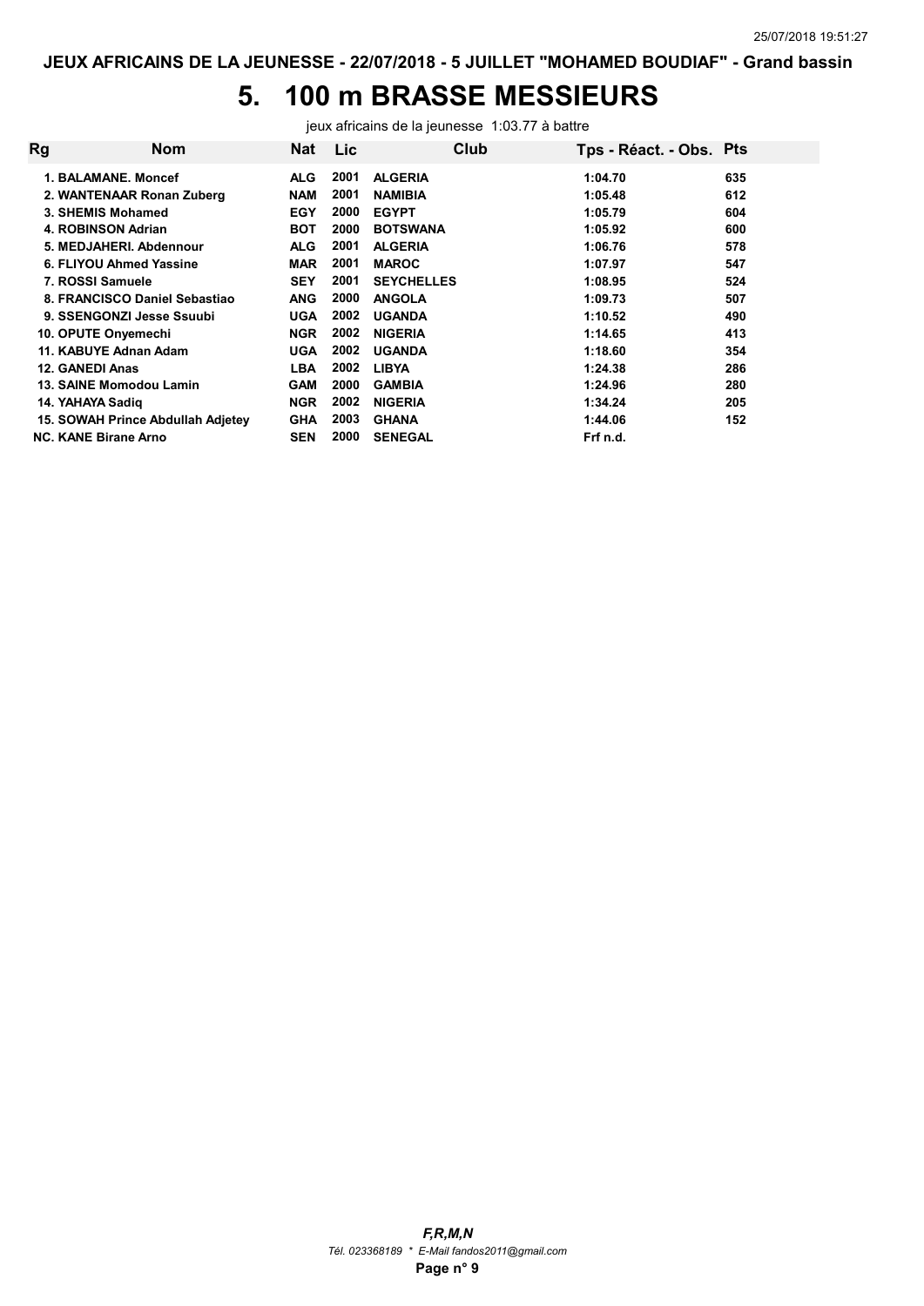JEUX AFRICAINS DE LA JEUNESSE - 22/07/2018 - 5 JUILLET "MOHAMED BOUDIAF" - Grand bassin

# 5. 100 m BRASSE MESSIEURS

jeux africains de la jeunesse 1:03.77 à battre

| Rg | Nom | Nat | Lic | Club | Tps - Réact. - Obs. | Pts |
|---|---|---|---|---|---|---|
| 1. | BALAMANE. Moncef | ALG | 2001 | ALGERIA | 1:04.70 | 635 |
| 2. | WANTENAAR Ronan Zuberg | NAM | 2001 | NAMIBIA | 1:05.48 | 612 |
| 3. | SHEMIS Mohamed | EGY | 2000 | EGYPT | 1:05.79 | 604 |
| 4. | ROBINSON Adrian | BOT | 2000 | BOTSWANA | 1:05.92 | 600 |
| 5. | MEDJAHERI. Abdennour | ALG | 2001 | ALGERIA | 1:06.76 | 578 |
| 6. | FLIYOU Ahmed Yassine | MAR | 2001 | MAROC | 1:07.97 | 547 |
| 7. | ROSSI Samuele | SEY | 2001 | SEYCHELLES | 1:08.95 | 524 |
| 8. | FRANCISCO Daniel Sebastiao | ANG | 2000 | ANGOLA | 1:09.73 | 507 |
| 9. | SSENGONZI Jesse Ssuubi | UGA | 2002 | UGANDA | 1:10.52 | 490 |
| 10. | OPUTE Onyemechi | NGR | 2002 | NIGERIA | 1:14.65 | 413 |
| 11. | KABUYE Adnan Adam | UGA | 2002 | UGANDA | 1:18.60 | 354 |
| 12. | GANEDI Anas | LBA | 2002 | LIBYA | 1:24.38 | 286 |
| 13. | SAINE Momodou Lamin | GAM | 2000 | GAMBIA | 1:24.96 | 280 |
| 14. | YAHAYA Sadiq | NGR | 2002 | NIGERIA | 1:34.24 | 205 |
| 15. | SOWAH Prince Abdullah Adjetey | GHA | 2003 | GHANA | 1:44.06 | 152 |
| NC. | KANE Birane Arno | SEN | 2000 | SENEGAL | Frf n.d. | |

*F,R,M,N*
*Tél. 023368189 * E-Mail fandos2011@gmail.com*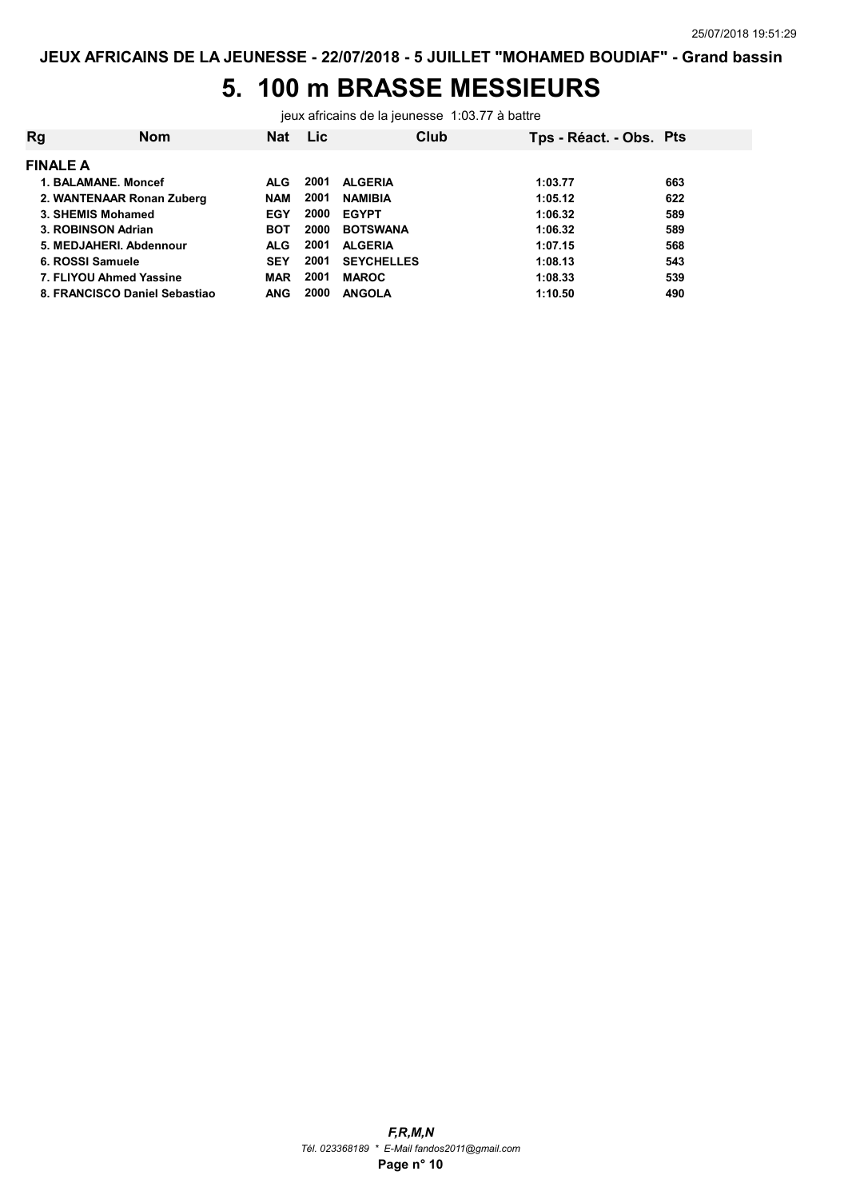# 5. 100 m BRASSE MESSIEURS

jeux africains de la jeunesse 1:03.77 à battre

| Rg | Nom | Nat | Lic | Club | Tps - Réact. - Obs. | Pts |
|---|---|---|---|---|---|---|
| **FINALE A** | | | | | | |
| 1. | BALAMANE. Moncef | ALG | 2001 | ALGERIA | 1:03.77 | 663 |
| 2. | WANTENAAR Ronan Zuberg | NAM | 2001 | NAMIBIA | 1:05.12 | 622 |
| 3. | SHEMIS Mohamed | EGY | 2000 | EGYPT | 1:06.32 | 589 |
| 3. | ROBINSON Adrian | BOT | 2000 | BOTSWANA | 1:06.32 | 589 |
| 5. | MEDJAHERI. Abdennour | ALG | 2001 | ALGERIA | 1:07.15 | 568 |
| 6. | ROSSI Samuele | SEY | 2001 | SEYCHELLES | 1:08.13 | 543 |
| 7. | FLIYOU Ahmed Yassine | MAR | 2001 | MAROC | 1:08.33 | 539 |
| 8. | FRANCISCO Daniel Sebastiao | ANG | 2000 | ANGOLA | 1:10.50 | 490 |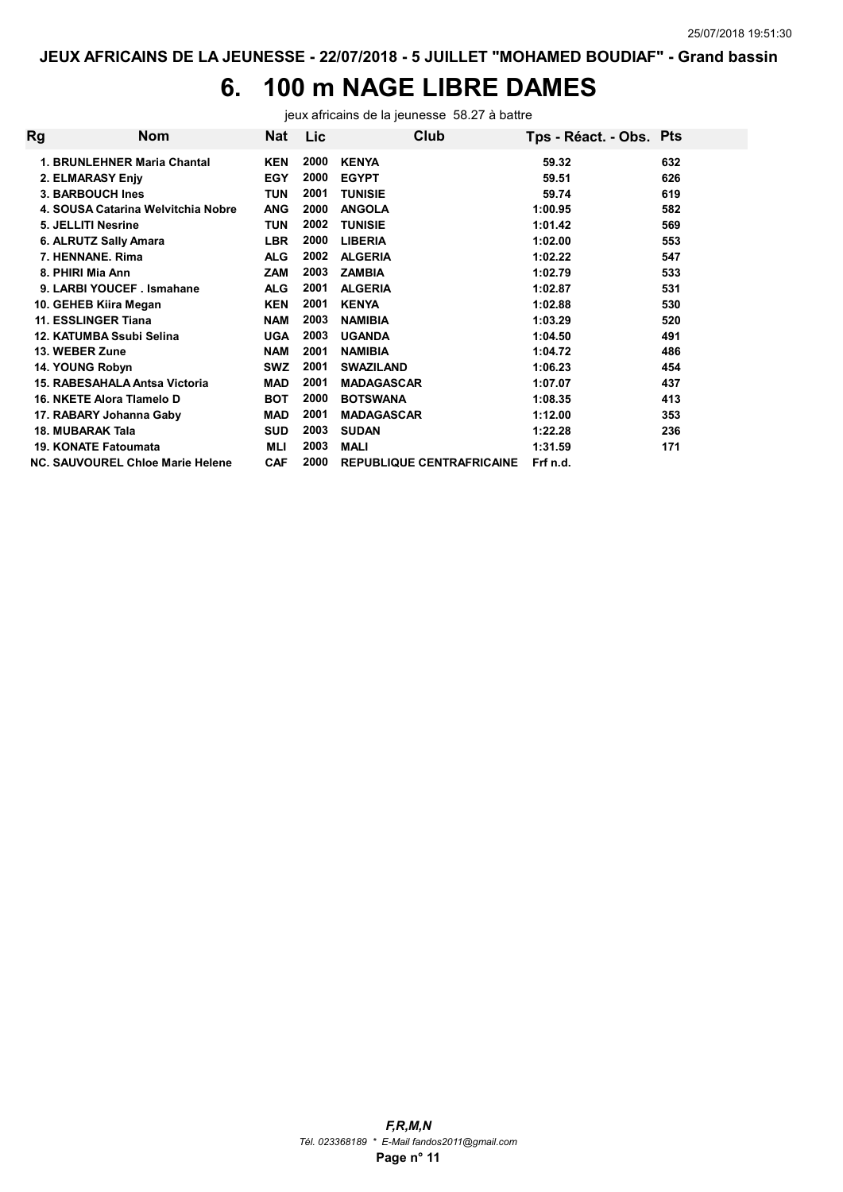**JEUX AFRICAINS DE LA JEUNESSE - 22/07/2018 - 5 JUILLET "MOHAMED BOUDIAF" - Grand bassin**

# 6. 100 m NAGE LIBRE DAMES

jeux africains de la jeunesse 58.27 à battre

| Rg | Nom | Nat | Lic | Club | Tps - Réact. - Obs. | Pts |
|---|---|---|---|---|---|---|
| 1. | BRUNLEHNER Maria Chantal | KEN | 2000 | KENYA | 59.32 | 632 |
| 2. | ELMARASY Enjy | EGY | 2000 | EGYPT | 59.51 | 626 |
| 3. | BARBOUCH Ines | TUN | 2001 | TUNISIE | 59.74 | 619 |
| 4. | SOUSA Catarina Welvitchia Nobre | ANG | 2000 | ANGOLA | 1:00.95 | 582 |
| 5. | JELLITI Nesrine | TUN | 2002 | TUNISIE | 1:01.42 | 569 |
| 6. | ALRUTZ Sally Amara | LBR | 2000 | LIBERIA | 1:02.00 | 553 |
| 7. | HENNANE. Rima | ALG | 2002 | ALGERIA | 1:02.22 | 547 |
| 8. | PHIRI Mia Ann | ZAM | 2003 | ZAMBIA | 1:02.79 | 533 |
| 9. | LARBI YOUCEF . Ismahane | ALG | 2001 | ALGERIA | 1:02.87 | 531 |
| 10. | GEHEB Kiira Megan | KEN | 2001 | KENYA | 1:02.88 | 530 |
| 11. | ESSLINGER Tiana | NAM | 2003 | NAMIBIA | 1:03.29 | 520 |
| 12. | KATUMBA Ssubi Selina | UGA | 2003 | UGANDA | 1:04.50 | 491 |
| 13. | WEBER Zune | NAM | 2001 | NAMIBIA | 1:04.72 | 486 |
| 14. | YOUNG Robyn | SWZ | 2001 | SWAZILAND | 1:06.23 | 454 |
| 15. | RABESAHALA Antsa Victoria | MAD | 2001 | MADAGASCAR | 1:07.07 | 437 |
| 16. | NKETE Alora Tlamelo D | BOT | 2000 | BOTSWANA | 1:08.35 | 413 |
| 17. | RABARY Johanna Gaby | MAD | 2001 | MADAGASCAR | 1:12.00 | 353 |
| 18. | MUBARAK Tala | SUD | 2003 | SUDAN | 1:22.28 | 236 |
| 19. | KONATE Fatoumata | MLI | 2003 | MALI | 1:31.59 | 171 |
| NC. | SAUVOUREL Chloe Marie Helene | CAF | 2000 | REPUBLIQUE CENTRAFRICAINE | Frf n.d. | |

*F,R,M,N*
*Tél. 023368189 * E-Mail fandos2011@gmail.com*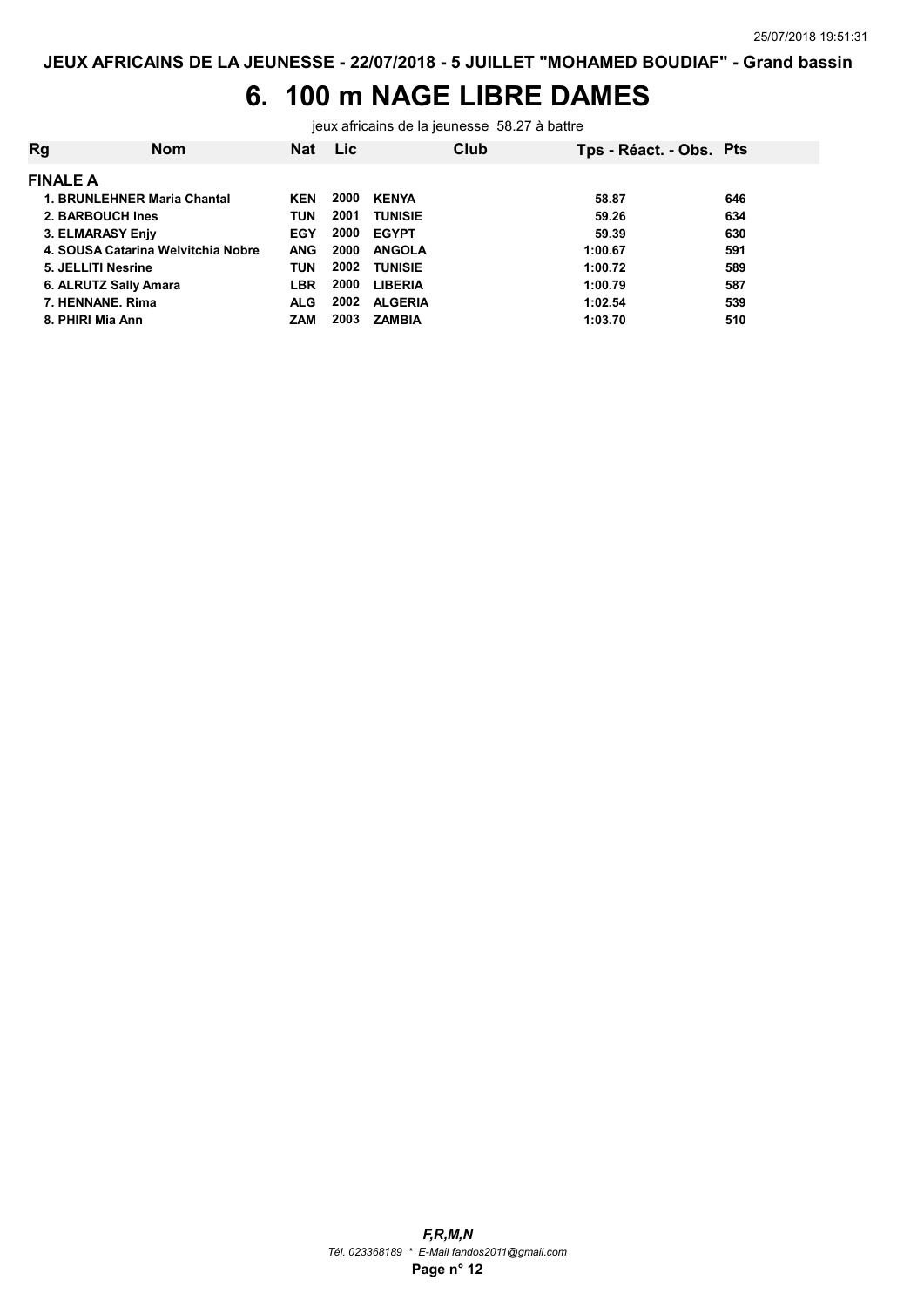# 6. 100 m NAGE LIBRE DAMES

jeux africains de la jeunesse 58.27 à battre

| Rg | Nom | Nat | Lic | Club | Tps - Réact. - Obs. | Pts |
|---|---|---|---|---|---|---|
| **FINALE A** | | | | | | |
| 1. | BRUNLEHNER Maria Chantal | KEN | 2000 | KENYA | 58.87 | 646 |
| 2. | BARBOUCH Ines | TUN | 2001 | TUNISIE | 59.26 | 634 |
| 3. | ELMARASY Enjy | EGY | 2000 | EGYPT | 59.39 | 630 |
| 4. | SOUSA Catarina Welvitchia Nobre | ANG | 2000 | ANGOLA | 1:00.67 | 591 |
| 5. | JELLITI Nesrine | TUN | 2002 | TUNISIE | 1:00.72 | 589 |
| 6. | ALRUTZ Sally Amara | LBR | 2000 | LIBERIA | 1:00.79 | 587 |
| 7. | HENNANE. Rima | ALG | 2002 | ALGERIA | 1:02.54 | 539 |
| 8. | PHIRI Mia Ann | ZAM | 2003 | ZAMBIA | 1:03.70 | 510 |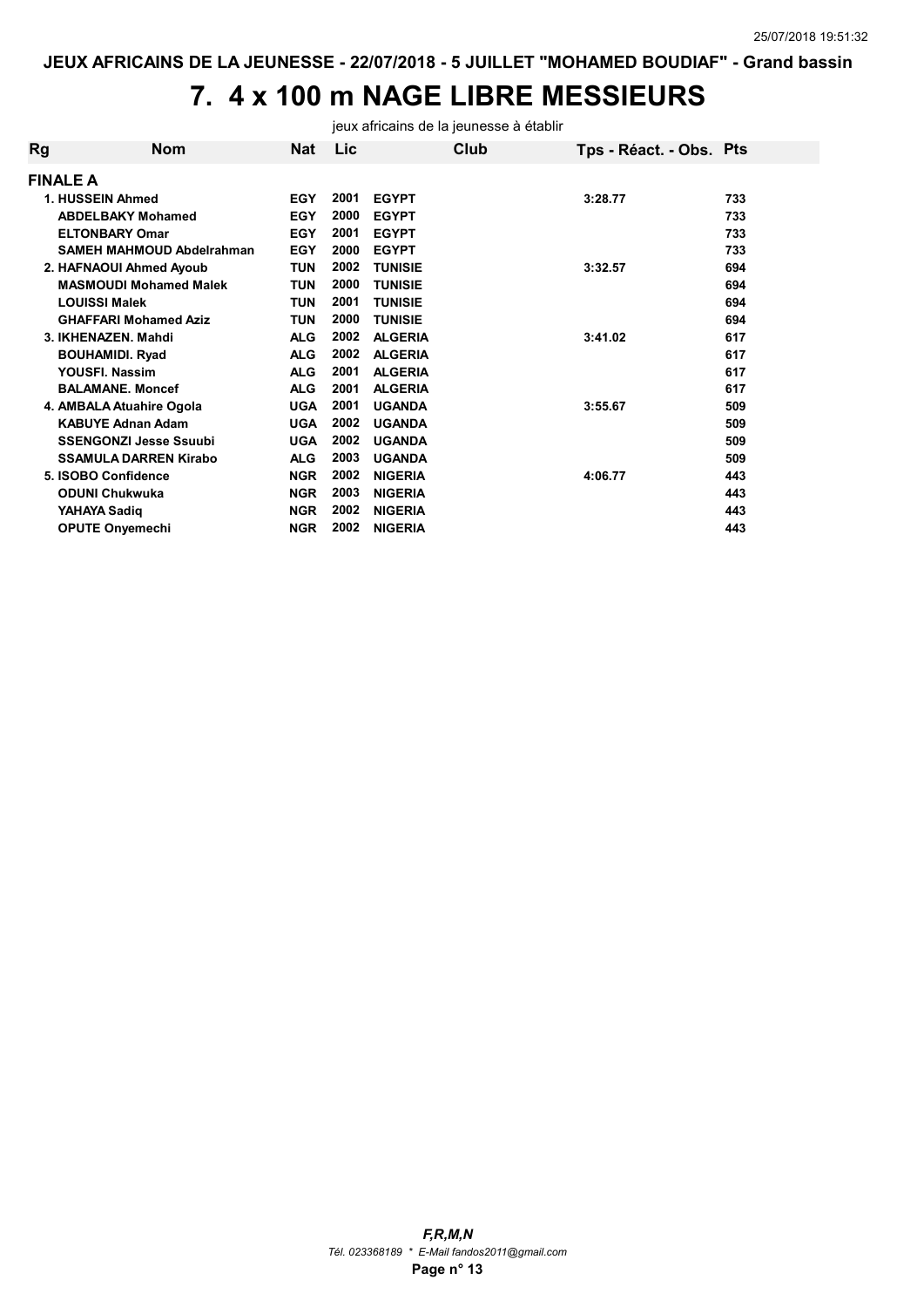JEUX AFRICAINS DE LA JEUNESSE - 22/07/2018 - 5 JUILLET "MOHAMED BOUDIAF" - Grand bassin

# 7. 4 x 100 m NAGE LIBRE MESSIEURS

jeux africains de la jeunesse à établir

| Rg | Nom | Nat | Lic | Club | Tps - Réact. - Obs. | Pts |
|---|---|---|---|---|---|---|
| **FINALE A** | | | | | | |
| 1. | HUSSEIN Ahmed | EGY | 2001 | EGYPT | 3:28.77 | 733 |
| | ABDELBAKY Mohamed | EGY | 2000 | EGYPT | | 733 |
| | ELTONBARY Omar | EGY | 2001 | EGYPT | | 733 |
| | SAMEH MAHMOUD Abdelrahman | EGY | 2000 | EGYPT | | 733 |
| 2. | HAFNAOUI Ahmed Ayoub | TUN | 2002 | TUNISIE | 3:32.57 | 694 |
| | MASMOUDI Mohamed Malek | TUN | 2000 | TUNISIE | | 694 |
| | LOUISSI Malek | TUN | 2001 | TUNISIE | | 694 |
| | GHAFFARI Mohamed Aziz | TUN | 2000 | TUNISIE | | 694 |
| 3. | IKHENAZEN. Mahdi | ALG | 2002 | ALGERIA | 3:41.02 | 617 |
| | BOUHAMIDI. Ryad | ALG | 2002 | ALGERIA | | 617 |
| | YOUSFI. Nassim | ALG | 2001 | ALGERIA | | 617 |
| | BALAMANE. Moncef | ALG | 2001 | ALGERIA | | 617 |
| 4. | AMBALA Atuahire Ogola | UGA | 2001 | UGANDA | 3:55.67 | 509 |
| | KABUYE Adnan Adam | UGA | 2002 | UGANDA | | 509 |
| | SSENGONZI Jesse Ssuubi | UGA | 2002 | UGANDA | | 509 |
| | SSAMULA DARREN Kirabo | ALG | 2003 | UGANDA | | 509 |
| 5. | ISOBO Confidence | NGR | 2002 | NIGERIA | 4:06.77 | 443 |
| | ODUNI Chukwuka | NGR | 2003 | NIGERIA | | 443 |
| | YAHAYA Sadiq | NGR | 2002 | NIGERIA | | 443 |
| | OPUTE Onyemechi | NGR | 2002 | NIGERIA | | 443 |

*F,R,M,N*

*Tél. 023368189 * E-Mail fandos2011@gmail.com*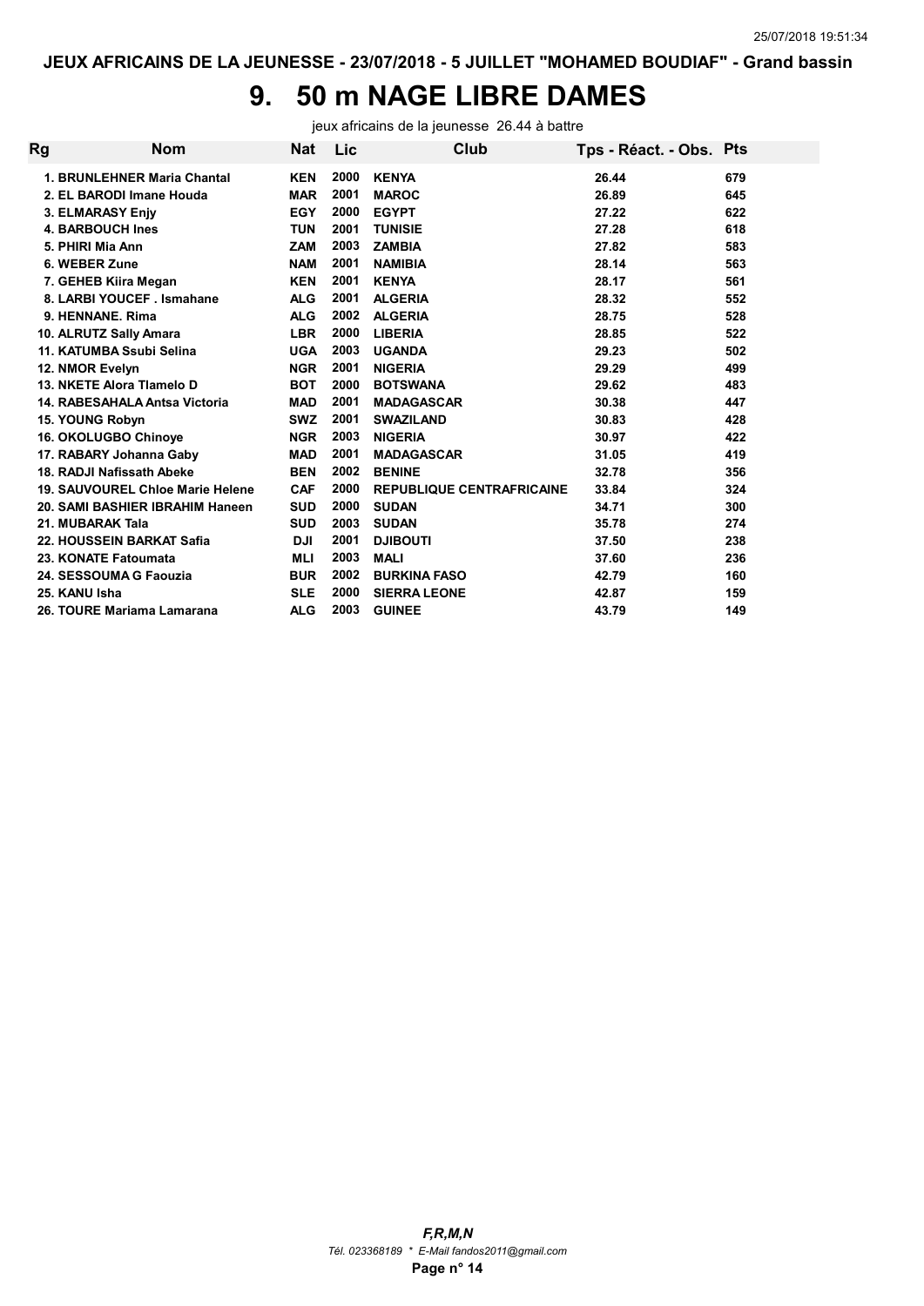# 9. 50 m NAGE LIBRE DAMES

jeux africains de la jeunesse 26.44 à battre

| Rg | Nom | Nat | Lic | Club | Tps - Réact. - Obs. | Pts |
|---|---|---|---|---|---|---|
| 1. | BRUNLEHNER Maria Chantal | KEN | 2000 | KENYA | 26.44 | 679 |
| 2. | EL BARODI Imane Houda | MAR | 2001 | MAROC | 26.89 | 645 |
| 3. | ELMARASY Enjy | EGY | 2000 | EGYPT | 27.22 | 622 |
| 4. | BARBOUCH Ines | TUN | 2001 | TUNISIE | 27.28 | 618 |
| 5. | PHIRI Mia Ann | ZAM | 2003 | ZAMBIA | 27.82 | 583 |
| 6. | WEBER Zune | NAM | 2001 | NAMIBIA | 28.14 | 563 |
| 7. | GEHEB Kiira Megan | KEN | 2001 | KENYA | 28.17 | 561 |
| 8. | LARBI YOUCEF . Ismahane | ALG | 2001 | ALGERIA | 28.32 | 552 |
| 9. | HENNANE. Rima | ALG | 2002 | ALGERIA | 28.75 | 528 |
| 10. | ALRUTZ Sally Amara | LBR | 2000 | LIBERIA | 28.85 | 522 |
| 11. | KATUMBA Ssubi Selina | UGA | 2003 | UGANDA | 29.23 | 502 |
| 12. | NMOR Evelyn | NGR | 2001 | NIGERIA | 29.29 | 499 |
| 13. | NKETE Alora Tlamelo D | BOT | 2000 | BOTSWANA | 29.62 | 483 |
| 14. | RABESAHALA Antsa Victoria | MAD | 2001 | MADAGASCAR | 30.38 | 447 |
| 15. | YOUNG Robyn | SWZ | 2001 | SWAZILAND | 30.83 | 428 |
| 16. | OKOLUGBO Chinoye | NGR | 2003 | NIGERIA | 30.97 | 422 |
| 17. | RABARY Johanna Gaby | MAD | 2001 | MADAGASCAR | 31.05 | 419 |
| 18. | RADJI Nafissath Abeke | BEN | 2002 | BENINE | 32.78 | 356 |
| 19. | SAUVOUREL Chloe Marie Helene | CAF | 2000 | REPUBLIQUE CENTRAFRICAINE | 33.84 | 324 |
| 20. | SAMI BASHIER IBRAHIM Haneen | SUD | 2000 | SUDAN | 34.71 | 300 |
| 21. | MUBARAK Tala | SUD | 2003 | SUDAN | 35.78 | 274 |
| 22. | HOUSSEIN BARKAT Safia | DJI | 2001 | DJIBOUTI | 37.50 | 238 |
| 23. | KONATE Fatoumata | MLI | 2003 | MALI | 37.60 | 236 |
| 24. | SESSOUMA G Faouzia | BUR | 2002 | BURKINA FASO | 42.79 | 160 |
| 25. | KANU Isha | SLE | 2000 | SIERRA LEONE | 42.87 | 159 |
| 26. | TOURE Mariama Lamarana | ALG | 2003 | GUINEE | 43.79 | 149 |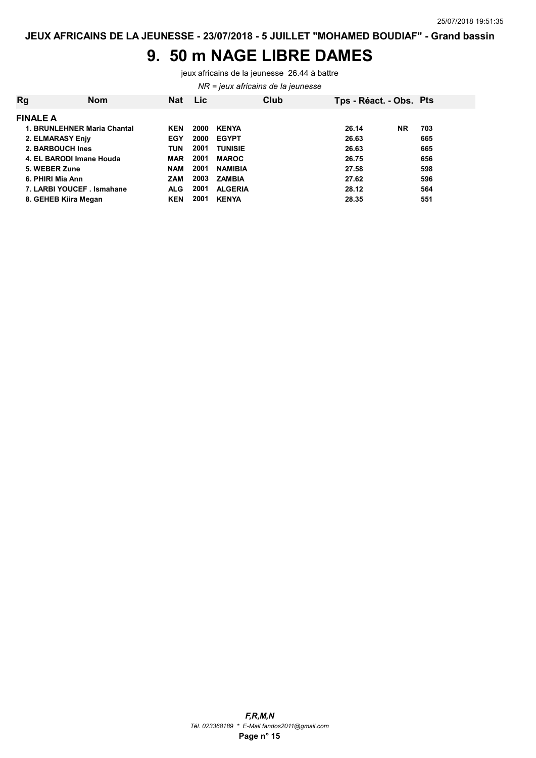JEUX AFRICAINS DE LA JEUNESSE - 23/07/2018 - 5 JUILLET "MOHAMED BOUDIAF" - Grand bassin

# 9. 50 m NAGE LIBRE DAMES

jeux africains de la jeunesse 26.44 à battre

*NR = jeux africains de la jeunesse*

| Rg | Nom | Nat | Lic | Club | Tps - Réact. - Obs. | | Pts |
|---|---|---|---|---|---|---|---|
| **FINALE A** | | | | | | | |
| 1. | BRUNLEHNER Maria Chantal | KEN | 2000 | KENYA | 26.14 | NR | 703 |
| 2. | ELMARASY Enjy | EGY | 2000 | EGYPT | 26.63 | | 665 |
| 2. | BARBOUCH Ines | TUN | 2001 | TUNISIE | 26.63 | | 665 |
| 4. | EL BARODI Imane Houda | MAR | 2001 | MAROC | 26.75 | | 656 |
| 5. | WEBER Zune | NAM | 2001 | NAMIBIA | 27.58 | | 598 |
| 6. | PHIRI Mia Ann | ZAM | 2003 | ZAMBIA | 27.62 | | 596 |
| 7. | LARBI YOUCEF . Ismahane | ALG | 2001 | ALGERIA | 28.12 | | 564 |
| 8. | GEHEB Kiira Megan | KEN | 2001 | KENYA | 28.35 | | 551 |

***F,R,M,N***

*Tél. 023368189 * E-Mail fandos2011@gmail.com*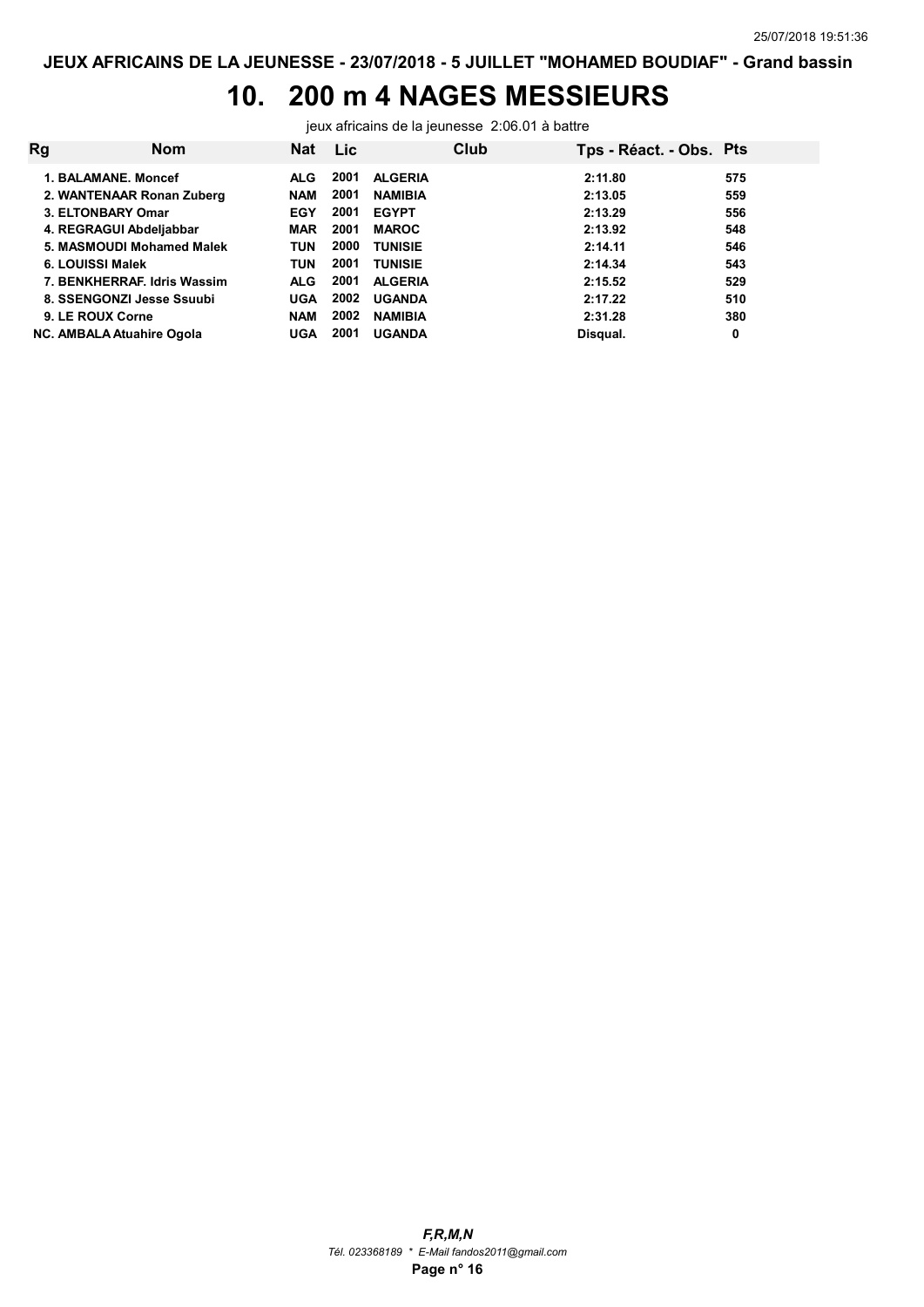JEUX AFRICAINS DE LA JEUNESSE - 23/07/2018 - 5 JUILLET "MOHAMED BOUDIAF" - Grand bassin

# 10. 200 m 4 NAGES MESSIEURS

jeux africains de la jeunesse 2:06.01 à battre

| Rg | Nom | Nat | Lic | Club | Tps - Réact. - Obs. | Pts |
|---|---|---|---|---|---|---|
| 1. | BALAMANE. Moncef | ALG | 2001 | ALGERIA | 2:11.80 | 575 |
| 2. | WANTENAAR Ronan Zuberg | NAM | 2001 | NAMIBIA | 2:13.05 | 559 |
| 3. | ELTONBARY Omar | EGY | 2001 | EGYPT | 2:13.29 | 556 |
| 4. | REGRAGUI Abdeljabbar | MAR | 2001 | MAROC | 2:13.92 | 548 |
| 5. | MASMOUDI Mohamed Malek | TUN | 2000 | TUNISIE | 2:14.11 | 546 |
| 6. | LOUISSI Malek | TUN | 2001 | TUNISIE | 2:14.34 | 543 |
| 7. | BENKHERRAF. Idris Wassim | ALG | 2001 | ALGERIA | 2:15.52 | 529 |
| 8. | SSENGONZI Jesse Ssuubi | UGA | 2002 | UGANDA | 2:17.22 | 510 |
| 9. | LE ROUX Corne | NAM | 2002 | NAMIBIA | 2:31.28 | 380 |
| NC. | AMBALA Atuahire Ogola | UGA | 2001 | UGANDA | Disqual. | 0 |

*F,R,M,N*

*Tél. 023368189 * E-Mail fandos2011@gmail.com*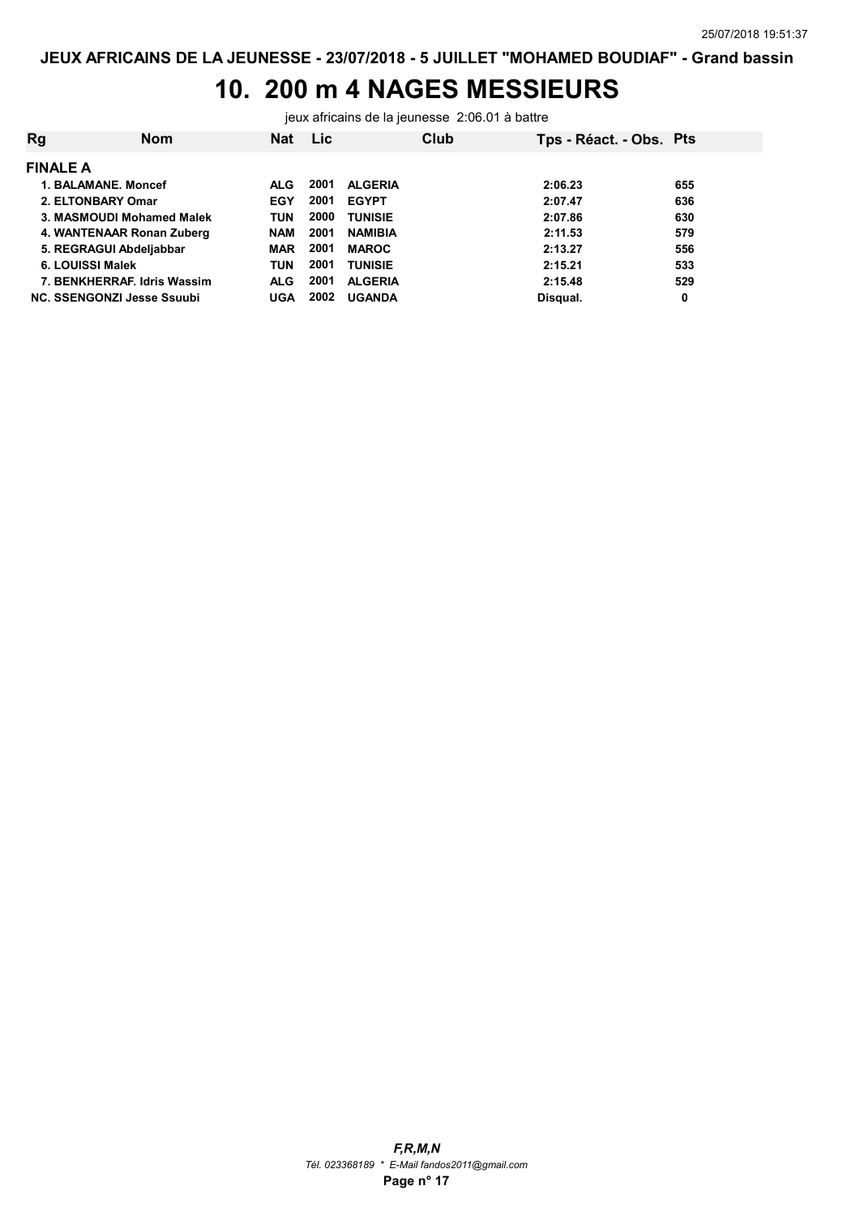JEUX AFRICAINS DE LA JEUNESSE - 23/07/2018 - 5 JUILLET "MOHAMED BOUDIAF" - Grand bassin

# 10. 200 m 4 NAGES MESSIEURS

jeux africains de la jeunesse 2:06.01 à battre

| Rg | Nom | Nat | Lic | Club | Tps - Réact. - Obs. | Pts |
|---|---|---|---|---|---|---|
| **FINALE A** | | | | | | |
| 1. | BALAMANE. Moncef | ALG | 2001 | ALGERIA | 2:06.23 | 655 |
| 2. | ELTONBARY Omar | EGY | 2001 | EGYPT | 2:07.47 | 636 |
| 3. | MASMOUDI Mohamed Malek | TUN | 2000 | TUNISIE | 2:07.86 | 630 |
| 4. | WANTENAAR Ronan Zuberg | NAM | 2001 | NAMIBIA | 2:11.53 | 579 |
| 5. | REGRAGUI Abdeljabbar | MAR | 2001 | MAROC | 2:13.27 | 556 |
| 6. | LOUISSI Malek | TUN | 2001 | TUNISIE | 2:15.21 | 533 |
| 7. | BENKHERRAF. Idris Wassim | ALG | 2001 | ALGERIA | 2:15.48 | 529 |
| NC. | SSENGONZI Jesse Ssuubi | UGA | 2002 | UGANDA | Disqual. | 0 |

*F,R,M,N*
*Tél. 023368189 * E-Mail fandos2011@gmail.com*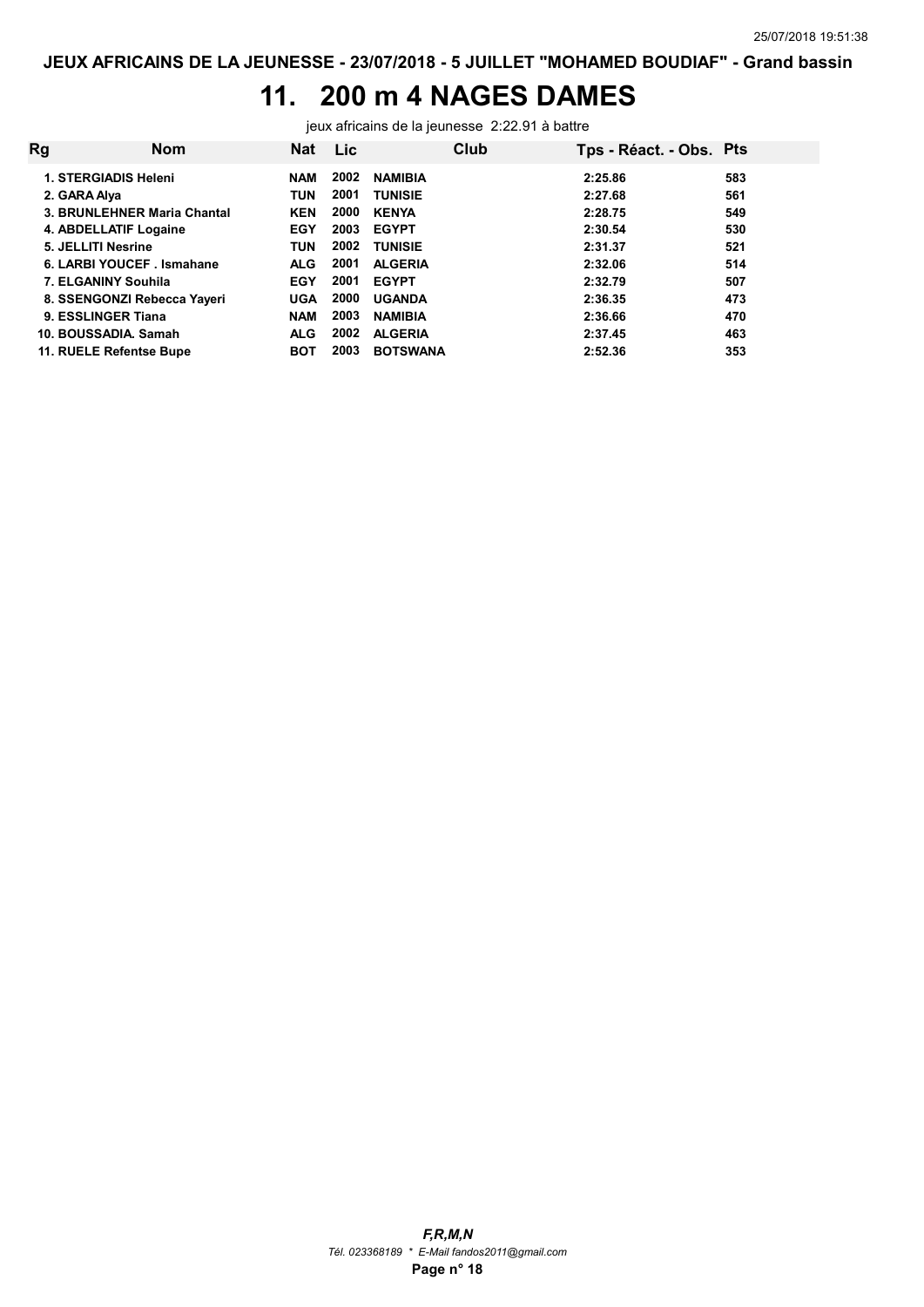JEUX AFRICAINS DE LA JEUNESSE - 23/07/2018 - 5 JUILLET "MOHAMED BOUDIAF" - Grand bassin

# 11. 200 m 4 NAGES DAMES

jeux africains de la jeunesse 2:22.91 à battre

| Rg | Nom | Nat | Lic | Club | Tps - Réact. - Obs. | Pts |
|---|---|---|---|---|---|---|
| 1. | STERGIADIS Heleni | NAM | 2002 | NAMIBIA | 2:25.86 | 583 |
| 2. | GARA Alya | TUN | 2001 | TUNISIE | 2:27.68 | 561 |
| 3. | BRUNLEHNER Maria Chantal | KEN | 2000 | KENYA | 2:28.75 | 549 |
| 4. | ABDELLATIF Logaine | EGY | 2003 | EGYPT | 2:30.54 | 530 |
| 5. | JELLITI Nesrine | TUN | 2002 | TUNISIE | 2:31.37 | 521 |
| 6. | LARBI YOUCEF . Ismahane | ALG | 2001 | ALGERIA | 2:32.06 | 514 |
| 7. | ELGANINY Souhila | EGY | 2001 | EGYPT | 2:32.79 | 507 |
| 8. | SSENGONZI Rebecca Yayeri | UGA | 2000 | UGANDA | 2:36.35 | 473 |
| 9. | ESSLINGER Tiana | NAM | 2003 | NAMIBIA | 2:36.66 | 470 |
| 10. | BOUSSADIA. Samah | ALG | 2002 | ALGERIA | 2:37.45 | 463 |
| 11. | RUELE Refentse Bupe | BOT | 2003 | BOTSWANA | 2:52.36 | 353 |

*F,R,M,N*

*Tél. 023368189 * E-Mail fandos2011@gmail.com*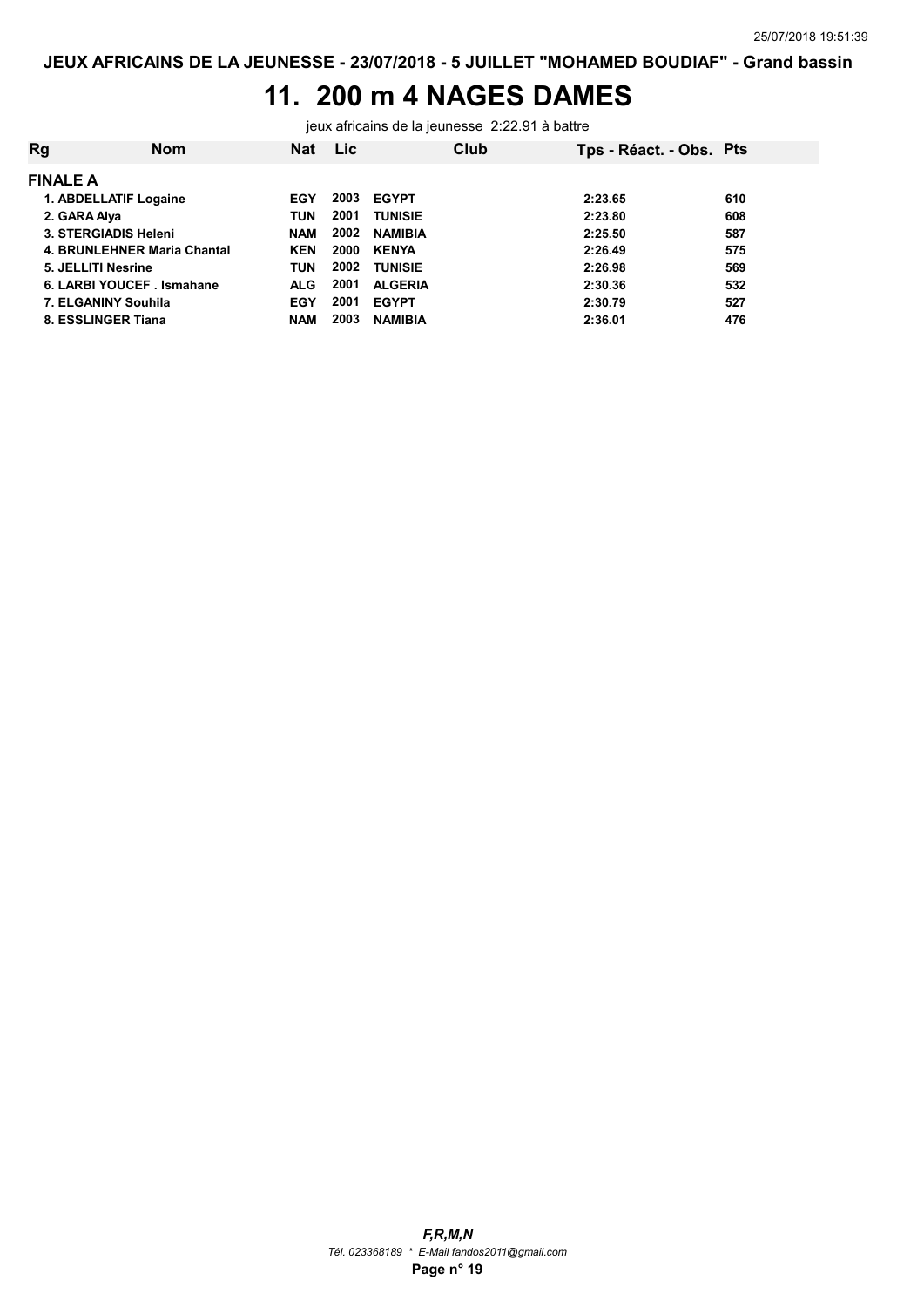# 11. 200 m 4 NAGES DAMES

jeux africains de la jeunesse 2:22.91 à battre

| Rg | Nom | Nat | Lic | Club | Tps - Réact. - Obs. | Pts |
|---|---|---|---|---|---|---|
| **FINALE A** | | | | | | |
| 1. | ABDELLATIF Logaine | EGY | 2003 | EGYPT | 2:23.65 | 610 |
| 2. | GARA Alya | TUN | 2001 | TUNISIE | 2:23.80 | 608 |
| 3. | STERGIADIS Heleni | NAM | 2002 | NAMIBIA | 2:25.50 | 587 |
| 4. | BRUNLEHNER Maria Chantal | KEN | 2000 | KENYA | 2:26.49 | 575 |
| 5. | JELLITI Nesrine | TUN | 2002 | TUNISIE | 2:26.98 | 569 |
| 6. | LARBI YOUCEF . Ismahane | ALG | 2001 | ALGERIA | 2:30.36 | 532 |
| 7. | ELGANINY Souhila | EGY | 2001 | EGYPT | 2:30.79 | 527 |
| 8. | ESSLINGER Tiana | NAM | 2003 | NAMIBIA | 2:36.01 | 476 |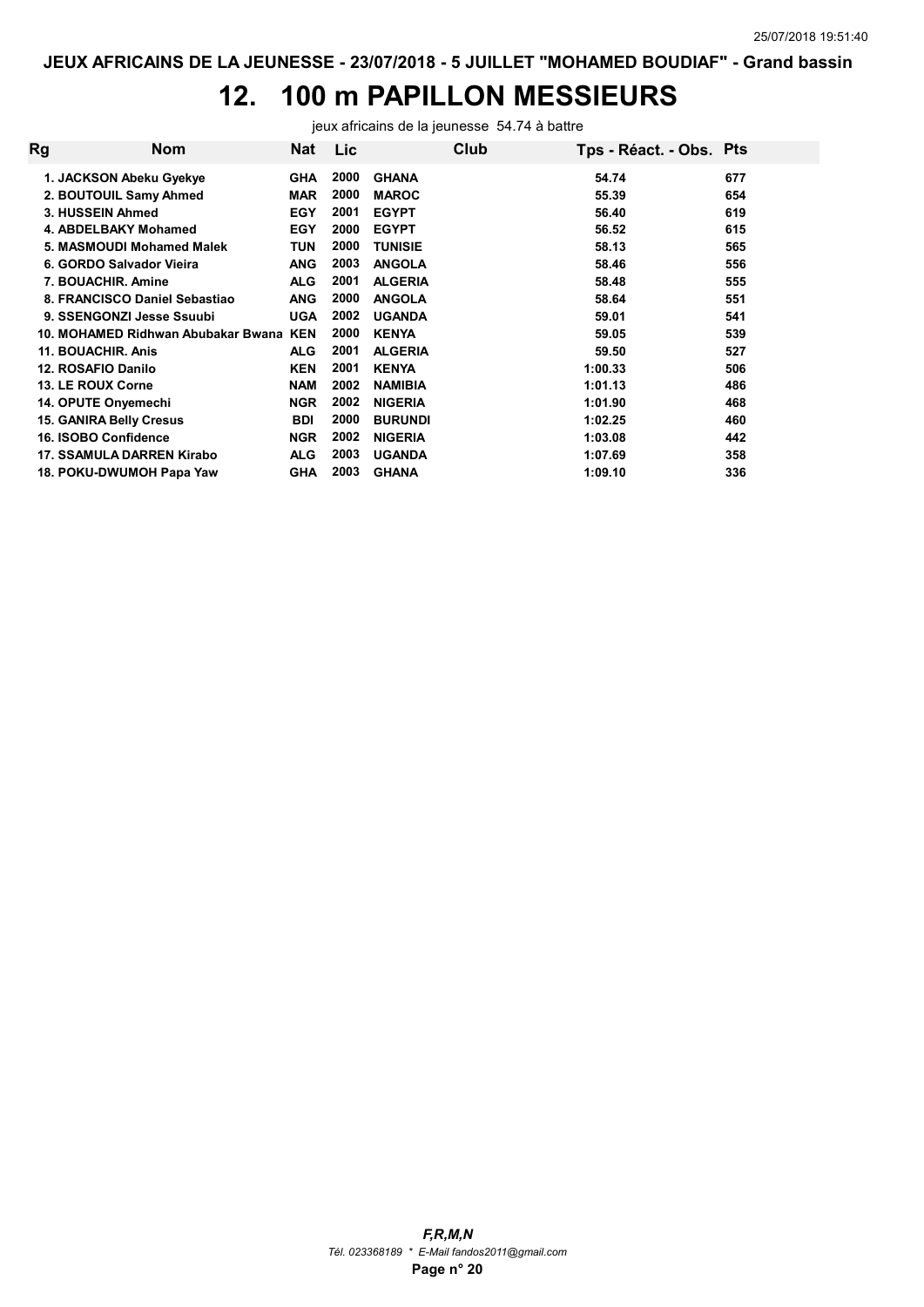JEUX AFRICAINS DE LA JEUNESSE - 23/07/2018 - 5 JUILLET "MOHAMED BOUDIAF" - Grand bassin

# 12. 100 m PAPILLON MESSIEURS

jeux africains de la jeunesse 54.74 à battre

| Rg | Nom | Nat | Lic | Club | Tps - Réact. - Obs. | Pts |
|---|---|---|---|---|---|---|
| 1. | JACKSON Abeku Gyekye | GHA | 2000 | GHANA | 54.74 | 677 |
| 2. | BOUTOUIL Samy Ahmed | MAR | 2000 | MAROC | 55.39 | 654 |
| 3. | HUSSEIN Ahmed | EGY | 2001 | EGYPT | 56.40 | 619 |
| 4. | ABDELBAKY Mohamed | EGY | 2000 | EGYPT | 56.52 | 615 |
| 5. | MASMOUDI Mohamed Malek | TUN | 2000 | TUNISIE | 58.13 | 565 |
| 6. | GORDO Salvador Vieira | ANG | 2003 | ANGOLA | 58.46 | 556 |
| 7. | BOUACHIR. Amine | ALG | 2001 | ALGERIA | 58.48 | 555 |
| 8. | FRANCISCO Daniel Sebastiao | ANG | 2000 | ANGOLA | 58.64 | 551 |
| 9. | SSENGONZI Jesse Ssuubi | UGA | 2002 | UGANDA | 59.01 | 541 |
| 10. | MOHAMED Ridhwan Abubakar Bwana | KEN | 2000 | KENYA | 59.05 | 539 |
| 11. | BOUACHIR. Anis | ALG | 2001 | ALGERIA | 59.50 | 527 |
| 12. | ROSAFIO Danilo | KEN | 2001 | KENYA | 1:00.33 | 506 |
| 13. | LE ROUX Corne | NAM | 2002 | NAMIBIA | 1:01.13 | 486 |
| 14. | OPUTE Onyemechi | NGR | 2002 | NIGERIA | 1:01.90 | 468 |
| 15. | GANIRA Belly Cresus | BDI | 2000 | BURUNDI | 1:02.25 | 460 |
| 16. | ISOBO Confidence | NGR | 2002 | NIGERIA | 1:03.08 | 442 |
| 17. | SSAMULA DARREN Kirabo | ALG | 2003 | UGANDA | 1:07.69 | 358 |
| 18. | POKU-DWUMOH Papa Yaw | GHA | 2003 | GHANA | 1:09.10 | 336 |

*F,R,M,N*

*Tél. 023368189 * E-Mail fandos2011@gmail.com*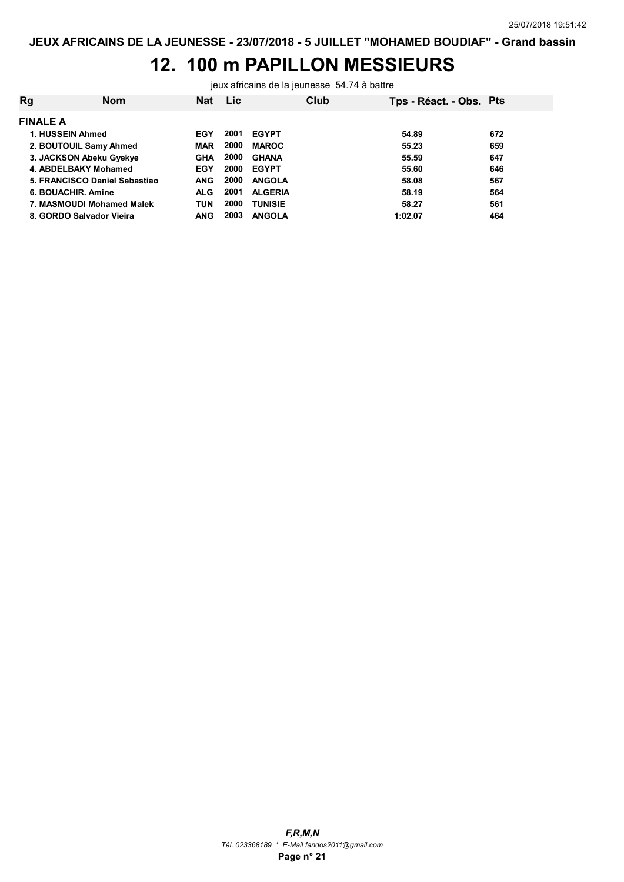JEUX AFRICAINS DE LA JEUNESSE - 23/07/2018 - 5 JUILLET "MOHAMED BOUDIAF" - Grand bassin

# 12. 100 m PAPILLON MESSIEURS

jeux africains de la jeunesse 54.74 à battre

| Rg | Nom | Nat | Lic | Club | Tps - Réact. - Obs. | Pts |
|---|---|---|---|---|---|---|
| **FINALE A** | | | | | | |
| 1. | HUSSEIN Ahmed | EGY | 2001 | EGYPT | 54.89 | 672 |
| 2. | BOUTOUIL Samy Ahmed | MAR | 2000 | MAROC | 55.23 | 659 |
| 3. | JACKSON Abeku Gyekye | GHA | 2000 | GHANA | 55.59 | 647 |
| 4. | ABDELBAKY Mohamed | EGY | 2000 | EGYPT | 55.60 | 646 |
| 5. | FRANCISCO Daniel Sebastiao | ANG | 2000 | ANGOLA | 58.08 | 567 |
| 6. | BOUACHIR. Amine | ALG | 2001 | ALGERIA | 58.19 | 564 |
| 7. | MASMOUDI Mohamed Malek | TUN | 2000 | TUNISIE | 58.27 | 561 |
| 8. | GORDO Salvador Vieira | ANG | 2003 | ANGOLA | 1:02.07 | 464 |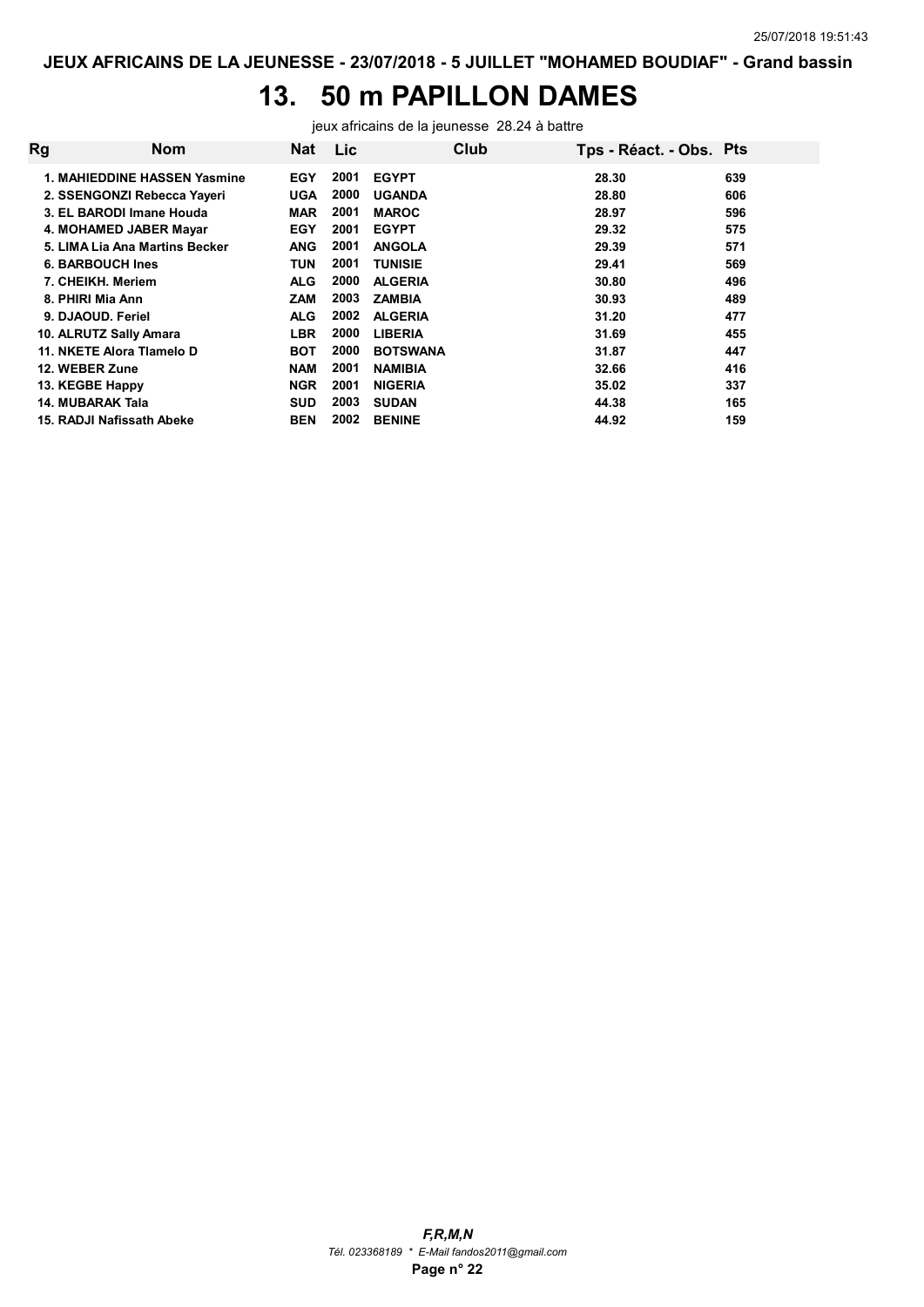JEUX AFRICAINS DE LA JEUNESSE - 23/07/2018 - 5 JUILLET "MOHAMED BOUDIAF" - Grand bassin

# 13. 50 m PAPILLON DAMES

jeux africains de la jeunesse 28.24 à battre

| Rg | Nom | Nat | Lic | Club | Tps - Réact. - Obs. | Pts |
|---|---|---|---|---|---|---|
| 1. | MAHIEDDINE HASSEN Yasmine | EGY | 2001 | EGYPT | 28.30 | 639 |
| 2. | SSENGONZI Rebecca Yayeri | UGA | 2000 | UGANDA | 28.80 | 606 |
| 3. | EL BARODI Imane Houda | MAR | 2001 | MAROC | 28.97 | 596 |
| 4. | MOHAMED JABER Mayar | EGY | 2001 | EGYPT | 29.32 | 575 |
| 5. | LIMA Lia Ana Martins Becker | ANG | 2001 | ANGOLA | 29.39 | 571 |
| 6. | BARBOUCH Ines | TUN | 2001 | TUNISIE | 29.41 | 569 |
| 7. | CHEIKH. Meriem | ALG | 2000 | ALGERIA | 30.80 | 496 |
| 8. | PHIRI Mia Ann | ZAM | 2003 | ZAMBIA | 30.93 | 489 |
| 9. | DJAOUD. Feriel | ALG | 2002 | ALGERIA | 31.20 | 477 |
| 10. | ALRUTZ Sally Amara | LBR | 2000 | LIBERIA | 31.69 | 455 |
| 11. | NKETE Alora Tlamelo D | BOT | 2000 | BOTSWANA | 31.87 | 447 |
| 12. | WEBER Zune | NAM | 2001 | NAMIBIA | 32.66 | 416 |
| 13. | KEGBE Happy | NGR | 2001 | NIGERIA | 35.02 | 337 |
| 14. | MUBARAK Tala | SUD | 2003 | SUDAN | 44.38 | 165 |
| 15. | RADJI Nafissath Abeke | BEN | 2002 | BENINE | 44.92 | 159 |

*F,R,M,N*
*Tél. 023368189 * E-Mail fandos2011@gmail.com*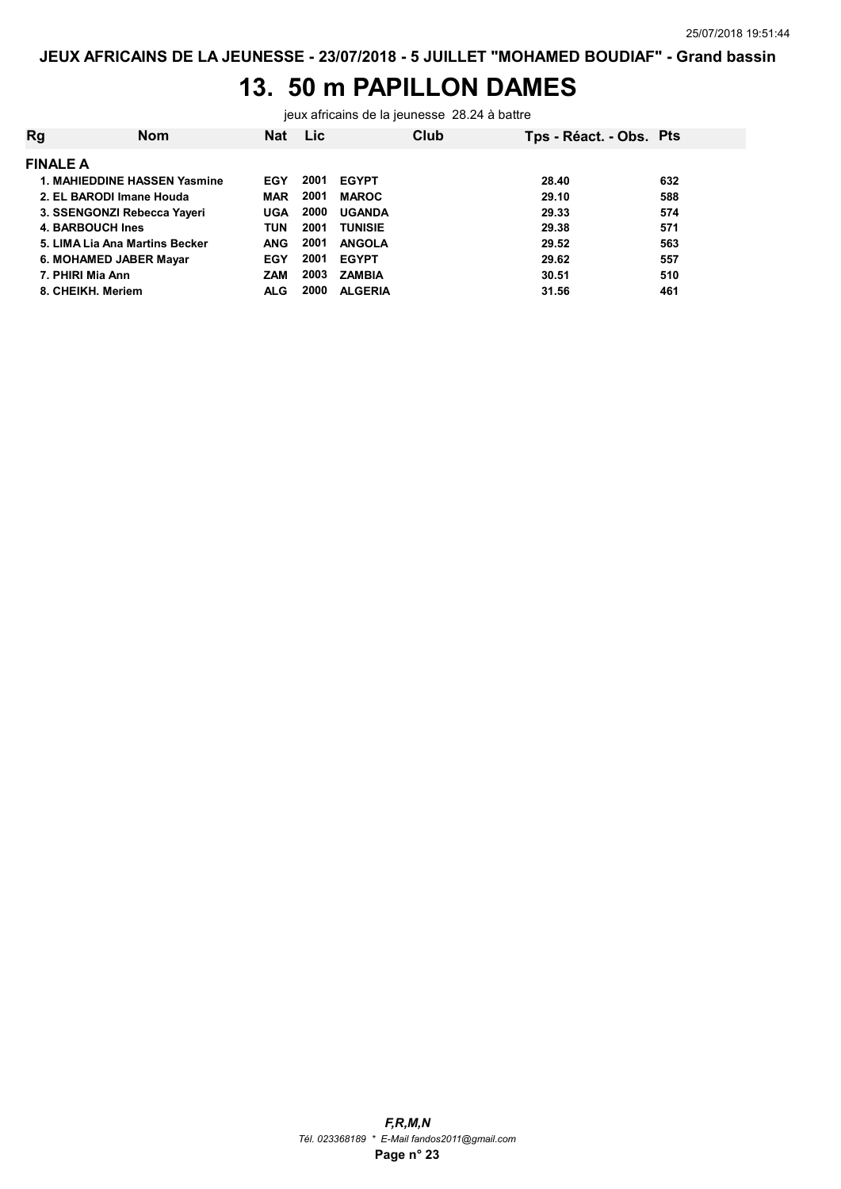JEUX AFRICAINS DE LA JEUNESSE - 23/07/2018 - 5 JUILLET "MOHAMED BOUDIAF" - Grand bassin

# 13. 50 m PAPILLON DAMES

jeux africains de la jeunesse 28.24 à battre

| Rg | Nom | Nat | Lic | Club | Tps - Réact. - Obs. | Pts |
|---|---|---|---|---|---|---|
| **FINALE A** | | | | | | |
| 1. | MAHIEDDINE HASSEN Yasmine | EGY | 2001 | EGYPT | 28.40 | 632 |
| 2. | EL BARODI Imane Houda | MAR | 2001 | MAROC | 29.10 | 588 |
| 3. | SSENGONZI Rebecca Yayeri | UGA | 2000 | UGANDA | 29.33 | 574 |
| 4. | BARBOUCH Ines | TUN | 2001 | TUNISIE | 29.38 | 571 |
| 5. | LIMA Lia Ana Martins Becker | ANG | 2001 | ANGOLA | 29.52 | 563 |
| 6. | MOHAMED JABER Mayar | EGY | 2001 | EGYPT | 29.62 | 557 |
| 7. | PHIRI Mia Ann | ZAM | 2003 | ZAMBIA | 30.51 | 510 |
| 8. | CHEIKH. Meriem | ALG | 2000 | ALGERIA | 31.56 | 461 |

*F,R,M,N*

*Tél. 023368189 * E-Mail fandos2011@gmail.com*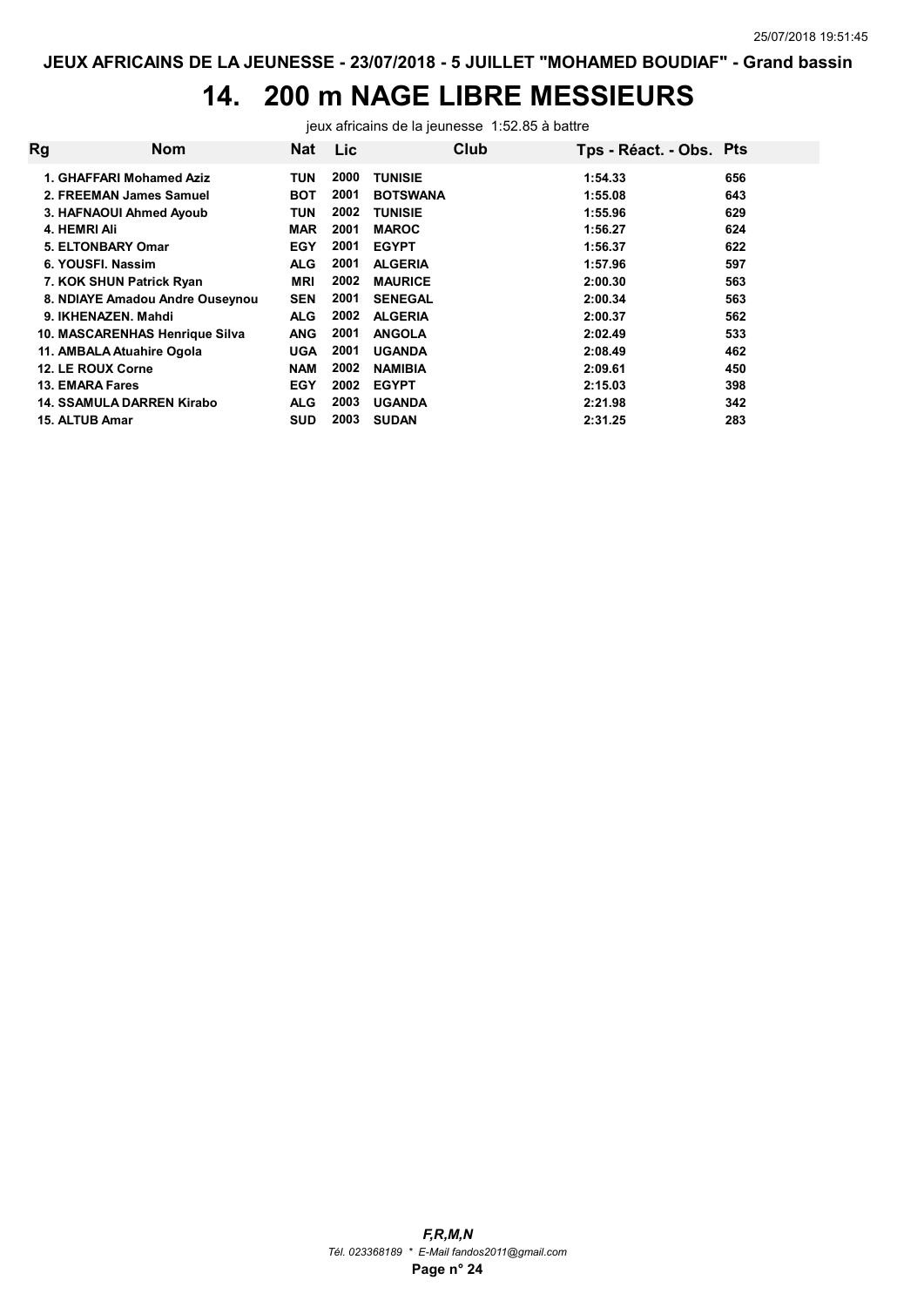# 14. 200 m NAGE LIBRE MESSIEURS

jeux africains de la jeunesse 1:52.85 à battre

| Rg | Nom | Nat | Lic | Club | Tps - Réact. - Obs. | Pts |
|---|---|---|---|---|---|---|
| 1. | GHAFFARI Mohamed Aziz | TUN | 2000 | TUNISIE | 1:54.33 | 656 |
| 2. | FREEMAN James Samuel | BOT | 2001 | BOTSWANA | 1:55.08 | 643 |
| 3. | HAFNAOUI Ahmed Ayoub | TUN | 2002 | TUNISIE | 1:55.96 | 629 |
| 4. | HEMRI Ali | MAR | 2001 | MAROC | 1:56.27 | 624 |
| 5. | ELTONBARY Omar | EGY | 2001 | EGYPT | 1:56.37 | 622 |
| 6. | YOUSFI. Nassim | ALG | 2001 | ALGERIA | 1:57.96 | 597 |
| 7. | KOK SHUN Patrick Ryan | MRI | 2002 | MAURICE | 2:00.30 | 563 |
| 8. | NDIAYE Amadou Andre Ouseynou | SEN | 2001 | SENEGAL | 2:00.34 | 563 |
| 9. | IKHENAZEN. Mahdi | ALG | 2002 | ALGERIA | 2:00.37 | 562 |
| 10. | MASCARENHAS Henrique Silva | ANG | 2001 | ANGOLA | 2:02.49 | 533 |
| 11. | AMBALA Atuahire Ogola | UGA | 2001 | UGANDA | 2:08.49 | 462 |
| 12. | LE ROUX Corne | NAM | 2002 | NAMIBIA | 2:09.61 | 450 |
| 13. | EMARA Fares | EGY | 2002 | EGYPT | 2:15.03 | 398 |
| 14. | SSAMULA DARREN Kirabo | ALG | 2003 | UGANDA | 2:21.98 | 342 |
| 15. | ALTUB Amar | SUD | 2003 | SUDAN | 2:31.25 | 283 |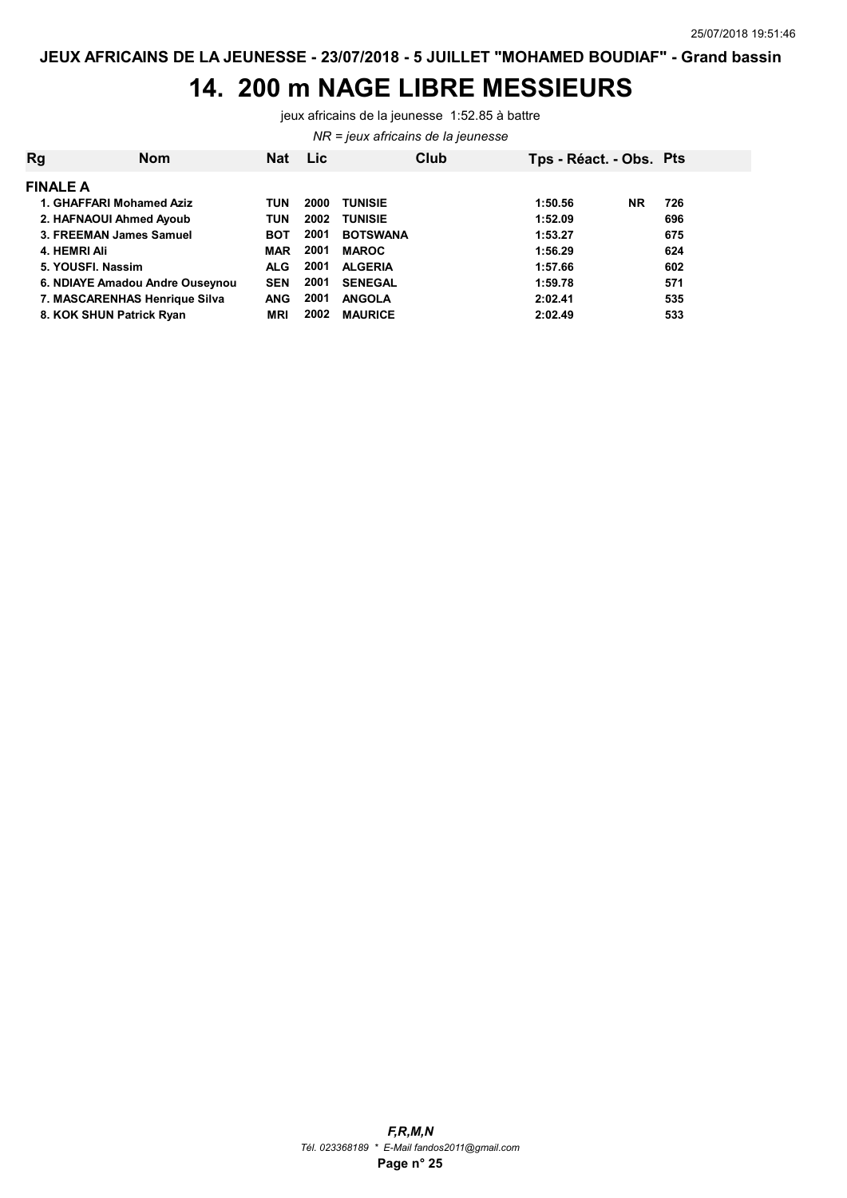# 14. 200 m NAGE LIBRE MESSIEURS

jeux africains de la jeunesse 1:52.85 à battre

*NR = jeux africains de la jeunesse*

| Rg | Nom | Nat | Lic | Club | Tps - Réact. - Obs. | | Pts |
|---|---|---|---|---|---|---|---|
| **FINALE A** | | | | | | | |
| 1. | GHAFFARI Mohamed Aziz | TUN | 2000 | TUNISIE | 1:50.56 | NR | 726 |
| 2. | HAFNAOUI Ahmed Ayoub | TUN | 2002 | TUNISIE | 1:52.09 | | 696 |
| 3. | FREEMAN James Samuel | BOT | 2001 | BOTSWANA | 1:53.27 | | 675 |
| 4. | HEMRI Ali | MAR | 2001 | MAROC | 1:56.29 | | 624 |
| 5. | YOUSFI. Nassim | ALG | 2001 | ALGERIA | 1:57.66 | | 602 |
| 6. | NDIAYE Amadou Andre Ouseynou | SEN | 2001 | SENEGAL | 1:59.78 | | 571 |
| 7. | MASCARENHAS Henrique Silva | ANG | 2001 | ANGOLA | 2:02.41 | | 535 |
| 8. | KOK SHUN Patrick Ryan | MRI | 2002 | MAURICE | 2:02.49 | | 533 |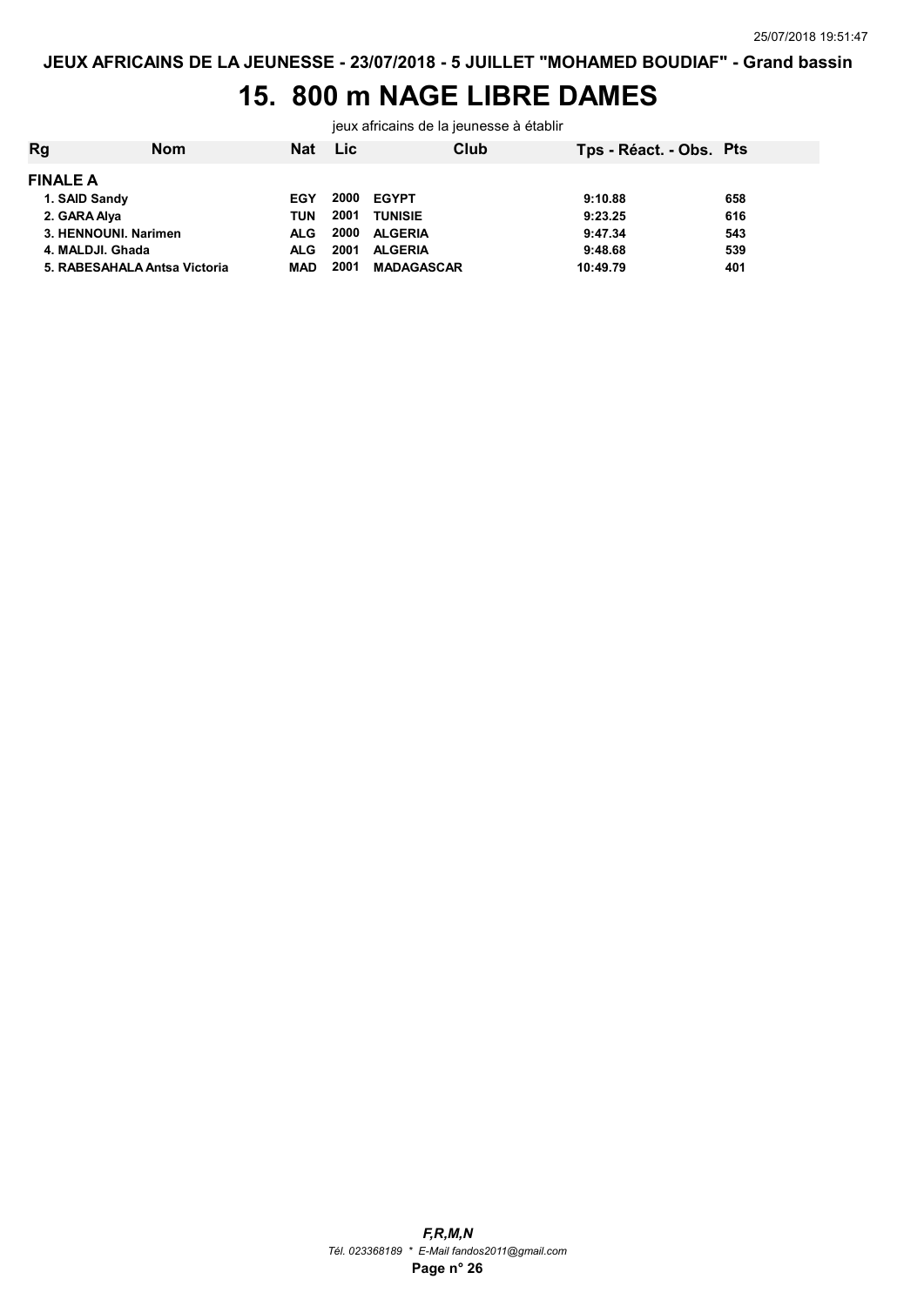# 15. 800 m NAGE LIBRE DAMES

jeux africains de la jeunesse à établir

| Rg | Nom | Nat | Lic | Club | Tps - Réact. - Obs. | Pts |
|---|---|---|---|---|---|---|
| **FINALE A** | | | | | | |
| 1. | SAID Sandy | EGY | 2000 | EGYPT | 9:10.88 | 658 |
| 2. | GARA Alya | TUN | 2001 | TUNISIE | 9:23.25 | 616 |
| 3. | HENNOUNI. Narimen | ALG | 2000 | ALGERIA | 9:47.34 | 543 |
| 4. | MALDJI. Ghada | ALG | 2001 | ALGERIA | 9:48.68 | 539 |
| 5. | RABESAHALA Antsa Victoria | MAD | 2001 | MADAGASCAR | 10:49.79 | 401 |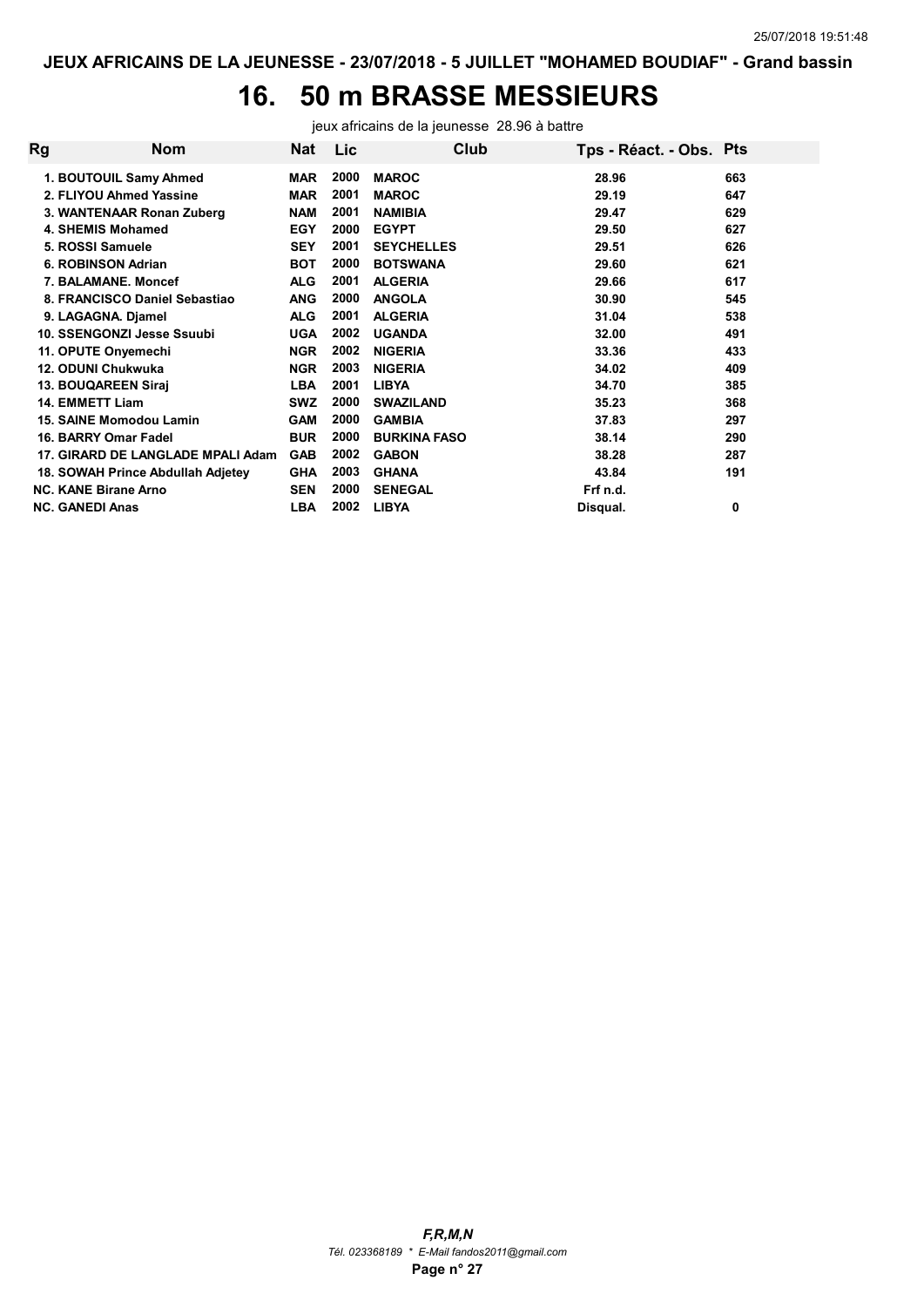**JEUX AFRICAINS DE LA JEUNESSE - 23/07/2018 - 5 JUILLET "MOHAMED BOUDIAF" - Grand bassin**

# 16. 50 m BRASSE MESSIEURS

jeux africains de la jeunesse 28.96 à battre

| Rg | Nom | Nat | Lic | Club | Tps - Réact. - Obs. | Pts |
|---|---|---|---|---|---|---|
| 1. | BOUTOUIL Samy Ahmed | MAR | 2000 | MAROC | 28.96 | 663 |
| 2. | FLIYOU Ahmed Yassine | MAR | 2001 | MAROC | 29.19 | 647 |
| 3. | WANTENAAR Ronan Zuberg | NAM | 2001 | NAMIBIA | 29.47 | 629 |
| 4. | SHEMIS Mohamed | EGY | 2000 | EGYPT | 29.50 | 627 |
| 5. | ROSSI Samuele | SEY | 2001 | SEYCHELLES | 29.51 | 626 |
| 6. | ROBINSON Adrian | BOT | 2000 | BOTSWANA | 29.60 | 621 |
| 7. | BALAMANE. Moncef | ALG | 2001 | ALGERIA | 29.66 | 617 |
| 8. | FRANCISCO Daniel Sebastiao | ANG | 2000 | ANGOLA | 30.90 | 545 |
| 9. | LAGAGNA. Djamel | ALG | 2001 | ALGERIA | 31.04 | 538 |
| 10. | SSENGONZI Jesse Ssuubi | UGA | 2002 | UGANDA | 32.00 | 491 |
| 11. | OPUTE Onyemechi | NGR | 2002 | NIGERIA | 33.36 | 433 |
| 12. | ODUNI Chukwuka | NGR | 2003 | NIGERIA | 34.02 | 409 |
| 13. | BOUQAREEN Siraj | LBA | 2001 | LIBYA | 34.70 | 385 |
| 14. | EMMETT Liam | SWZ | 2000 | SWAZILAND | 35.23 | 368 |
| 15. | SAINE Momodou Lamin | GAM | 2000 | GAMBIA | 37.83 | 297 |
| 16. | BARRY Omar Fadel | BUR | 2000 | BURKINA FASO | 38.14 | 290 |
| 17. | GIRARD DE LANGLADE MPALI Adam | GAB | 2002 | GABON | 38.28 | 287 |
| 18. | SOWAH Prince Abdullah Adjetey | GHA | 2003 | GHANA | 43.84 | 191 |
| NC. | KANE Birane Arno | SEN | 2000 | SENEGAL | Frf n.d. | |
| NC. | GANEDI Anas | LBA | 2002 | LIBYA | Disqual. | 0 |

*F,R,M,N*

*Tél. 023368189 * E-Mail fandos2011@gmail.com*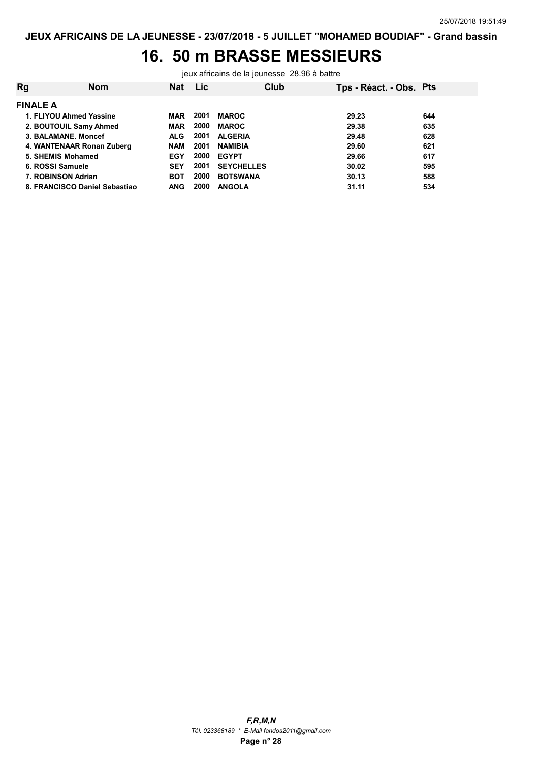JEUX AFRICAINS DE LA JEUNESSE - 23/07/2018 - 5 JUILLET "MOHAMED BOUDIAF" - Grand bassin

# 16. 50 m BRASSE MESSIEURS

jeux africains de la jeunesse 28.96 à battre

| Rg | Nom | Nat | Lic | Club | Tps - Réact. - Obs. | Pts |
|---|---|---|---|---|---|---|
| **FINALE A** | | | | | | |
| 1. | FLIYOU Ahmed Yassine | MAR | 2001 | MAROC | 29.23 | 644 |
| 2. | BOUTOUIL Samy Ahmed | MAR | 2000 | MAROC | 29.38 | 635 |
| 3. | BALAMANE. Moncef | ALG | 2001 | ALGERIA | 29.48 | 628 |
| 4. | WANTENAAR Ronan Zuberg | NAM | 2001 | NAMIBIA | 29.60 | 621 |
| 5. | SHEMIS Mohamed | EGY | 2000 | EGYPT | 29.66 | 617 |
| 6. | ROSSI Samuele | SEY | 2001 | SEYCHELLES | 30.02 | 595 |
| 7. | ROBINSON Adrian | BOT | 2000 | BOTSWANA | 30.13 | 588 |
| 8. | FRANCISCO Daniel Sebastiao | ANG | 2000 | ANGOLA | 31.11 | 534 |

*F,R,M,N*
*Tél. 023368189 * E-Mail fandos2011@gmail.com*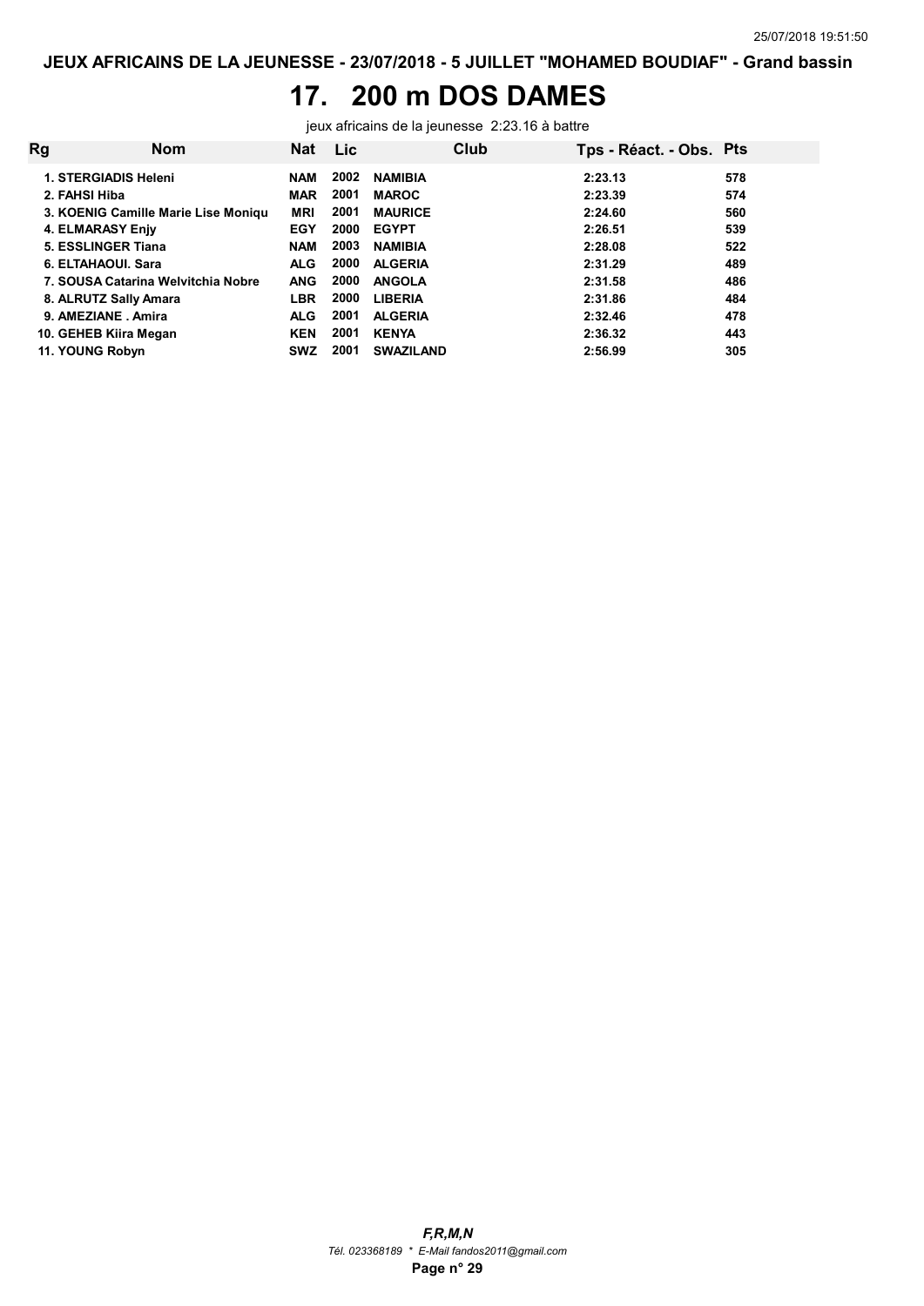# 17. 200 m DOS DAMES

jeux africains de la jeunesse 2:23.16 à battre

| Rg | Nom | Nat | Lic | Club | Tps - Réact. - Obs. | Pts |
|---|---|---|---|---|---|---|
| 1. | STERGIADIS Heleni | NAM | 2002 | NAMIBIA | 2:23.13 | 578 |
| 2. | FAHSI Hiba | MAR | 2001 | MAROC | 2:23.39 | 574 |
| 3. | KOENIG Camille Marie Lise Moniqu | MRI | 2001 | MAURICE | 2:24.60 | 560 |
| 4. | ELMARASY Enjy | EGY | 2000 | EGYPT | 2:26.51 | 539 |
| 5. | ESSLINGER Tiana | NAM | 2003 | NAMIBIA | 2:28.08 | 522 |
| 6. | ELTAHAOUI. Sara | ALG | 2000 | ALGERIA | 2:31.29 | 489 |
| 7. | SOUSA Catarina Welvitchia Nobre | ANG | 2000 | ANGOLA | 2:31.58 | 486 |
| 8. | ALRUTZ Sally Amara | LBR | 2000 | LIBERIA | 2:31.86 | 484 |
| 9. | AMEZIANE . Amira | ALG | 2001 | ALGERIA | 2:32.46 | 478 |
| 10. | GEHEB Kiira Megan | KEN | 2001 | KENYA | 2:36.32 | 443 |
| 11. | YOUNG Robyn | SWZ | 2001 | SWAZILAND | 2:56.99 | 305 |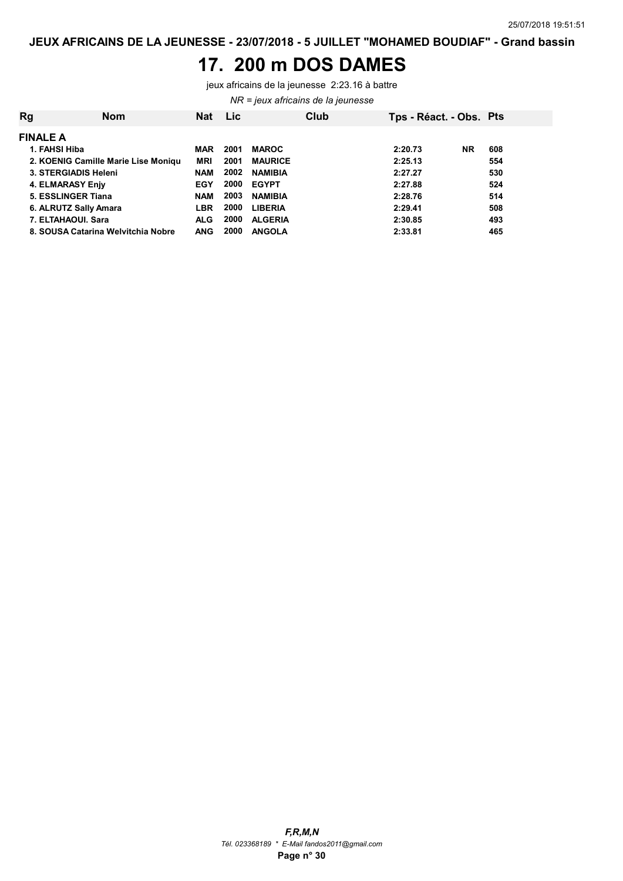JEUX AFRICAINS DE LA JEUNESSE - 23/07/2018 - 5 JUILLET "MOHAMED BOUDIAF" - Grand bassin

# 17. 200 m DOS DAMES

jeux africains de la jeunesse 2:23.16 à battre

*NR = jeux africains de la jeunesse*

| Rg | Nom | Nat | Lic | Club | Tps - Réact. - Obs. | | Pts |
|---|---|---|---|---|---|---|---|
| **FINALE A** | | | | | | | |
| 1. | FAHSI Hiba | MAR | 2001 | MAROC | 2:20.73 | NR | 608 |
| 2. | KOENIG Camille Marie Lise Moniqu | MRI | 2001 | MAURICE | 2:25.13 | | 554 |
| 3. | STERGIADIS Heleni | NAM | 2002 | NAMIBIA | 2:27.27 | | 530 |
| 4. | ELMARASY Enjy | EGY | 2000 | EGYPT | 2:27.88 | | 524 |
| 5. | ESSLINGER Tiana | NAM | 2003 | NAMIBIA | 2:28.76 | | 514 |
| 6. | ALRUTZ Sally Amara | LBR | 2000 | LIBERIA | 2:29.41 | | 508 |
| 7. | ELTAHAOUI. Sara | ALG | 2000 | ALGERIA | 2:30.85 | | 493 |
| 8. | SOUSA Catarina Welvitchia Nobre | ANG | 2000 | ANGOLA | 2:33.81 | | 465 |

***F,R,M,N***

*Tél. 023368189 * E-Mail fandos2011@gmail.com*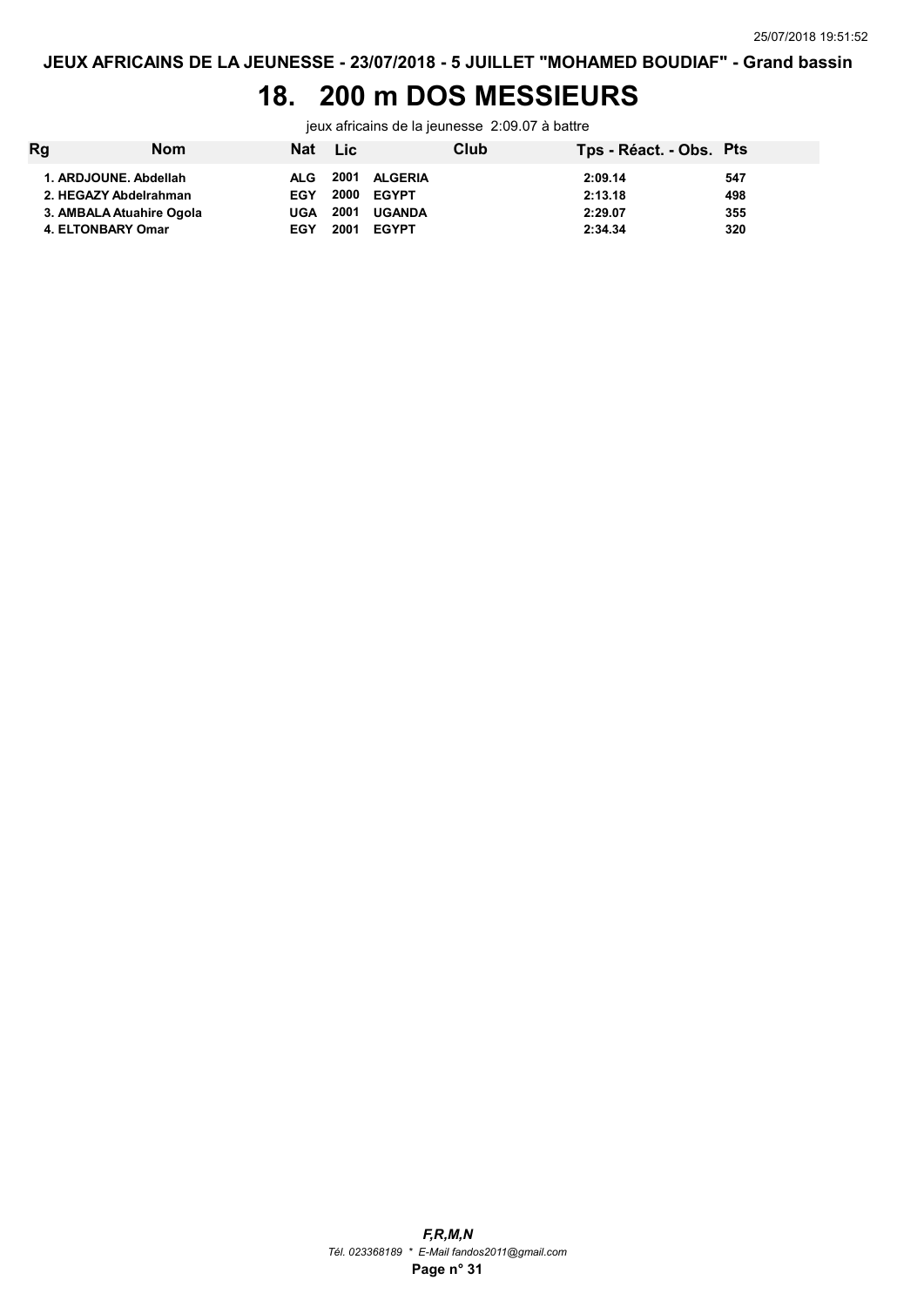JEUX AFRICAINS DE LA JEUNESSE - 23/07/2018 - 5 JUILLET "MOHAMED BOUDIAF" - Grand bassin

# 18. 200 m DOS MESSIEURS

jeux africains de la jeunesse 2:09.07 à battre

| Rg | Nom | Nat | Lic | Club | Tps - Réact. - Obs. | Pts |
|---|---|---|---|---|---|---|
| 1. | ARDJOUNE. Abdellah | ALG | 2001 | ALGERIA | 2:09.14 | 547 |
| 2. | HEGAZY Abdelrahman | EGY | 2000 | EGYPT | 2:13.18 | 498 |
| 3. | AMBALA Atuahire Ogola | UGA | 2001 | UGANDA | 2:29.07 | 355 |
| 4. | ELTONBARY Omar | EGY | 2001 | EGYPT | 2:34.34 | 320 |

*F,R,M,N*

*Tél. 023368189 * E-Mail fandos2011@gmail.com*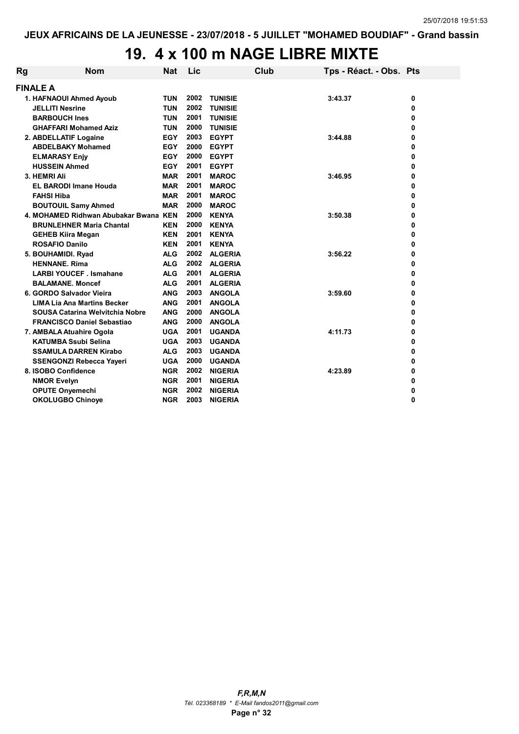JEUX AFRICAINS DE LA JEUNESSE - 23/07/2018 - 5 JUILLET "MOHAMED BOUDIAF" - Grand bassin

# 19. 4 x 100 m NAGE LIBRE MIXTE

| Rg | Nom | Nat | Lic | Club | Tps - Réact. - Obs. | Pts |
|---|---|---|---|---|---|---|
| **FINALE A** | | | | | | |
| 1. | HAFNAOUI Ahmed Ayoub | TUN | 2002 | TUNISIE | 3:43.37 | 0 |
| | JELLITI Nesrine | TUN | 2002 | TUNISIE | | 0 |
| | BARBOUCH Ines | TUN | 2001 | TUNISIE | | 0 |
| | GHAFFARI Mohamed Aziz | TUN | 2000 | TUNISIE | | 0 |
| 2. | ABDELLATIF Logaine | EGY | 2003 | EGYPT | 3:44.88 | 0 |
| | ABDELBAKY Mohamed | EGY | 2000 | EGYPT | | 0 |
| | ELMARASY Enjy | EGY | 2000 | EGYPT | | 0 |
| | HUSSEIN Ahmed | EGY | 2001 | EGYPT | | 0 |
| 3. | HEMRI Ali | MAR | 2001 | MAROC | 3:46.95 | 0 |
| | EL BARODI Imane Houda | MAR | 2001 | MAROC | | 0 |
| | FAHSI Hiba | MAR | 2001 | MAROC | | 0 |
| | BOUTOUIL Samy Ahmed | MAR | 2000 | MAROC | | 0 |
| 4. | MOHAMED Ridhwan Abubakar Bwana | KEN | 2000 | KENYA | 3:50.38 | 0 |
| | BRUNLEHNER Maria Chantal | KEN | 2000 | KENYA | | 0 |
| | GEHEB Kiira Megan | KEN | 2001 | KENYA | | 0 |
| | ROSAFIO Danilo | KEN | 2001 | KENYA | | 0 |
| 5. | BOUHAMIDI. Ryad | ALG | 2002 | ALGERIA | 3:56.22 | 0 |
| | HENNANE. Rima | ALG | 2002 | ALGERIA | | 0 |
| | LARBI YOUCEF . Ismahane | ALG | 2001 | ALGERIA | | 0 |
| | BALAMANE. Moncef | ALG | 2001 | ALGERIA | | 0 |
| 6. | GORDO Salvador Vieira | ANG | 2003 | ANGOLA | 3:59.60 | 0 |
| | LIMA Lia Ana Martins Becker | ANG | 2001 | ANGOLA | | 0 |
| | SOUSA Catarina Welvitchia Nobre | ANG | 2000 | ANGOLA | | 0 |
| | FRANCISCO Daniel Sebastiao | ANG | 2000 | ANGOLA | | 0 |
| 7. | AMBALA Atuahire Ogola | UGA | 2001 | UGANDA | 4:11.73 | 0 |
| | KATUMBA Ssubi Selina | UGA | 2003 | UGANDA | | 0 |
| | SSAMULA DARREN Kirabo | ALG | 2003 | UGANDA | | 0 |
| | SSENGONZI Rebecca Yayeri | UGA | 2000 | UGANDA | | 0 |
| 8. | ISOBO Confidence | NGR | 2002 | NIGERIA | 4:23.89 | 0 |
| | NMOR Evelyn | NGR | 2001 | NIGERIA | | 0 |
| | OPUTE Onyemechi | NGR | 2002 | NIGERIA | | 0 |
| | OKOLUGBO Chinoye | NGR | 2003 | NIGERIA | | 0 |

*F,R,M,N*
*Tél. 023368189 * E-Mail fandos2011@gmail.com*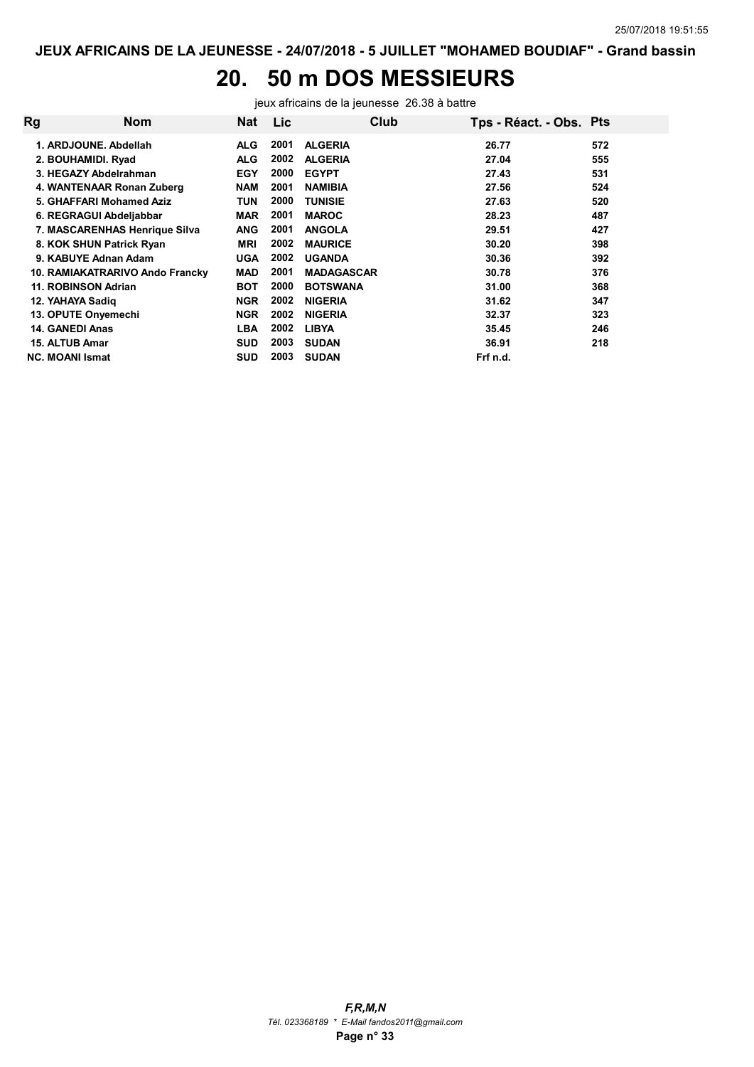# 20. 50 m DOS MESSIEURS

jeux africains de la jeunesse 26.38 à battre

| Rg | Nom | Nat | Lic | Club | Tps - Réact. - Obs. | Pts |
|---|---|---|---|---|---|---|
| 1. | ARDJOUNE. Abdellah | ALG | 2001 | ALGERIA | 26.77 | 572 |
| 2. | BOUHAMIDI. Ryad | ALG | 2002 | ALGERIA | 27.04 | 555 |
| 3. | HEGAZY Abdelrahman | EGY | 2000 | EGYPT | 27.43 | 531 |
| 4. | WANTENAAR Ronan Zuberg | NAM | 2001 | NAMIBIA | 27.56 | 524 |
| 5. | GHAFFARI Mohamed Aziz | TUN | 2000 | TUNISIE | 27.63 | 520 |
| 6. | REGRAGUI Abdeljabbar | MAR | 2001 | MAROC | 28.23 | 487 |
| 7. | MASCARENHAS Henrique Silva | ANG | 2001 | ANGOLA | 29.51 | 427 |
| 8. | KOK SHUN Patrick Ryan | MRI | 2002 | MAURICE | 30.20 | 398 |
| 9. | KABUYE Adnan Adam | UGA | 2002 | UGANDA | 30.36 | 392 |
| 10. | RAMIAKATRARIVO Ando Francky | MAD | 2001 | MADAGASCAR | 30.78 | 376 |
| 11. | ROBINSON Adrian | BOT | 2000 | BOTSWANA | 31.00 | 368 |
| 12. | YAHAYA Sadiq | NGR | 2002 | NIGERIA | 31.62 | 347 |
| 13. | OPUTE Onyemechi | NGR | 2002 | NIGERIA | 32.37 | 323 |
| 14. | GANEDI Anas | LBA | 2002 | LIBYA | 35.45 | 246 |
| 15. | ALTUB Amar | SUD | 2003 | SUDAN | 36.91 | 218 |
| NC. | MOANI Ismat | SUD | 2003 | SUDAN | Frf n.d. | |

*F,R,M,N*

*Tél. 023368189 * E-Mail fandos2011@gmail.com*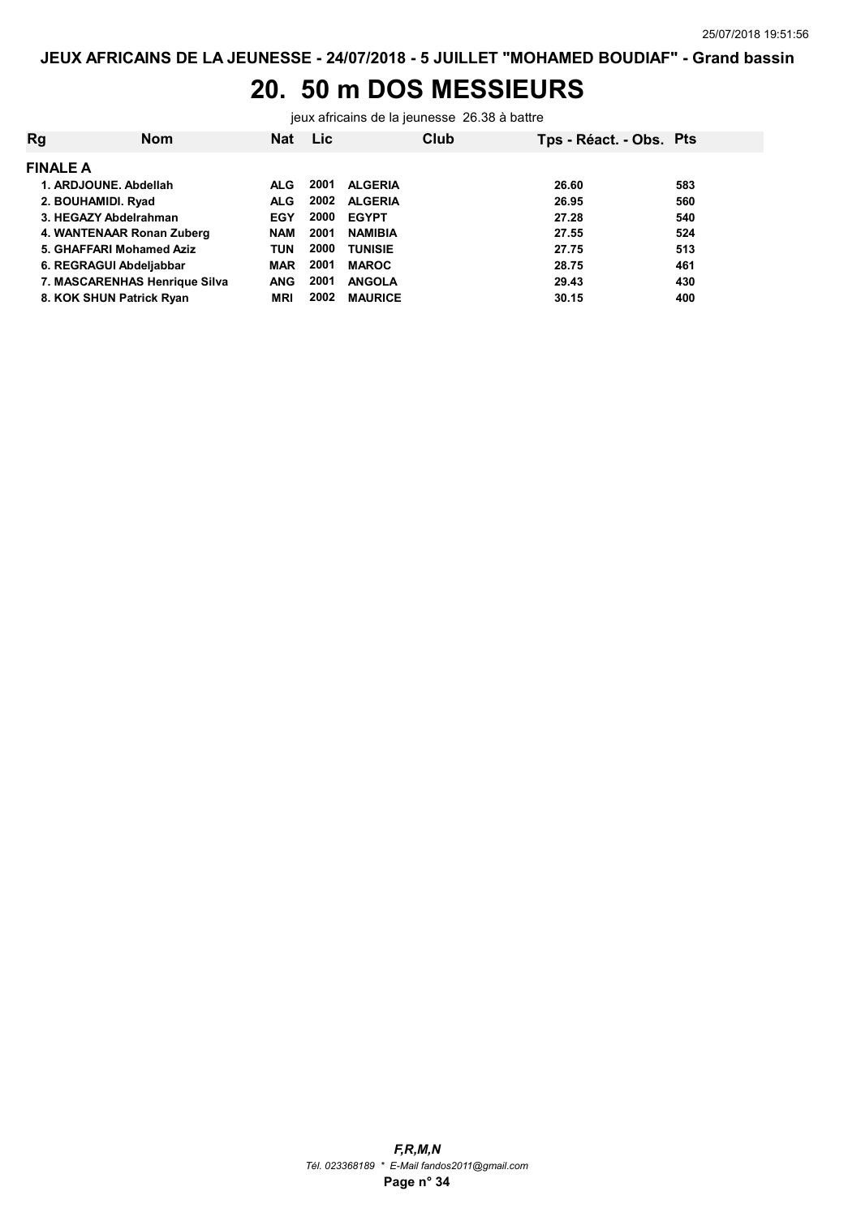JEUX AFRICAINS DE LA JEUNESSE - 24/07/2018 - 5 JUILLET "MOHAMED BOUDIAF" - Grand bassin

# 20. 50 m DOS MESSIEURS

jeux africains de la jeunesse 26.38 à battre

| Rg | Nom | Nat | Lic | Club | Tps - Réact. - Obs. | Pts |
|---|---|---|---|---|---|---|
| **FINALE A** | | | | | | |
| 1. | ARDJOUNE. Abdellah | ALG | 2001 | ALGERIA | 26.60 | 583 |
| 2. | BOUHAMIDI. Ryad | ALG | 2002 | ALGERIA | 26.95 | 560 |
| 3. | HEGAZY Abdelrahman | EGY | 2000 | EGYPT | 27.28 | 540 |
| 4. | WANTENAAR Ronan Zuberg | NAM | 2001 | NAMIBIA | 27.55 | 524 |
| 5. | GHAFFARI Mohamed Aziz | TUN | 2000 | TUNISIE | 27.75 | 513 |
| 6. | REGRAGUI Abdeljabbar | MAR | 2001 | MAROC | 28.75 | 461 |
| 7. | MASCARENHAS Henrique Silva | ANG | 2001 | ANGOLA | 29.43 | 430 |
| 8. | KOK SHUN Patrick Ryan | MRI | 2002 | MAURICE | 30.15 | 400 |

*F,R,M,N*
*Tél. 023368189 * E-Mail fandos2011@gmail.com*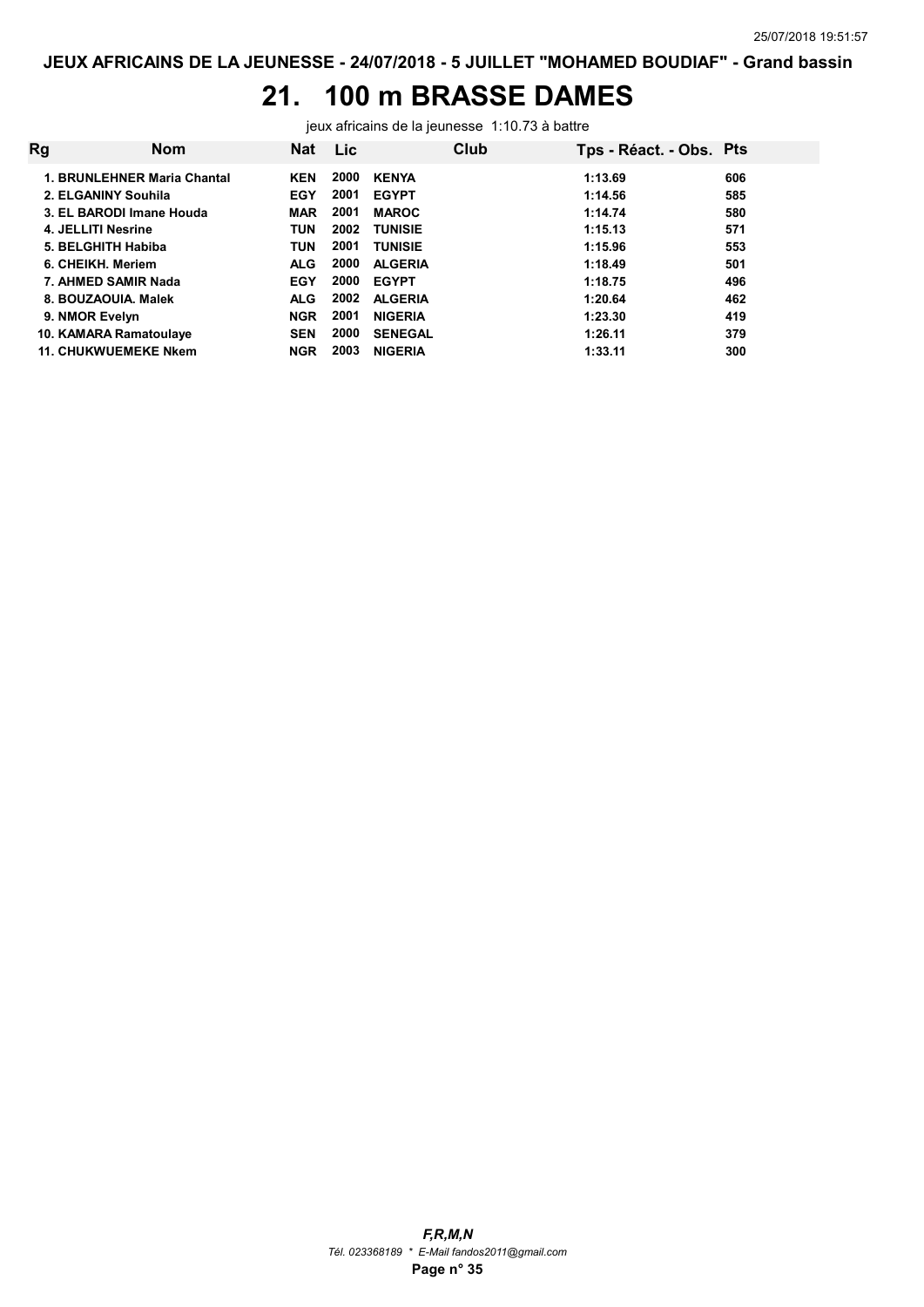JEUX AFRICAINS DE LA JEUNESSE - 24/07/2018 - 5 JUILLET "MOHAMED BOUDIAF" - Grand bassin

# 21. 100 m BRASSE DAMES

jeux africains de la jeunesse 1:10.73 à battre

| Rg | Nom | Nat | Lic | Club | Tps - Réact. - Obs. | Pts |
|---|---|---|---|---|---|---|
| 1. | BRUNLEHNER Maria Chantal | KEN | 2000 | KENYA | 1:13.69 | 606 |
| 2. | ELGANINY Souhila | EGY | 2001 | EGYPT | 1:14.56 | 585 |
| 3. | EL BARODI Imane Houda | MAR | 2001 | MAROC | 1:14.74 | 580 |
| 4. | JELLITI Nesrine | TUN | 2002 | TUNISIE | 1:15.13 | 571 |
| 5. | BELGHITH Habiba | TUN | 2001 | TUNISIE | 1:15.96 | 553 |
| 6. | CHEIKH. Meriem | ALG | 2000 | ALGERIA | 1:18.49 | 501 |
| 7. | AHMED SAMIR Nada | EGY | 2000 | EGYPT | 1:18.75 | 496 |
| 8. | BOUZAOUIA. Malek | ALG | 2002 | ALGERIA | 1:20.64 | 462 |
| 9. | NMOR Evelyn | NGR | 2001 | NIGERIA | 1:23.30 | 419 |
| 10. | KAMARA Ramatoulaye | SEN | 2000 | SENEGAL | 1:26.11 | 379 |
| 11. | CHUKWUEMEKE Nkem | NGR | 2003 | NIGERIA | 1:33.11 | 300 |

*F,R,M,N*

*Tél. 023368189 * E-Mail fandos2011@gmail.com*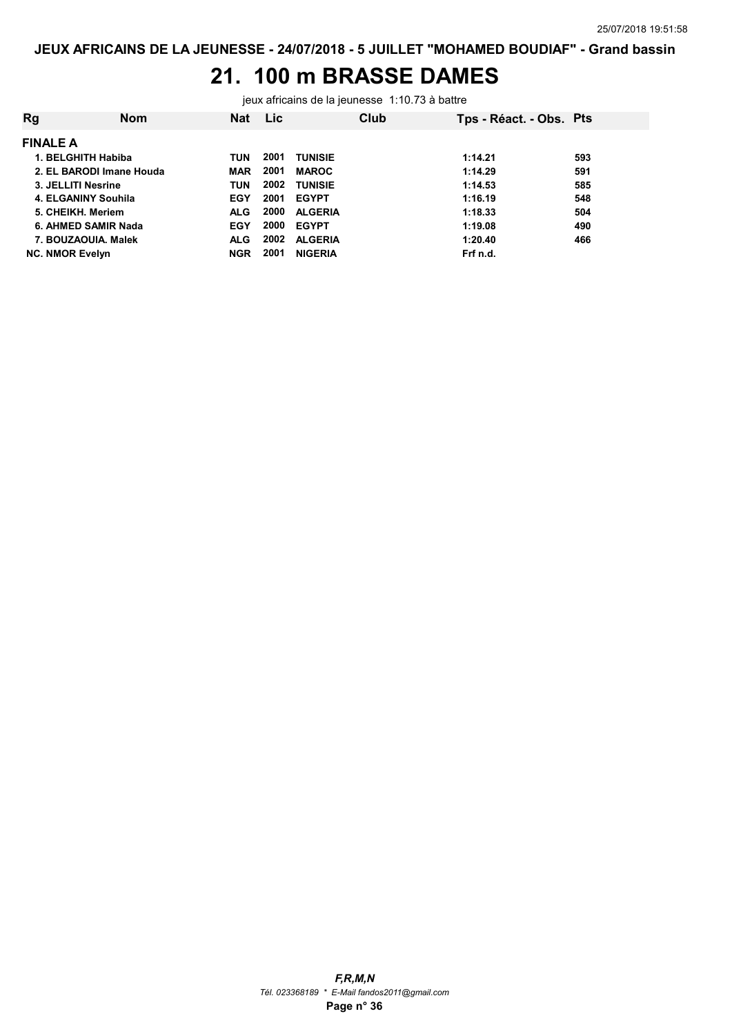JEUX AFRICAINS DE LA JEUNESSE - 24/07/2018 - 5 JUILLET "MOHAMED BOUDIAF" - Grand bassin

# 21. 100 m BRASSE DAMES

jeux africains de la jeunesse 1:10.73 à battre

| Rg | Nom | Nat | Lic | Club | Tps - Réact. - Obs. | Pts |
|---|---|---|---|---|---|---|
| **FINALE A** | | | | | | |
| 1. | BELGHITH Habiba | TUN | 2001 | TUNISIE | 1:14.21 | 593 |
| 2. | EL BARODI Imane Houda | MAR | 2001 | MAROC | 1:14.29 | 591 |
| 3. | JELLITI Nesrine | TUN | 2002 | TUNISIE | 1:14.53 | 585 |
| 4. | ELGANINY Souhila | EGY | 2001 | EGYPT | 1:16.19 | 548 |
| 5. | CHEIKH. Meriem | ALG | 2000 | ALGERIA | 1:18.33 | 504 |
| 6. | AHMED SAMIR Nada | EGY | 2000 | EGYPT | 1:19.08 | 490 |
| 7. | BOUZAOUIA. Malek | ALG | 2002 | ALGERIA | 1:20.40 | 466 |
| NC. | NMOR Evelyn | NGR | 2001 | NIGERIA | Frf n.d. | |

*F,R,M,N*
*Tél. 023368189 * E-Mail fandos2011@gmail.com*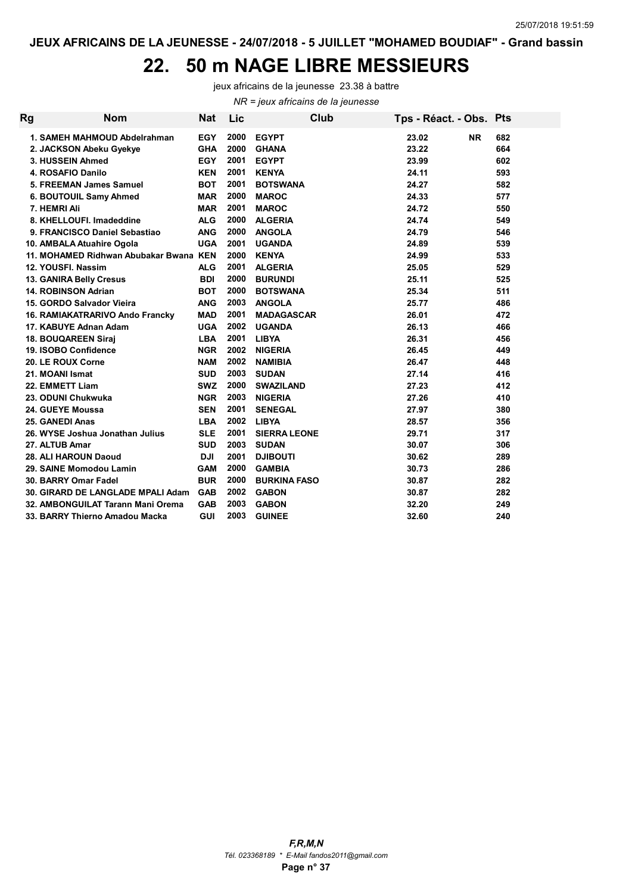## JEUX AFRICAINS DE LA JEUNESSE - 24/07/2018 - 5 JUILLET "MOHAMED BOUDIAF" - Grand bassin

# 22. 50 m NAGE LIBRE MESSIEURS

jeux africains de la jeunesse 23.38 à battre

*NR = jeux africains de la jeunesse*

| Rg | Nom | Nat | Lic | Club | Tps - Réact. - Obs. | | Pts |
|---|---|---|---|---|---|---|---|
| 1. | SAMEH MAHMOUD Abdelrahman | EGY | 2000 | EGYPT | 23.02 | NR | 682 |
| 2. | JACKSON Abeku Gyekye | GHA | 2000 | GHANA | 23.22 | | 664 |
| 3. | HUSSEIN Ahmed | EGY | 2001 | EGYPT | 23.99 | | 602 |
| 4. | ROSAFIO Danilo | KEN | 2001 | KENYA | 24.11 | | 593 |
| 5. | FREEMAN James Samuel | BOT | 2001 | BOTSWANA | 24.27 | | 582 |
| 6. | BOUTOUIL Samy Ahmed | MAR | 2000 | MAROC | 24.33 | | 577 |
| 7. | HEMRI Ali | MAR | 2001 | MAROC | 24.72 | | 550 |
| 8. | KHELLOUFI. Imadeddine | ALG | 2000 | ALGERIA | 24.74 | | 549 |
| 9. | FRANCISCO Daniel Sebastiao | ANG | 2000 | ANGOLA | 24.79 | | 546 |
| 10. | AMBALA Atuahire Ogola | UGA | 2001 | UGANDA | 24.89 | | 539 |
| 11. | MOHAMED Ridhwan Abubakar Bwana | KEN | 2000 | KENYA | 24.99 | | 533 |
| 12. | YOUSFI. Nassim | ALG | 2001 | ALGERIA | 25.05 | | 529 |
| 13. | GANIRA Belly Cresus | BDI | 2000 | BURUNDI | 25.11 | | 525 |
| 14. | ROBINSON Adrian | BOT | 2000 | BOTSWANA | 25.34 | | 511 |
| 15. | GORDO Salvador Vieira | ANG | 2003 | ANGOLA | 25.77 | | 486 |
| 16. | RAMIAKATRARIVO Ando Francky | MAD | 2001 | MADAGASCAR | 26.01 | | 472 |
| 17. | KABUYE Adnan Adam | UGA | 2002 | UGANDA | 26.13 | | 466 |
| 18. | BOUQAREEN Siraj | LBA | 2001 | LIBYA | 26.31 | | 456 |
| 19. | ISOBO Confidence | NGR | 2002 | NIGERIA | 26.45 | | 449 |
| 20. | LE ROUX Corne | NAM | 2002 | NAMIBIA | 26.47 | | 448 |
| 21. | MOANI Ismat | SUD | 2003 | SUDAN | 27.14 | | 416 |
| 22. | EMMETT Liam | SWZ | 2000 | SWAZILAND | 27.23 | | 412 |
| 23. | ODUNI Chukwuka | NGR | 2003 | NIGERIA | 27.26 | | 410 |
| 24. | GUEYE Moussa | SEN | 2001 | SENEGAL | 27.97 | | 380 |
| 25. | GANEDI Anas | LBA | 2002 | LIBYA | 28.57 | | 356 |
| 26. | WYSE Joshua Jonathan Julius | SLE | 2001 | SIERRA LEONE | 29.71 | | 317 |
| 27. | ALTUB Amar | SUD | 2003 | SUDAN | 30.07 | | 306 |
| 28. | ALI HAROUN Daoud | DJI | 2001 | DJIBOUTI | 30.62 | | 289 |
| 29. | SAINE Momodou Lamin | GAM | 2000 | GAMBIA | 30.73 | | 286 |
| 30. | BARRY Omar Fadel | BUR | 2000 | BURKINA FASO | 30.87 | | 282 |
| 30. | GIRARD DE LANGLADE MPALI Adam | GAB | 2002 | GABON | 30.87 | | 282 |
| 32. | AMBONGUILAT Tarann Mani Orema | GAB | 2003 | GABON | 32.20 | | 249 |
| 33. | BARRY Thierno Amadou Macka | GUI | 2003 | GUINEE | 32.60 | | 240 |

*F,R,M,N*
*Tél. 023368189 * E-Mail fandos2011@gmail.com*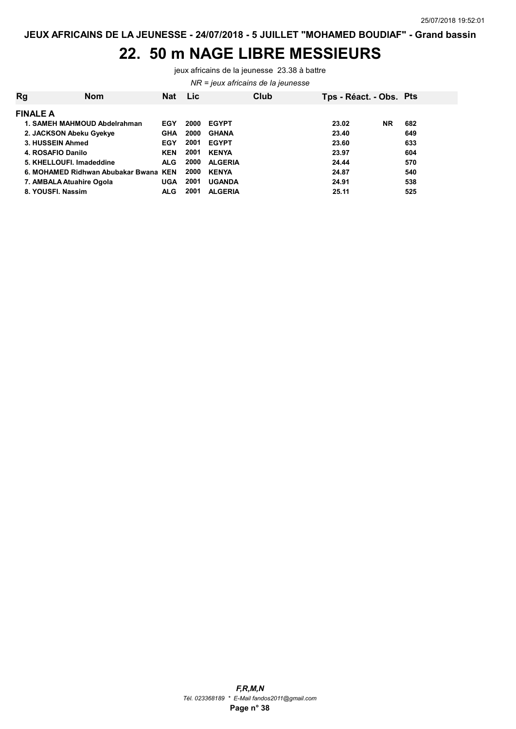# 22. 50 m NAGE LIBRE MESSIEURS

jeux africains de la jeunesse 23.38 à battre

*NR = jeux africains de la jeunesse*

| Rg | Nom | Nat | Lic | Club | Tps - Réact. - Obs. | | Pts |
|---|---|---|---|---|---|---|---|
| **FINALE A** | | | | | | | |
| 1. | SAMEH MAHMOUD Abdelrahman | EGY | 2000 | EGYPT | 23.02 | NR | 682 |
| 2. | JACKSON Abeku Gyekye | GHA | 2000 | GHANA | 23.40 | | 649 |
| 3. | HUSSEIN Ahmed | EGY | 2001 | EGYPT | 23.60 | | 633 |
| 4. | ROSAFIO Danilo | KEN | 2001 | KENYA | 23.97 | | 604 |
| 5. | KHELLOUFI. Imadeddine | ALG | 2000 | ALGERIA | 24.44 | | 570 |
| 6. | MOHAMED Ridhwan Abubakar Bwana | KEN | 2000 | KENYA | 24.87 | | 540 |
| 7. | AMBALA Atuahire Ogola | UGA | 2001 | UGANDA | 24.91 | | 538 |
| 8. | YOUSFI. Nassim | ALG | 2001 | ALGERIA | 25.11 | | 525 |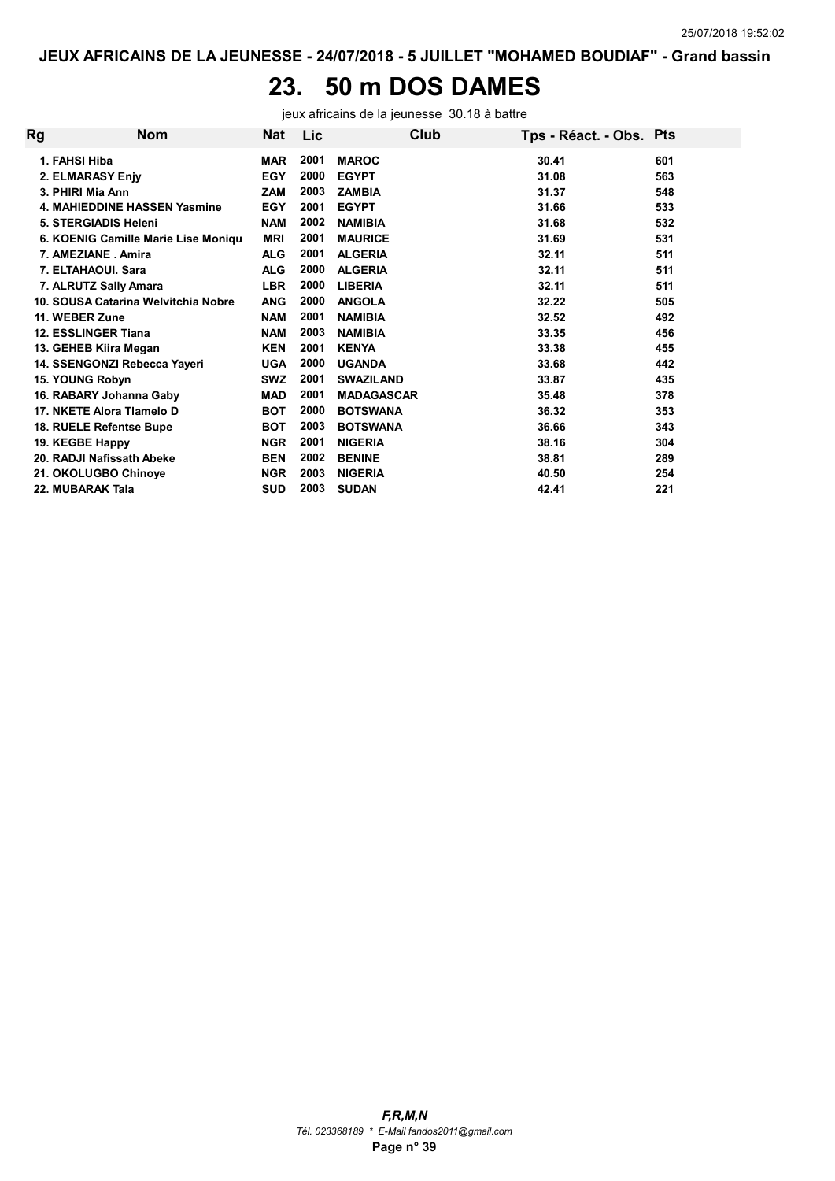JEUX AFRICAINS DE LA JEUNESSE - 24/07/2018 - 5 JUILLET "MOHAMED BOUDIAF" - Grand bassin

# 23. 50 m DOS DAMES

jeux africains de la jeunesse 30.18 à battre

| Rg | Nom | Nat | Lic | Club | Tps - Réact. - Obs. | Pts |
|---|---|---|---|---|---|---|
| 1. | FAHSI Hiba | MAR | 2001 | MAROC | 30.41 | 601 |
| 2. | ELMARASY Enjy | EGY | 2000 | EGYPT | 31.08 | 563 |
| 3. | PHIRI Mia Ann | ZAM | 2003 | ZAMBIA | 31.37 | 548 |
| 4. | MAHIEDDINE HASSEN Yasmine | EGY | 2001 | EGYPT | 31.66 | 533 |
| 5. | STERGIADIS Heleni | NAM | 2002 | NAMIBIA | 31.68 | 532 |
| 6. | KOENIG Camille Marie Lise Moniqu | MRI | 2001 | MAURICE | 31.69 | 531 |
| 7. | AMEZIANE . Amira | ALG | 2001 | ALGERIA | 32.11 | 511 |
| 7. | ELTAHAOUI. Sara | ALG | 2000 | ALGERIA | 32.11 | 511 |
| 7. | ALRUTZ Sally Amara | LBR | 2000 | LIBERIA | 32.11 | 511 |
| 10. | SOUSA Catarina Welvitchia Nobre | ANG | 2000 | ANGOLA | 32.22 | 505 |
| 11. | WEBER Zune | NAM | 2001 | NAMIBIA | 32.52 | 492 |
| 12. | ESSLINGER Tiana | NAM | 2003 | NAMIBIA | 33.35 | 456 |
| 13. | GEHEB Kiira Megan | KEN | 2001 | KENYA | 33.38 | 455 |
| 14. | SSENGONZI Rebecca Yayeri | UGA | 2000 | UGANDA | 33.68 | 442 |
| 15. | YOUNG Robyn | SWZ | 2001 | SWAZILAND | 33.87 | 435 |
| 16. | RABARY Johanna Gaby | MAD | 2001 | MADAGASCAR | 35.48 | 378 |
| 17. | NKETE Alora Tlamelo D | BOT | 2000 | BOTSWANA | 36.32 | 353 |
| 18. | RUELE Refentse Bupe | BOT | 2003 | BOTSWANA | 36.66 | 343 |
| 19. | KEGBE Happy | NGR | 2001 | NIGERIA | 38.16 | 304 |
| 20. | RADJI Nafissath Abeke | BEN | 2002 | BENINE | 38.81 | 289 |
| 21. | OKOLUGBO Chinoye | NGR | 2003 | NIGERIA | 40.50 | 254 |
| 22. | MUBARAK Tala | SUD | 2003 | SUDAN | 42.41 | 221 |

*F,R,M,N*

*Tél. 023368189 * E-Mail fandos2011@gmail.com*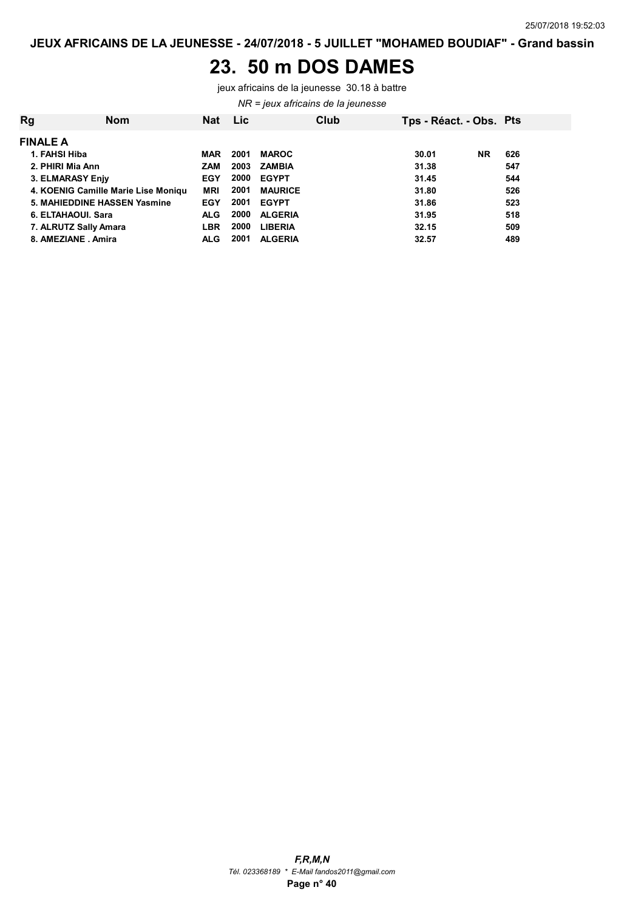JEUX AFRICAINS DE LA JEUNESSE - 24/07/2018 - 5 JUILLET "MOHAMED BOUDIAF" - Grand bassin

# 23. 50 m DOS DAMES

jeux africains de la jeunesse 30.18 à battre

*NR = jeux africains de la jeunesse*

| Rg | Nom | Nat | Lic | Club | Tps - Réact. - Obs. | | Pts |
|---|---|---|---|---|---|---|---|
| **FINALE A** | | | | | | | |
| 1. | FAHSI Hiba | MAR | 2001 | MAROC | 30.01 | NR | 626 |
| 2. | PHIRI Mia Ann | ZAM | 2003 | ZAMBIA | 31.38 | | 547 |
| 3. | ELMARASY Enjy | EGY | 2000 | EGYPT | 31.45 | | 544 |
| 4. | KOENIG Camille Marie Lise Moniqu | MRI | 2001 | MAURICE | 31.80 | | 526 |
| 5. | MAHIEDDINE HASSEN Yasmine | EGY | 2001 | EGYPT | 31.86 | | 523 |
| 6. | ELTAHAOUI. Sara | ALG | 2000 | ALGERIA | 31.95 | | 518 |
| 7. | ALRUTZ Sally Amara | LBR | 2000 | LIBERIA | 32.15 | | 509 |
| 8. | AMEZIANE . Amira | ALG | 2001 | ALGERIA | 32.57 | | 489 |

*F,R,M,N*
*Tél. 023368189 * E-Mail fandos2011@gmail.com*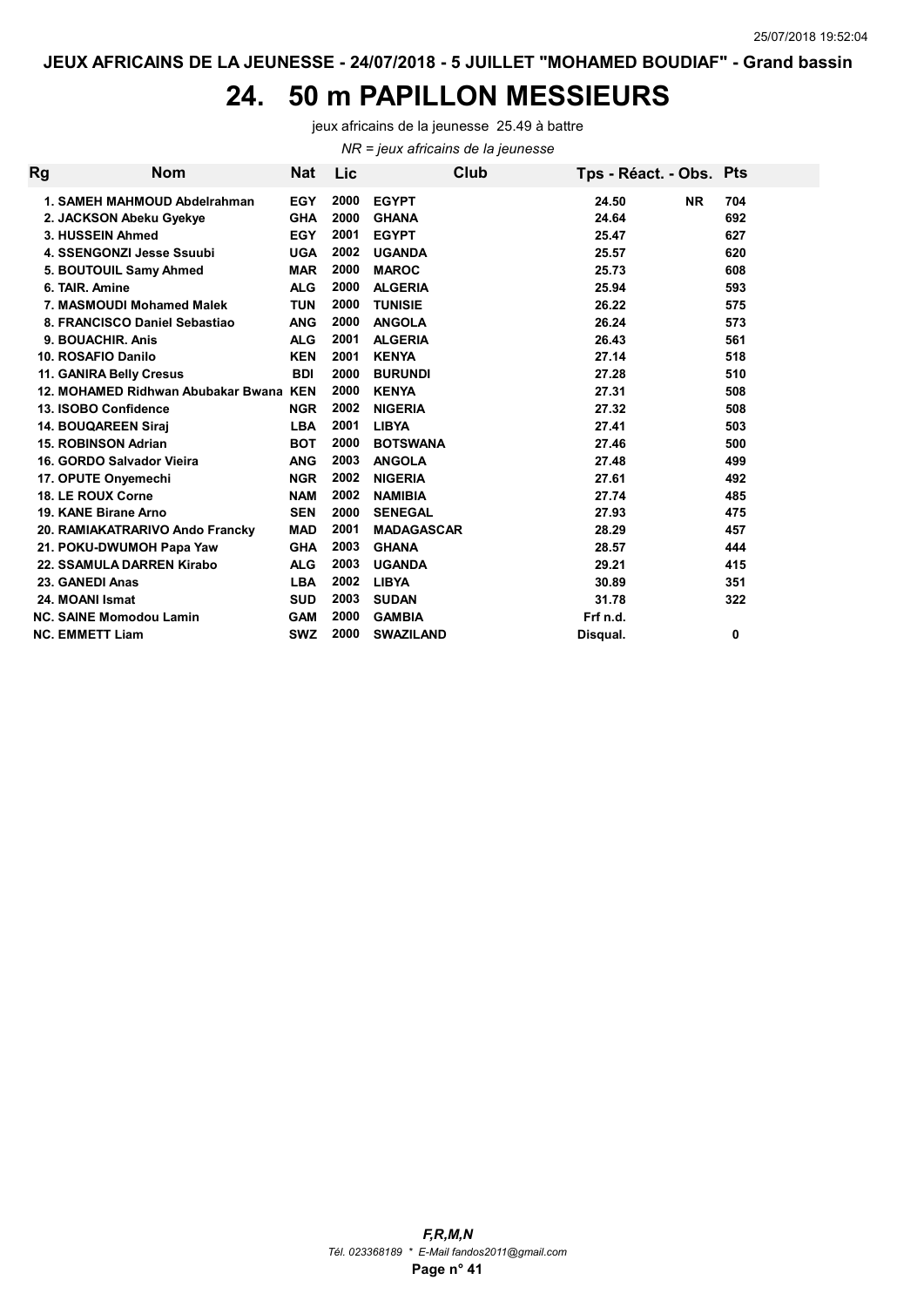JEUX AFRICAINS DE LA JEUNESSE - 24/07/2018 - 5 JUILLET "MOHAMED BOUDIAF" - Grand bassin

# 24. 50 m PAPILLON MESSIEURS

jeux africains de la jeunesse 25.49 à battre

*NR = jeux africains de la jeunesse*

| Rg | Nom | Nat | Lic | Club | Tps - Réact. - Obs. | | Pts |
|---|---|---|---|---|---|---|---|
| 1. | SAMEH MAHMOUD Abdelrahman | EGY | 2000 | EGYPT | 24.50 | NR | 704 |
| 2. | JACKSON Abeku Gyekye | GHA | 2000 | GHANA | 24.64 | | 692 |
| 3. | HUSSEIN Ahmed | EGY | 2001 | EGYPT | 25.47 | | 627 |
| 4. | SSENGONZI Jesse Ssuubi | UGA | 2002 | UGANDA | 25.57 | | 620 |
| 5. | BOUTOUIL Samy Ahmed | MAR | 2000 | MAROC | 25.73 | | 608 |
| 6. | TAIR. Amine | ALG | 2000 | ALGERIA | 25.94 | | 593 |
| 7. | MASMOUDI Mohamed Malek | TUN | 2000 | TUNISIE | 26.22 | | 575 |
| 8. | FRANCISCO Daniel Sebastiao | ANG | 2000 | ANGOLA | 26.24 | | 573 |
| 9. | BOUACHIR. Anis | ALG | 2001 | ALGERIA | 26.43 | | 561 |
| 10. | ROSAFIO Danilo | KEN | 2001 | KENYA | 27.14 | | 518 |
| 11. | GANIRA Belly Cresus | BDI | 2000 | BURUNDI | 27.28 | | 510 |
| 12. | MOHAMED Ridhwan Abubakar Bwana | KEN | 2000 | KENYA | 27.31 | | 508 |
| 13. | ISOBO Confidence | NGR | 2002 | NIGERIA | 27.32 | | 508 |
| 14. | BOUQAREEN Siraj | LBA | 2001 | LIBYA | 27.41 | | 503 |
| 15. | ROBINSON Adrian | BOT | 2000 | BOTSWANA | 27.46 | | 500 |
| 16. | GORDO Salvador Vieira | ANG | 2003 | ANGOLA | 27.48 | | 499 |
| 17. | OPUTE Onyemechi | NGR | 2002 | NIGERIA | 27.61 | | 492 |
| 18. | LE ROUX Corne | NAM | 2002 | NAMIBIA | 27.74 | | 485 |
| 19. | KANE Birane Arno | SEN | 2000 | SENEGAL | 27.93 | | 475 |
| 20. | RAMIAKATRARIVO Ando Francky | MAD | 2001 | MADAGASCAR | 28.29 | | 457 |
| 21. | POKU-DWUMOH Papa Yaw | GHA | 2003 | GHANA | 28.57 | | 444 |
| 22. | SSAMULA DARREN Kirabo | ALG | 2003 | UGANDA | 29.21 | | 415 |
| 23. | GANEDI Anas | LBA | 2002 | LIBYA | 30.89 | | 351 |
| 24. | MOANI Ismat | SUD | 2003 | SUDAN | 31.78 | | 322 |
| NC. | SAINE Momodou Lamin | GAM | 2000 | GAMBIA | Frf n.d. | | |
| NC. | EMMETT Liam | SWZ | 2000 | SWAZILAND | Disqual. | | 0 |

*F,R,M,N*
*Tél. 023368189 * E-Mail fandos2011@gmail.com*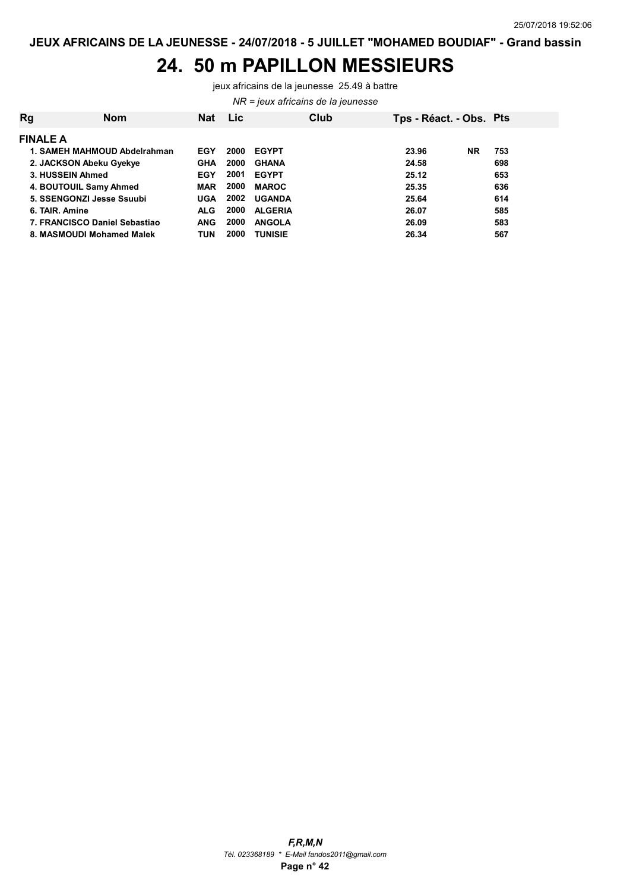**JEUX AFRICAINS DE LA JEUNESSE - 24/07/2018 - 5 JUILLET "MOHAMED BOUDIAF" - Grand bassin**

# 24. 50 m PAPILLON MESSIEURS

jeux africains de la jeunesse 25.49 à battre

*NR = jeux africains de la jeunesse*

| Rg | Nom | Nat | Lic | Club | Tps - Réact. - Obs. | | Pts |
|---|---|---|---|---|---|---|---|
| **FINALE A** | | | | | | | |
| 1. | SAMEH MAHMOUD Abdelrahman | EGY | 2000 | EGYPT | 23.96 | NR | 753 |
| 2. | JACKSON Abeku Gyekye | GHA | 2000 | GHANA | 24.58 | | 698 |
| 3. | HUSSEIN Ahmed | EGY | 2001 | EGYPT | 25.12 | | 653 |
| 4. | BOUTOUIL Samy Ahmed | MAR | 2000 | MAROC | 25.35 | | 636 |
| 5. | SSENGONZI Jesse Ssuubi | UGA | 2002 | UGANDA | 25.64 | | 614 |
| 6. | TAIR. Amine | ALG | 2000 | ALGERIA | 26.07 | | 585 |
| 7. | FRANCISCO Daniel Sebastiao | ANG | 2000 | ANGOLA | 26.09 | | 583 |
| 8. | MASMOUDI Mohamed Malek | TUN | 2000 | TUNISIE | 26.34 | | 567 |

*F,R,M,N*
*Tél. 023368189 * E-Mail fandos2011@gmail.com*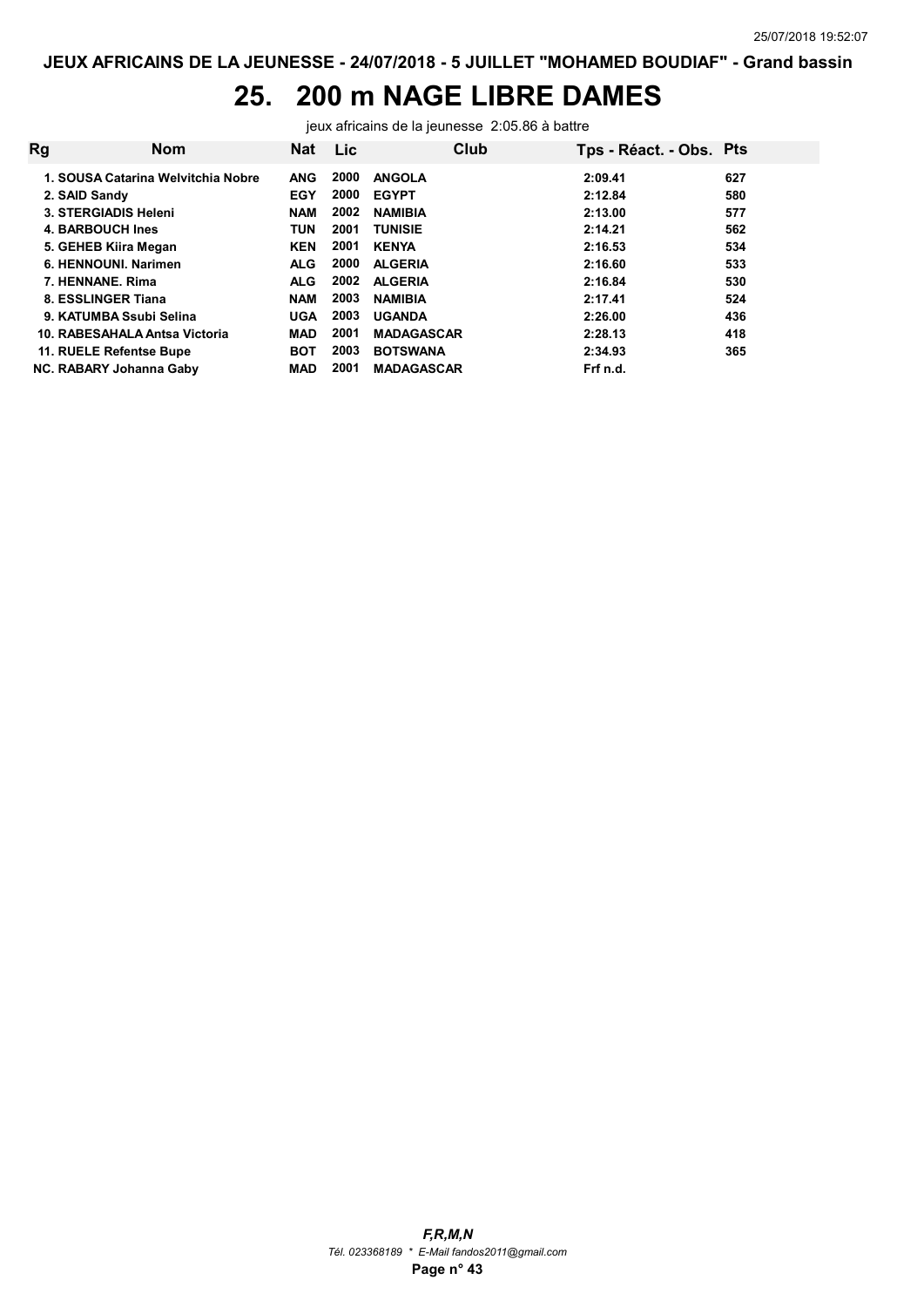# 25. 200 m NAGE LIBRE DAMES

jeux africains de la jeunesse 2:05.86 à battre

| Rg | Nom | Nat | Lic | Club | Tps - Réact. - Obs. | Pts |
|---|---|---|---|---|---|---|
| 1. | SOUSA Catarina Welvitchia Nobre | ANG | 2000 | ANGOLA | 2:09.41 | 627 |
| 2. | SAID Sandy | EGY | 2000 | EGYPT | 2:12.84 | 580 |
| 3. | STERGIADIS Heleni | NAM | 2002 | NAMIBIA | 2:13.00 | 577 |
| 4. | BARBOUCH Ines | TUN | 2001 | TUNISIE | 2:14.21 | 562 |
| 5. | GEHEB Kiira Megan | KEN | 2001 | KENYA | 2:16.53 | 534 |
| 6. | HENNOUNI. Narimen | ALG | 2000 | ALGERIA | 2:16.60 | 533 |
| 7. | HENNANE. Rima | ALG | 2002 | ALGERIA | 2:16.84 | 530 |
| 8. | ESSLINGER Tiana | NAM | 2003 | NAMIBIA | 2:17.41 | 524 |
| 9. | KATUMBA Ssubi Selina | UGA | 2003 | UGANDA | 2:26.00 | 436 |
| 10. | RABESAHALA Antsa Victoria | MAD | 2001 | MADAGASCAR | 2:28.13 | 418 |
| 11. | RUELE Refentse Bupe | BOT | 2003 | BOTSWANA | 2:34.93 | 365 |
| NC. | RABARY Johanna Gaby | MAD | 2001 | MADAGASCAR | Frf n.d. | |

***F,R,M,N***
*Tél. 023368189 * E-Mail fandos2011@gmail.com*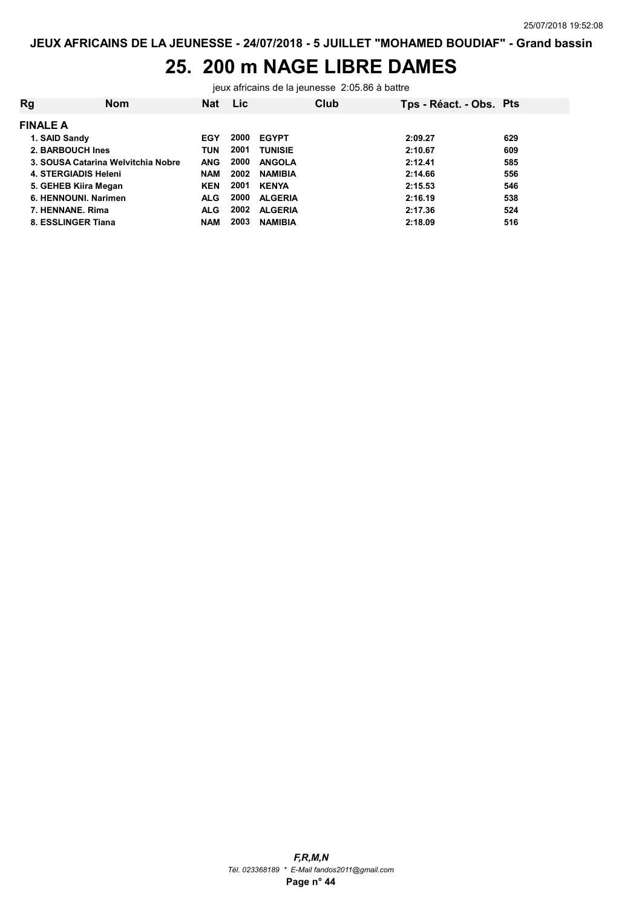# 25. 200 m NAGE LIBRE DAMES

jeux africains de la jeunesse 2:05.86 à battre

| Rg | Nom | Nat | Lic | Club | Tps - Réact. - Obs. | Pts |
|---|---|---|---|---|---|---|
| **FINALE A** | | | | | | |
| 1. | SAID Sandy | EGY | 2000 | EGYPT | 2:09.27 | 629 |
| 2. | BARBOUCH Ines | TUN | 2001 | TUNISIE | 2:10.67 | 609 |
| 3. | SOUSA Catarina Welvitchia Nobre | ANG | 2000 | ANGOLA | 2:12.41 | 585 |
| 4. | STERGIADIS Heleni | NAM | 2002 | NAMIBIA | 2:14.66 | 556 |
| 5. | GEHEB Kiira Megan | KEN | 2001 | KENYA | 2:15.53 | 546 |
| 6. | HENNOUNI. Narimen | ALG | 2000 | ALGERIA | 2:16.19 | 538 |
| 7. | HENNANE. Rima | ALG | 2002 | ALGERIA | 2:17.36 | 524 |
| 8. | ESSLINGER Tiana | NAM | 2003 | NAMIBIA | 2:18.09 | 516 |

*F,R,M,N*
*Tél. 023368189 * E-Mail fandos2011@gmail.com*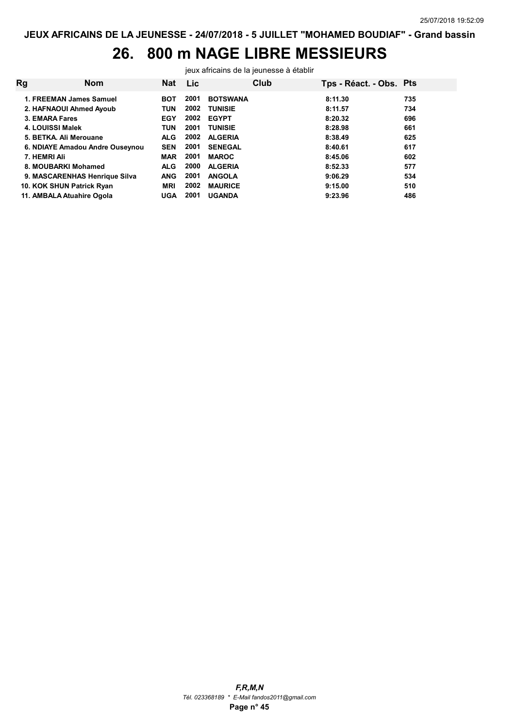JEUX AFRICAINS DE LA JEUNESSE - 24/07/2018 - 5 JUILLET "MOHAMED BOUDIAF" - Grand bassin

# 26. 800 m NAGE LIBRE MESSIEURS

jeux africains de la jeunesse à établir

| Rg | Nom | Nat | Lic | Club | Tps - Réact. - Obs. | Pts |
|---|---|---|---|---|---|---|
| 1. | FREEMAN James Samuel | BOT | 2001 | BOTSWANA | 8:11.30 | 735 |
| 2. | HAFNAOUI Ahmed Ayoub | TUN | 2002 | TUNISIE | 8:11.57 | 734 |
| 3. | EMARA Fares | EGY | 2002 | EGYPT | 8:20.32 | 696 |
| 4. | LOUISSI Malek | TUN | 2001 | TUNISIE | 8:28.98 | 661 |
| 5. | BETKA. Ali Merouane | ALG | 2002 | ALGERIA | 8:38.49 | 625 |
| 6. | NDIAYE Amadou Andre Ouseynou | SEN | 2001 | SENEGAL | 8:40.61 | 617 |
| 7. | HEMRI Ali | MAR | 2001 | MAROC | 8:45.06 | 602 |
| 8. | MOUBARKI Mohamed | ALG | 2000 | ALGERIA | 8:52.33 | 577 |
| 9. | MASCARENHAS Henrique Silva | ANG | 2001 | ANGOLA | 9:06.29 | 534 |
| 10. | KOK SHUN Patrick Ryan | MRI | 2002 | MAURICE | 9:15.00 | 510 |
| 11. | AMBALA Atuahire Ogola | UGA | 2001 | UGANDA | 9:23.96 | 486 |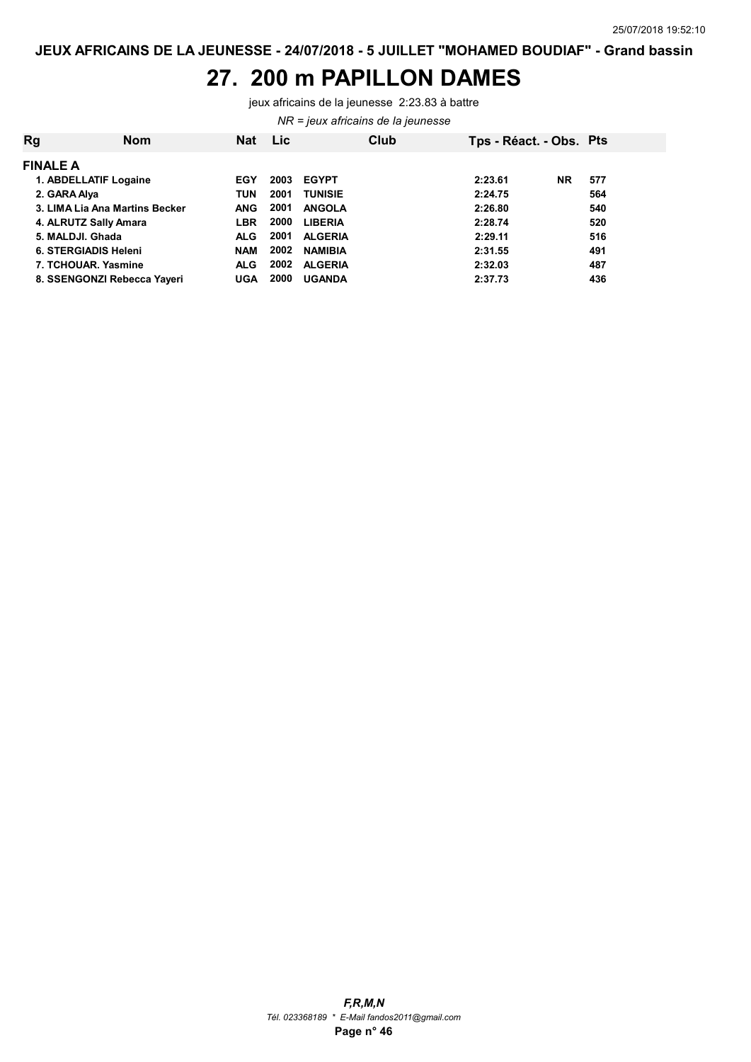JEUX AFRICAINS DE LA JEUNESSE - 24/07/2018 - 5 JUILLET "MOHAMED BOUDIAF" - Grand bassin

# 27. 200 m PAPILLON DAMES

jeux africains de la jeunesse 2:23.83 à battre

*NR = jeux africains de la jeunesse*

| Rg | Nom | Nat | Lic | Club | Tps - Réact. - Obs. | | Pts |
|---|---|---|---|---|---|---|---|
| **FINALE A** | | | | | | | |
| 1. | ABDELLATIF Logaine | EGY | 2003 | EGYPT | 2:23.61 | NR | 577 |
| 2. | GARA Alya | TUN | 2001 | TUNISIE | 2:24.75 | | 564 |
| 3. | LIMA Lia Ana Martins Becker | ANG | 2001 | ANGOLA | 2:26.80 | | 540 |
| 4. | ALRUTZ Sally Amara | LBR | 2000 | LIBERIA | 2:28.74 | | 520 |
| 5. | MALDJI. Ghada | ALG | 2001 | ALGERIA | 2:29.11 | | 516 |
| 6. | STERGIADIS Heleni | NAM | 2002 | NAMIBIA | 2:31.55 | | 491 |
| 7. | TCHOUAR. Yasmine | ALG | 2002 | ALGERIA | 2:32.03 | | 487 |
| 8. | SSENGONZI Rebecca Yayeri | UGA | 2000 | UGANDA | 2:37.73 | | 436 |

***F,R,M,N***

*Tél. 023368189 * E-Mail fandos2011@gmail.com*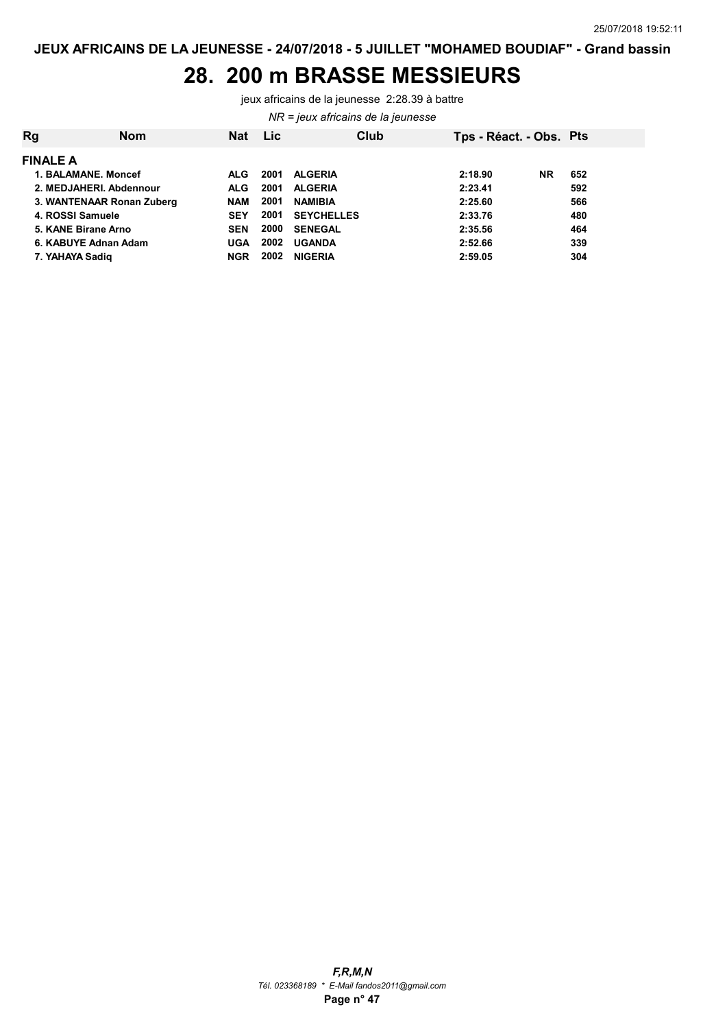JEUX AFRICAINS DE LA JEUNESSE - 24/07/2018 - 5 JUILLET "MOHAMED BOUDIAF" - Grand bassin

# 28. 200 m BRASSE MESSIEURS

jeux africains de la jeunesse 2:28.39 à battre

*NR = jeux africains de la jeunesse*

| Rg | Nom | Nat | Lic | Club | Tps - Réact. - Obs. | | Pts |
|---|---|---|---|---|---|---|---|
| **FINALE A** | | | | | | | |
| 1. | BALAMANE. Moncef | ALG | 2001 | ALGERIA | 2:18.90 | NR | 652 |
| 2. | MEDJAHERI. Abdennour | ALG | 2001 | ALGERIA | 2:23.41 | | 592 |
| 3. | WANTENAAR Ronan Zuberg | NAM | 2001 | NAMIBIA | 2:25.60 | | 566 |
| 4. | ROSSI Samuele | SEY | 2001 | SEYCHELLES | 2:33.76 | | 480 |
| 5. | KANE Birane Arno | SEN | 2000 | SENEGAL | 2:35.56 | | 464 |
| 6. | KABUYE Adnan Adam | UGA | 2002 | UGANDA | 2:52.66 | | 339 |
| 7. | YAHAYA Sadiq | NGR | 2002 | NIGERIA | 2:59.05 | | 304 |

*F,R,M,N*
*Tél. 023368189 * E-Mail fandos2011@gmail.com*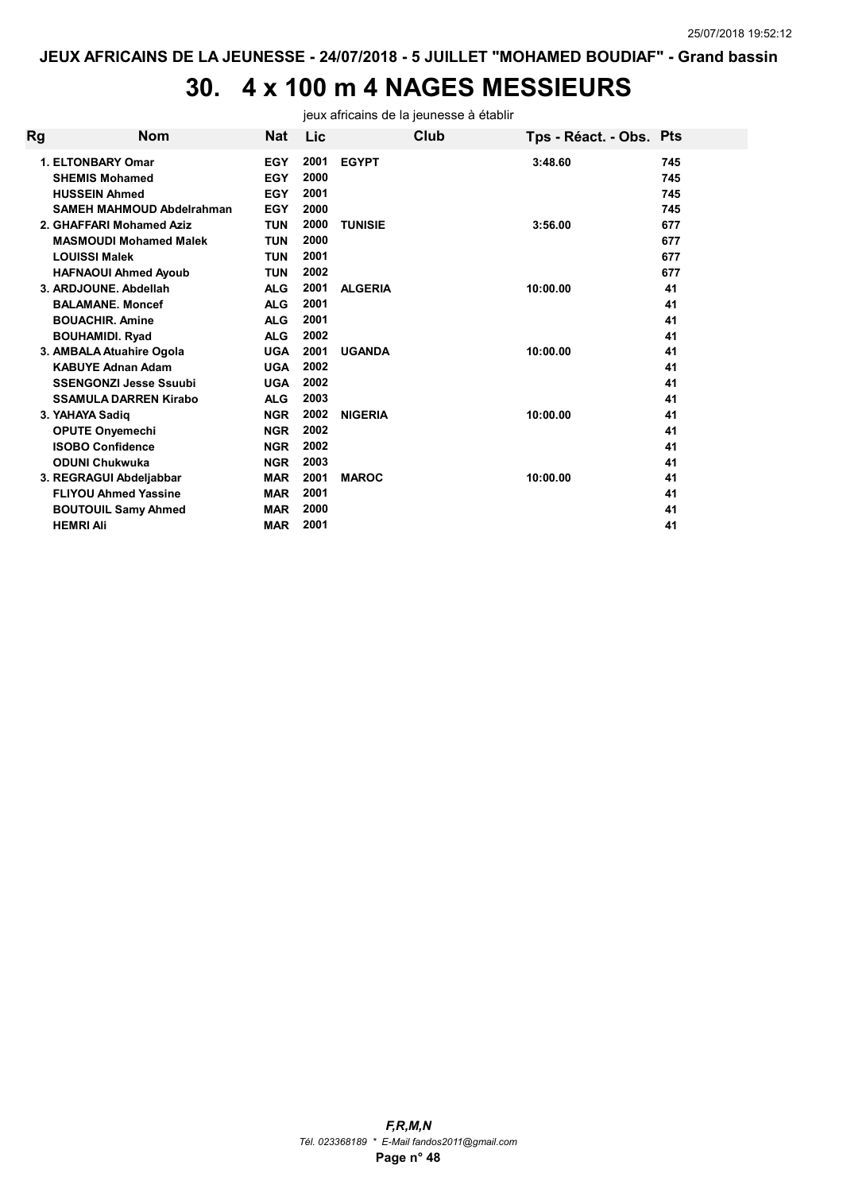JEUX AFRICAINS DE LA JEUNESSE - 24/07/2018 - 5 JUILLET "MOHAMED BOUDIAF" - Grand bassin

# 30. 4 x 100 m 4 NAGES MESSIEURS

jeux africains de la jeunesse à établir

| Rg | Nom | Nat | Lic | Club | Tps - Réact. - Obs. | Pts |
|---|---|---|---|---|---|---|
| 1. | ELTONBARY Omar | EGY | 2001 | EGYPT | 3:48.60 | 745 |
| | SHEMIS Mohamed | EGY | 2000 | | | 745 |
| | HUSSEIN Ahmed | EGY | 2001 | | | 745 |
| | SAMEH MAHMOUD Abdelrahman | EGY | 2000 | | | 745 |
| 2. | GHAFFARI Mohamed Aziz | TUN | 2000 | TUNISIE | 3:56.00 | 677 |
| | MASMOUDI Mohamed Malek | TUN | 2000 | | | 677 |
| | LOUISSI Malek | TUN | 2001 | | | 677 |
| | HAFNAOUI Ahmed Ayoub | TUN | 2002 | | | 677 |
| 3. | ARDJOUNE. Abdellah | ALG | 2001 | ALGERIA | 10:00.00 | 41 |
| | BALAMANE. Moncef | ALG | 2001 | | | 41 |
| | BOUACHIR. Amine | ALG | 2001 | | | 41 |
| | BOUHAMIDI. Ryad | ALG | 2002 | | | 41 |
| 3. | AMBALA Atuahire Ogola | UGA | 2001 | UGANDA | 10:00.00 | 41 |
| | KABUYE Adnan Adam | UGA | 2002 | | | 41 |
| | SSENGONZI Jesse Ssuubi | UGA | 2002 | | | 41 |
| | SSAMULA DARREN Kirabo | ALG | 2003 | | | 41 |
| 3. | YAHAYA Sadiq | NGR | 2002 | NIGERIA | 10:00.00 | 41 |
| | OPUTE Onyemechi | NGR | 2002 | | | 41 |
| | ISOBO Confidence | NGR | 2002 | | | 41 |
| | ODUNI Chukwuka | NGR | 2003 | | | 41 |
| 3. | REGRAGUI Abdeljabbar | MAR | 2001 | MAROC | 10:00.00 | 41 |
| | FLIYOU Ahmed Yassine | MAR | 2001 | | | 41 |
| | BOUTOUIL Samy Ahmed | MAR | 2000 | | | 41 |
| | HEMRI Ali | MAR | 2001 | | | 41 |

*F,R,M,N*
*Tél. 023368189 * E-Mail fandos2011@gmail.com*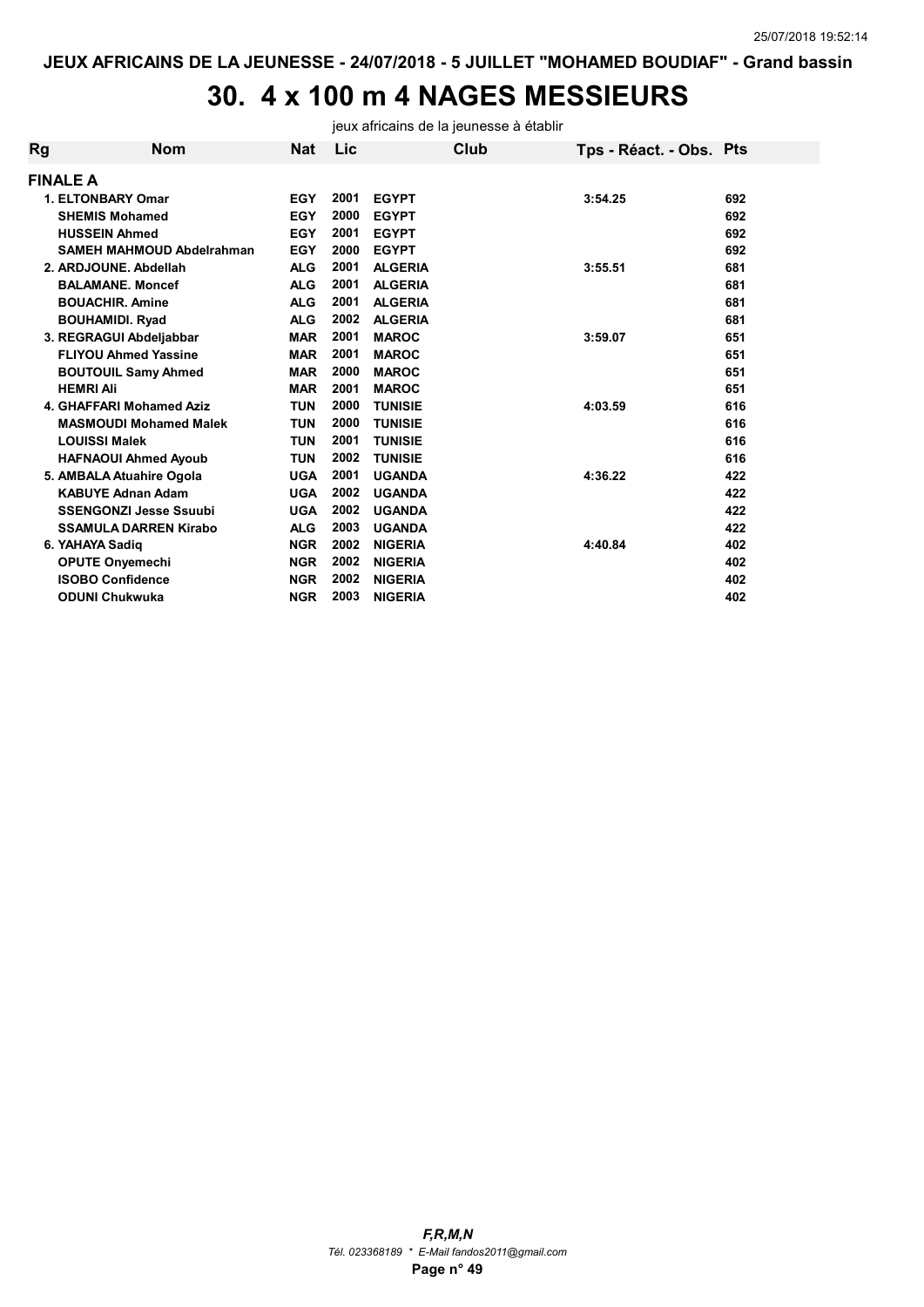# 30. 4 x 100 m 4 NAGES MESSIEURS

jeux africains de la jeunesse à établir

| Rg | Nom | Nat | Lic | Club | Tps - Réact. - Obs. | Pts |
|---|---|---|---|---|---|---|
| **FINALE A** | | | | | | |
| 1. | ELTONBARY Omar | EGY | 2001 | EGYPT | 3:54.25 | 692 |
| | SHEMIS Mohamed | EGY | 2000 | EGYPT | | 692 |
| | HUSSEIN Ahmed | EGY | 2001 | EGYPT | | 692 |
| | SAMEH MAHMOUD Abdelrahman | EGY | 2000 | EGYPT | | 692 |
| 2. | ARDJOUNE. Abdellah | ALG | 2001 | ALGERIA | 3:55.51 | 681 |
| | BALAMANE. Moncef | ALG | 2001 | ALGERIA | | 681 |
| | BOUACHIR. Amine | ALG | 2001 | ALGERIA | | 681 |
| | BOUHAMIDI. Ryad | ALG | 2002 | ALGERIA | | 681 |
| 3. | REGRAGUI Abdeljabbar | MAR | 2001 | MAROC | 3:59.07 | 651 |
| | FLIYOU Ahmed Yassine | MAR | 2001 | MAROC | | 651 |
| | BOUTOUIL Samy Ahmed | MAR | 2000 | MAROC | | 651 |
| | HEMRI Ali | MAR | 2001 | MAROC | | 651 |
| 4. | GHAFFARI Mohamed Aziz | TUN | 2000 | TUNISIE | 4:03.59 | 616 |
| | MASMOUDI Mohamed Malek | TUN | 2000 | TUNISIE | | 616 |
| | LOUISSI Malek | TUN | 2001 | TUNISIE | | 616 |
| | HAFNAOUI Ahmed Ayoub | TUN | 2002 | TUNISIE | | 616 |
| 5. | AMBALA Atuahire Ogola | UGA | 2001 | UGANDA | 4:36.22 | 422 |
| | KABUYE Adnan Adam | UGA | 2002 | UGANDA | | 422 |
| | SSENGONZI Jesse Ssuubi | UGA | 2002 | UGANDA | | 422 |
| | SSAMULA DARREN Kirabo | ALG | 2003 | UGANDA | | 422 |
| 6. | YAHAYA Sadiq | NGR | 2002 | NIGERIA | 4:40.84 | 402 |
| | OPUTE Onyemechi | NGR | 2002 | NIGERIA | | 402 |
| | ISOBO Confidence | NGR | 2002 | NIGERIA | | 402 |
| | ODUNI Chukwuka | NGR | 2003 | NIGERIA | | 402 |

*F,R,M,N*
*Tél. 023368189 * E-Mail fandos2011@gmail.com*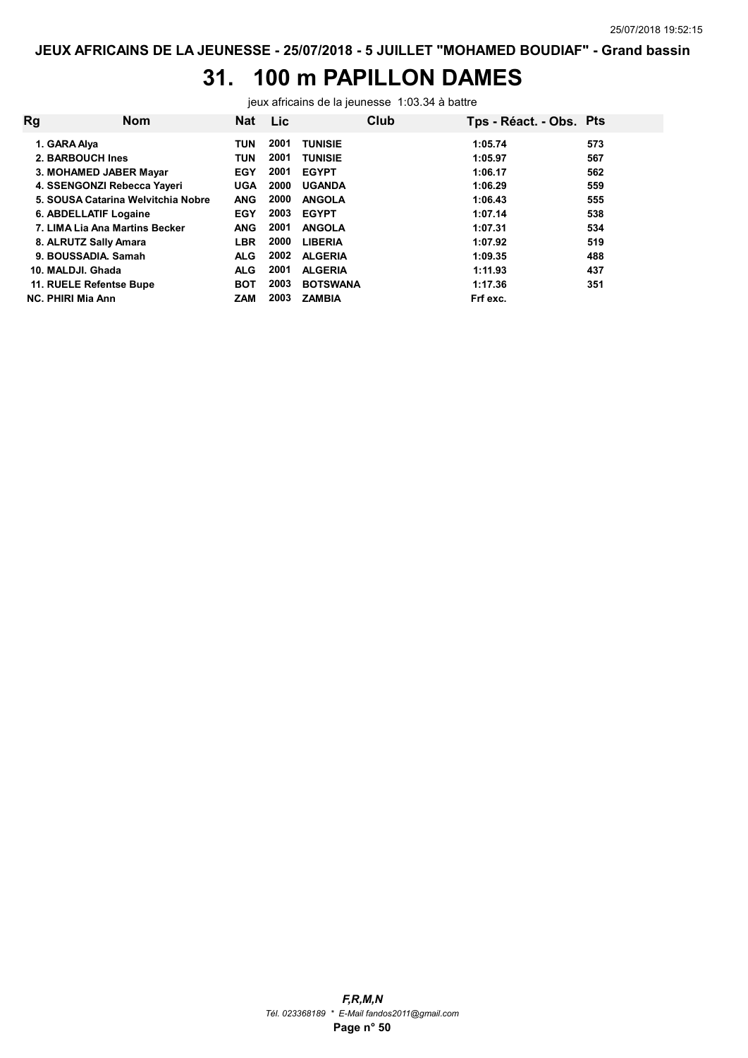# 31. 100 m PAPILLON DAMES

jeux africains de la jeunesse 1:03.34 à battre

| Rg | Nom | Nat | Lic | Club | Tps - Réact. - Obs. | Pts |
|---|---|---|---|---|---|---|
| 1. | GARA Alya | TUN | 2001 | TUNISIE | 1:05.74 | 573 |
| 2. | BARBOUCH Ines | TUN | 2001 | TUNISIE | 1:05.97 | 567 |
| 3. | MOHAMED JABER Mayar | EGY | 2001 | EGYPT | 1:06.17 | 562 |
| 4. | SSENGONZI Rebecca Yayeri | UGA | 2000 | UGANDA | 1:06.29 | 559 |
| 5. | SOUSA Catarina Welvitchia Nobre | ANG | 2000 | ANGOLA | 1:06.43 | 555 |
| 6. | ABDELLATIF Logaine | EGY | 2003 | EGYPT | 1:07.14 | 538 |
| 7. | LIMA Lia Ana Martins Becker | ANG | 2001 | ANGOLA | 1:07.31 | 534 |
| 8. | ALRUTZ Sally Amara | LBR | 2000 | LIBERIA | 1:07.92 | 519 |
| 9. | BOUSSADIA. Samah | ALG | 2002 | ALGERIA | 1:09.35 | 488 |
| 10. | MALDJI. Ghada | ALG | 2001 | ALGERIA | 1:11.93 | 437 |
| 11. | RUELE Refentse Bupe | BOT | 2003 | BOTSWANA | 1:17.36 | 351 |
| NC. | PHIRI Mia Ann | ZAM | 2003 | ZAMBIA | Frf exc. | |

*F,R,M,N*

*Tél. 023368189 * E-Mail fandos2011@gmail.com*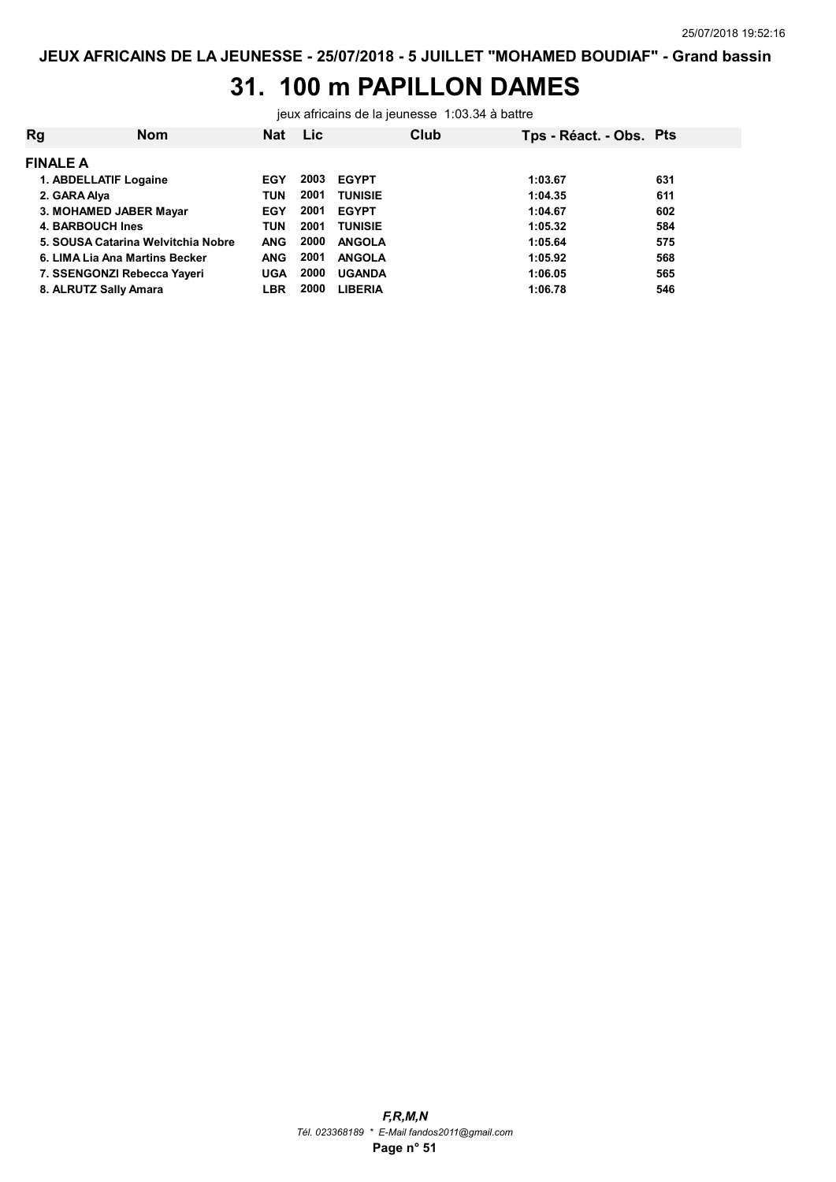# 31. 100 m PAPILLON DAMES

jeux africains de la jeunesse 1:03.34 à battre

| Rg | Nom | Nat | Lic | Club | Tps - Réact. - Obs. | Pts |
|---|---|---|---|---|---|---|
| **FINALE A** | | | | | | |
| 1. | ABDELLATIF Logaine | EGY | 2003 | EGYPT | 1:03.67 | 631 |
| 2. | GARA Alya | TUN | 2001 | TUNISIE | 1:04.35 | 611 |
| 3. | MOHAMED JABER Mayar | EGY | 2001 | EGYPT | 1:04.67 | 602 |
| 4. | BARBOUCH Ines | TUN | 2001 | TUNISIE | 1:05.32 | 584 |
| 5. | SOUSA Catarina Welvitchia Nobre | ANG | 2000 | ANGOLA | 1:05.64 | 575 |
| 6. | LIMA Lia Ana Martins Becker | ANG | 2001 | ANGOLA | 1:05.92 | 568 |
| 7. | SSENGONZI Rebecca Yayeri | UGA | 2000 | UGANDA | 1:06.05 | 565 |
| 8. | ALRUTZ Sally Amara | LBR | 2000 | LIBERIA | 1:06.78 | 546 |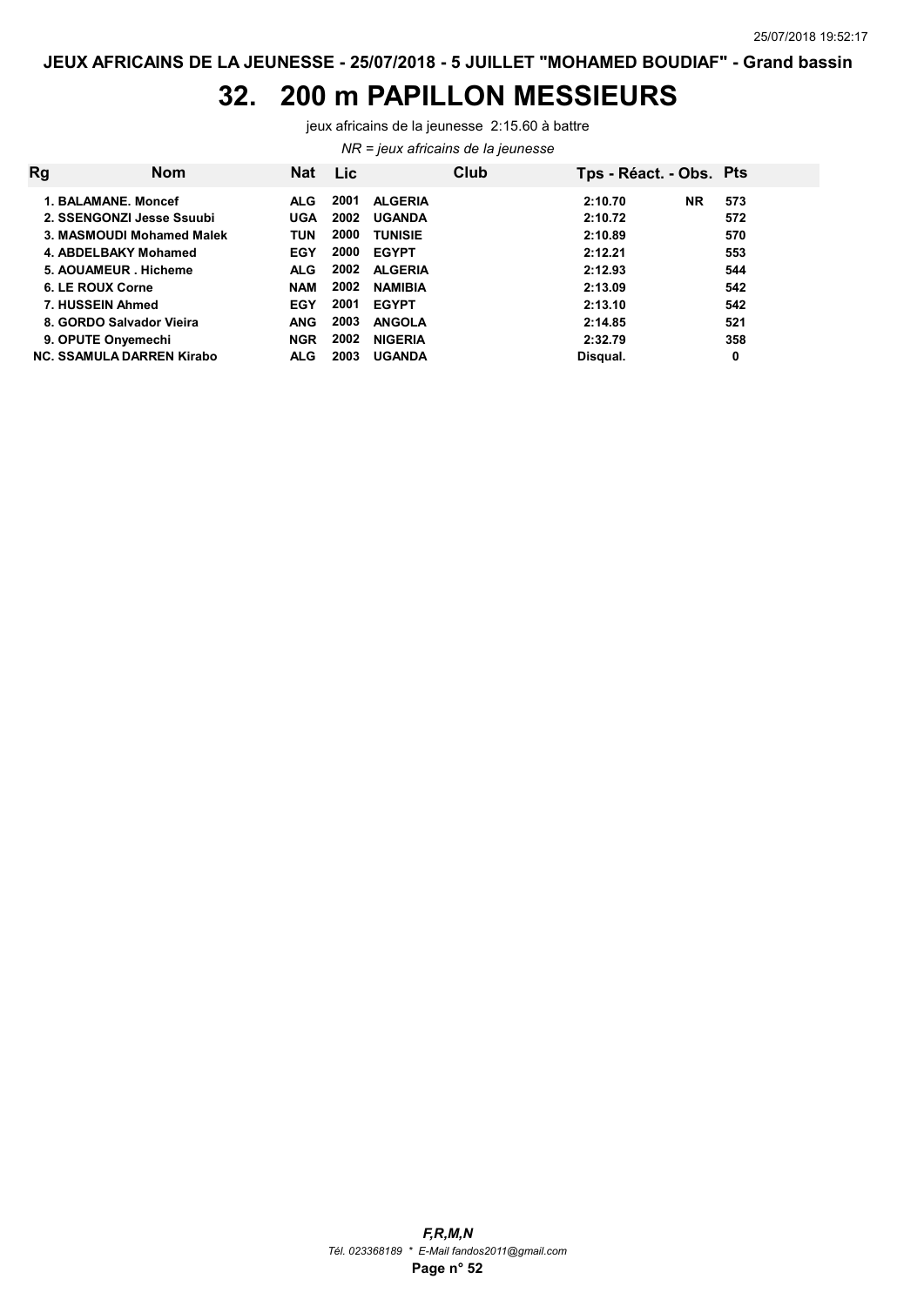JEUX AFRICAINS DE LA JEUNESSE - 25/07/2018 - 5 JUILLET "MOHAMED BOUDIAF" - Grand bassin

# 32. 200 m PAPILLON MESSIEURS

jeux africains de la jeunesse 2:15.60 à battre

*NR = jeux africains de la jeunesse*

| Rg | Nom | Nat | Lic | Club | Tps - Réact. - Obs. | | Pts |
|---|---|---|---|---|---|---|---|
| 1. | BALAMANE. Moncef | ALG | 2001 | ALGERIA | 2:10.70 | NR | 573 |
| 2. | SSENGONZI Jesse Ssuubi | UGA | 2002 | UGANDA | 2:10.72 | | 572 |
| 3. | MASMOUDI Mohamed Malek | TUN | 2000 | TUNISIE | 2:10.89 | | 570 |
| 4. | ABDELBAKY Mohamed | EGY | 2000 | EGYPT | 2:12.21 | | 553 |
| 5. | AOUAMEUR . Hicheme | ALG | 2002 | ALGERIA | 2:12.93 | | 544 |
| 6. | LE ROUX Corne | NAM | 2002 | NAMIBIA | 2:13.09 | | 542 |
| 7. | HUSSEIN Ahmed | EGY | 2001 | EGYPT | 2:13.10 | | 542 |
| 8. | GORDO Salvador Vieira | ANG | 2003 | ANGOLA | 2:14.85 | | 521 |
| 9. | OPUTE Onyemechi | NGR | 2002 | NIGERIA | 2:32.79 | | 358 |
| NC. | SSAMULA DARREN Kirabo | ALG | 2003 | UGANDA | Disqual. | | 0 |

***F,R,M,N***
*Tél. 023368189 * E-Mail fandos2011@gmail.com*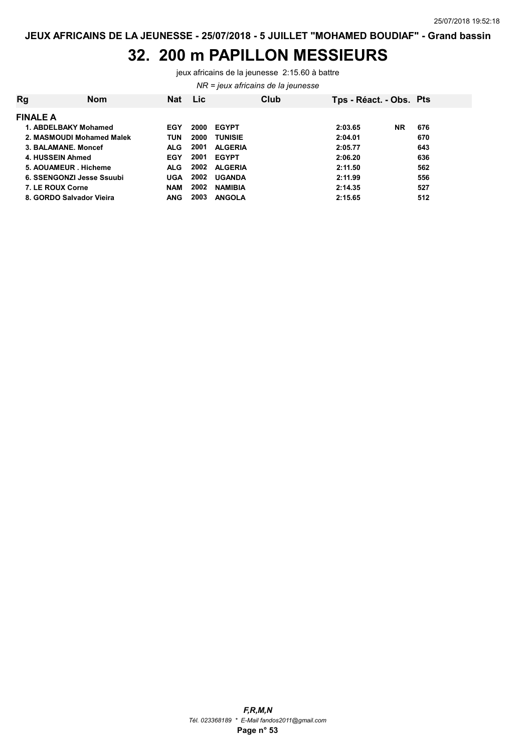# 32. 200 m PAPILLON MESSIEURS

jeux africains de la jeunesse 2:15.60 à battre

*NR = jeux africains de la jeunesse*

| Rg | Nom | Nat | Lic | Club | Tps - Réact. - Obs. | | Pts |
|---|---|---|---|---|---|---|---|
| **FINALE A** | | | | | | | |
| 1. | ABDELBAKY Mohamed | EGY | 2000 | EGYPT | 2:03.65 | NR | 676 |
| 2. | MASMOUDI Mohamed Malek | TUN | 2000 | TUNISIE | 2:04.01 | | 670 |
| 3. | BALAMANE. Moncef | ALG | 2001 | ALGERIA | 2:05.77 | | 643 |
| 4. | HUSSEIN Ahmed | EGY | 2001 | EGYPT | 2:06.20 | | 636 |
| 5. | AOUAMEUR . Hicheme | ALG | 2002 | ALGERIA | 2:11.50 | | 562 |
| 6. | SSENGONZI Jesse Ssuubi | UGA | 2002 | UGANDA | 2:11.99 | | 556 |
| 7. | LE ROUX Corne | NAM | 2002 | NAMIBIA | 2:14.35 | | 527 |
| 8. | GORDO Salvador Vieira | ANG | 2003 | ANGOLA | 2:15.65 | | 512 |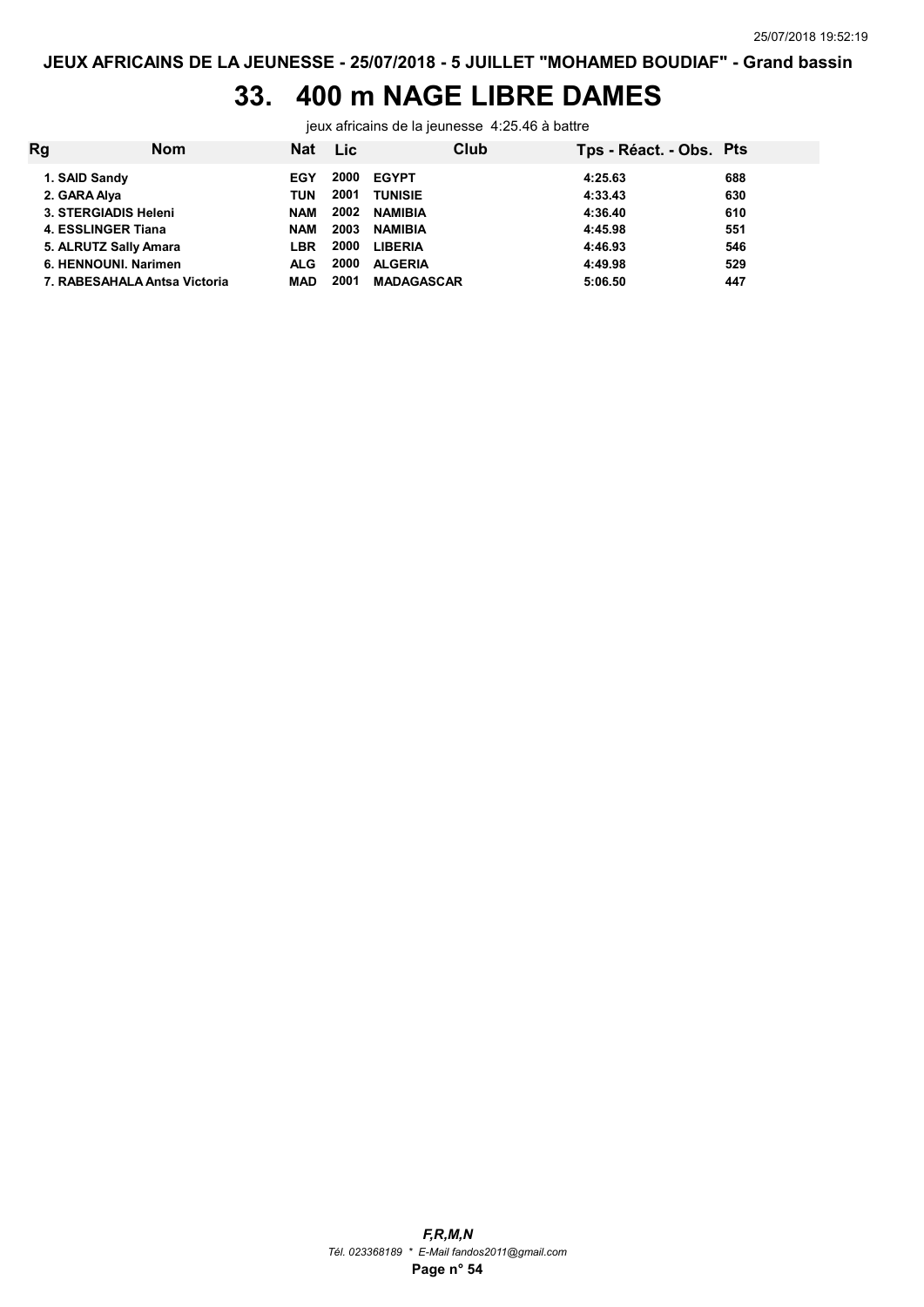# 33. 400 m NAGE LIBRE DAMES

jeux africains de la jeunesse 4:25.46 à battre

| Rg | Nom | Nat | Lic | Club | Tps - Réact. - Obs. | Pts |
|---|---|---|---|---|---|---|
| 1. | SAID Sandy | EGY | 2000 | EGYPT | 4:25.63 | 688 |
| 2. | GARA Alya | TUN | 2001 | TUNISIE | 4:33.43 | 630 |
| 3. | STERGIADIS Heleni | NAM | 2002 | NAMIBIA | 4:36.40 | 610 |
| 4. | ESSLINGER Tiana | NAM | 2003 | NAMIBIA | 4:45.98 | 551 |
| 5. | ALRUTZ Sally Amara | LBR | 2000 | LIBERIA | 4:46.93 | 546 |
| 6. | HENNOUNI. Narimen | ALG | 2000 | ALGERIA | 4:49.98 | 529 |
| 7. | RABESAHALA Antsa Victoria | MAD | 2001 | MADAGASCAR | 5:06.50 | 447 |

*F,R,M,N*

*Tél. 023368189 * E-Mail fandos2011@gmail.com*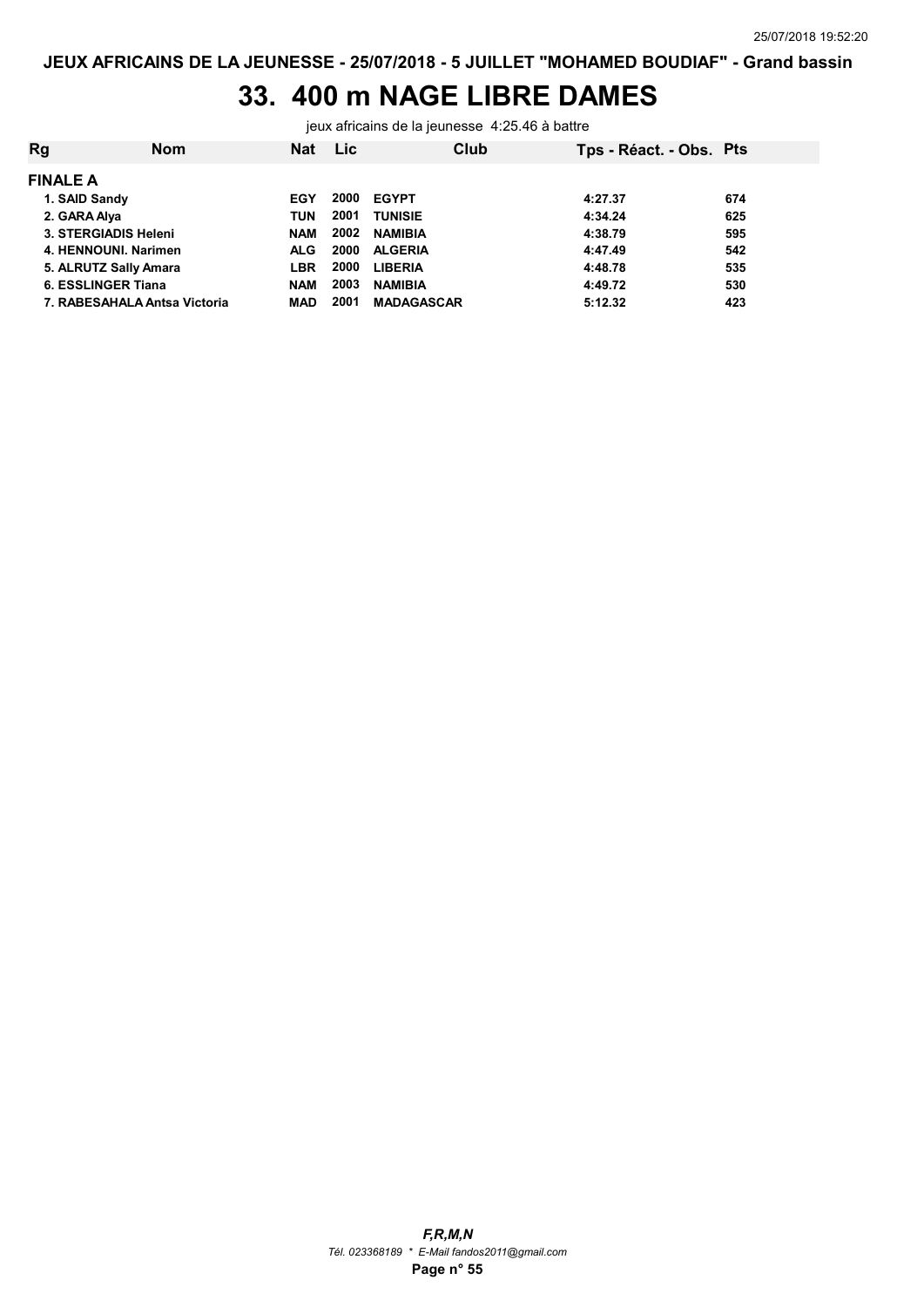JEUX AFRICAINS DE LA JEUNESSE - 25/07/2018 - 5 JUILLET "MOHAMED BOUDIAF" - Grand bassin

# 33. 400 m NAGE LIBRE DAMES

jeux africains de la jeunesse 4:25.46 à battre

| Rg | Nom | Nat | Lic | Club | Tps - Réact. - Obs. | Pts |
|---|---|---|---|---|---|---|
| **FINALE A** | | | | | | |
| 1. | SAID Sandy | EGY | 2000 | EGYPT | 4:27.37 | 674 |
| 2. | GARA Alya | TUN | 2001 | TUNISIE | 4:34.24 | 625 |
| 3. | STERGIADIS Heleni | NAM | 2002 | NAMIBIA | 4:38.79 | 595 |
| 4. | HENNOUNI. Narimen | ALG | 2000 | ALGERIA | 4:47.49 | 542 |
| 5. | ALRUTZ Sally Amara | LBR | 2000 | LIBERIA | 4:48.78 | 535 |
| 6. | ESSLINGER Tiana | NAM | 2003 | NAMIBIA | 4:49.72 | 530 |
| 7. | RABESAHALA Antsa Victoria | MAD | 2001 | MADAGASCAR | 5:12.32 | 423 |

*F,R,M,N*

*Tél. 023368189 * E-Mail fandos2011@gmail.com*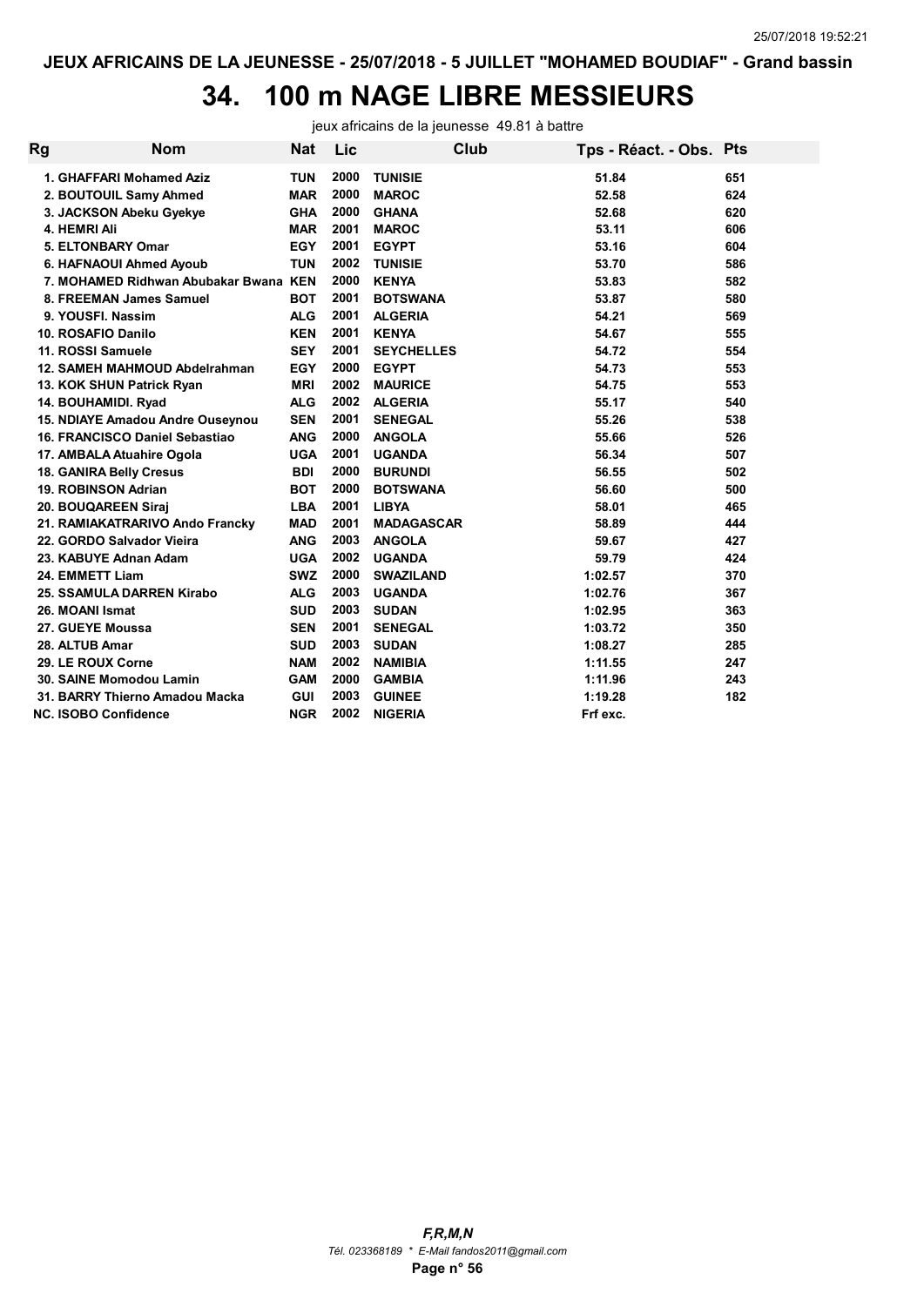JEUX AFRICAINS DE LA JEUNESSE - 25/07/2018 - 5 JUILLET "MOHAMED BOUDIAF" - Grand bassin

# 34. 100 m NAGE LIBRE MESSIEURS

jeux africains de la jeunesse 49.81 à battre

| Rg | Nom | Nat | Lic | Club | Tps - Réact. - Obs. | Pts |
|---|---|---|---|---|---|---|
| 1. | GHAFFARI Mohamed Aziz | TUN | 2000 | TUNISIE | 51.84 | 651 |
| 2. | BOUTOUIL Samy Ahmed | MAR | 2000 | MAROC | 52.58 | 624 |
| 3. | JACKSON Abeku Gyekye | GHA | 2000 | GHANA | 52.68 | 620 |
| 4. | HEMRI Ali | MAR | 2001 | MAROC | 53.11 | 606 |
| 5. | ELTONBARY Omar | EGY | 2001 | EGYPT | 53.16 | 604 |
| 6. | HAFNAOUI Ahmed Ayoub | TUN | 2002 | TUNISIE | 53.70 | 586 |
| 7. | MOHAMED Ridhwan Abubakar Bwana | KEN | 2000 | KENYA | 53.83 | 582 |
| 8. | FREEMAN James Samuel | BOT | 2001 | BOTSWANA | 53.87 | 580 |
| 9. | YOUSFI. Nassim | ALG | 2001 | ALGERIA | 54.21 | 569 |
| 10. | ROSAFIO Danilo | KEN | 2001 | KENYA | 54.67 | 555 |
| 11. | ROSSI Samuele | SEY | 2001 | SEYCHELLES | 54.72 | 554 |
| 12. | SAMEH MAHMOUD Abdelrahman | EGY | 2000 | EGYPT | 54.73 | 553 |
| 13. | KOK SHUN Patrick Ryan | MRI | 2002 | MAURICE | 54.75 | 553 |
| 14. | BOUHAMIDI. Ryad | ALG | 2002 | ALGERIA | 55.17 | 540 |
| 15. | NDIAYE Amadou Andre Ouseynou | SEN | 2001 | SENEGAL | 55.26 | 538 |
| 16. | FRANCISCO Daniel Sebastiao | ANG | 2000 | ANGOLA | 55.66 | 526 |
| 17. | AMBALA Atuahire Ogola | UGA | 2001 | UGANDA | 56.34 | 507 |
| 18. | GANIRA Belly Cresus | BDI | 2000 | BURUNDI | 56.55 | 502 |
| 19. | ROBINSON Adrian | BOT | 2000 | BOTSWANA | 56.60 | 500 |
| 20. | BOUQAREEN Siraj | LBA | 2001 | LIBYA | 58.01 | 465 |
| 21. | RAMIAKATRARIVO Ando Francky | MAD | 2001 | MADAGASCAR | 58.89 | 444 |
| 22. | GORDO Salvador Vieira | ANG | 2003 | ANGOLA | 59.67 | 427 |
| 23. | KABUYE Adnan Adam | UGA | 2002 | UGANDA | 59.79 | 424 |
| 24. | EMMETT Liam | SWZ | 2000 | SWAZILAND | 1:02.57 | 370 |
| 25. | SSAMULA DARREN Kirabo | ALG | 2003 | UGANDA | 1:02.76 | 367 |
| 26. | MOANI Ismat | SUD | 2003 | SUDAN | 1:02.95 | 363 |
| 27. | GUEYE Moussa | SEN | 2001 | SENEGAL | 1:03.72 | 350 |
| 28. | ALTUB Amar | SUD | 2003 | SUDAN | 1:08.27 | 285 |
| 29. | LE ROUX Corne | NAM | 2002 | NAMIBIA | 1:11.55 | 247 |
| 30. | SAINE Momodou Lamin | GAM | 2000 | GAMBIA | 1:11.96 | 243 |
| 31. | BARRY Thierno Amadou Macka | GUI | 2003 | GUINEE | 1:19.28 | 182 |
| NC. | ISOBO Confidence | NGR | 2002 | NIGERIA | Frf exc. | |

*F,R,M,N*

*Tél. 023368189 * E-Mail fandos2011@gmail.com*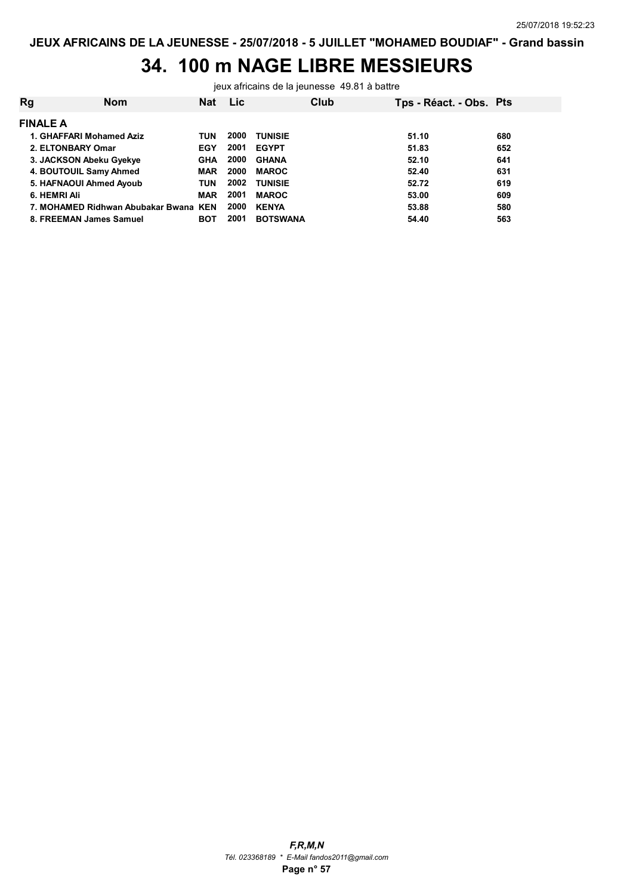# 34. 100 m NAGE LIBRE MESSIEURS

jeux africains de la jeunesse 49.81 à battre

| Rg | Nom | Nat | Lic | Club | Tps - Réact. - Obs. | Pts |
|---|---|---|---|---|---|---|
| **FINALE A** | | | | | | |
| 1. | GHAFFARI Mohamed Aziz | TUN | 2000 | TUNISIE | 51.10 | 680 |
| 2. | ELTONBARY Omar | EGY | 2001 | EGYPT | 51.83 | 652 |
| 3. | JACKSON Abeku Gyekye | GHA | 2000 | GHANA | 52.10 | 641 |
| 4. | BOUTOUIL Samy Ahmed | MAR | 2000 | MAROC | 52.40 | 631 |
| 5. | HAFNAOUI Ahmed Ayoub | TUN | 2002 | TUNISIE | 52.72 | 619 |
| 6. | HEMRI Ali | MAR | 2001 | MAROC | 53.00 | 609 |
| 7. | MOHAMED Ridhwan Abubakar Bwana | KEN | 2000 | KENYA | 53.88 | 580 |
| 8. | FREEMAN James Samuel | BOT | 2001 | BOTSWANA | 54.40 | 563 |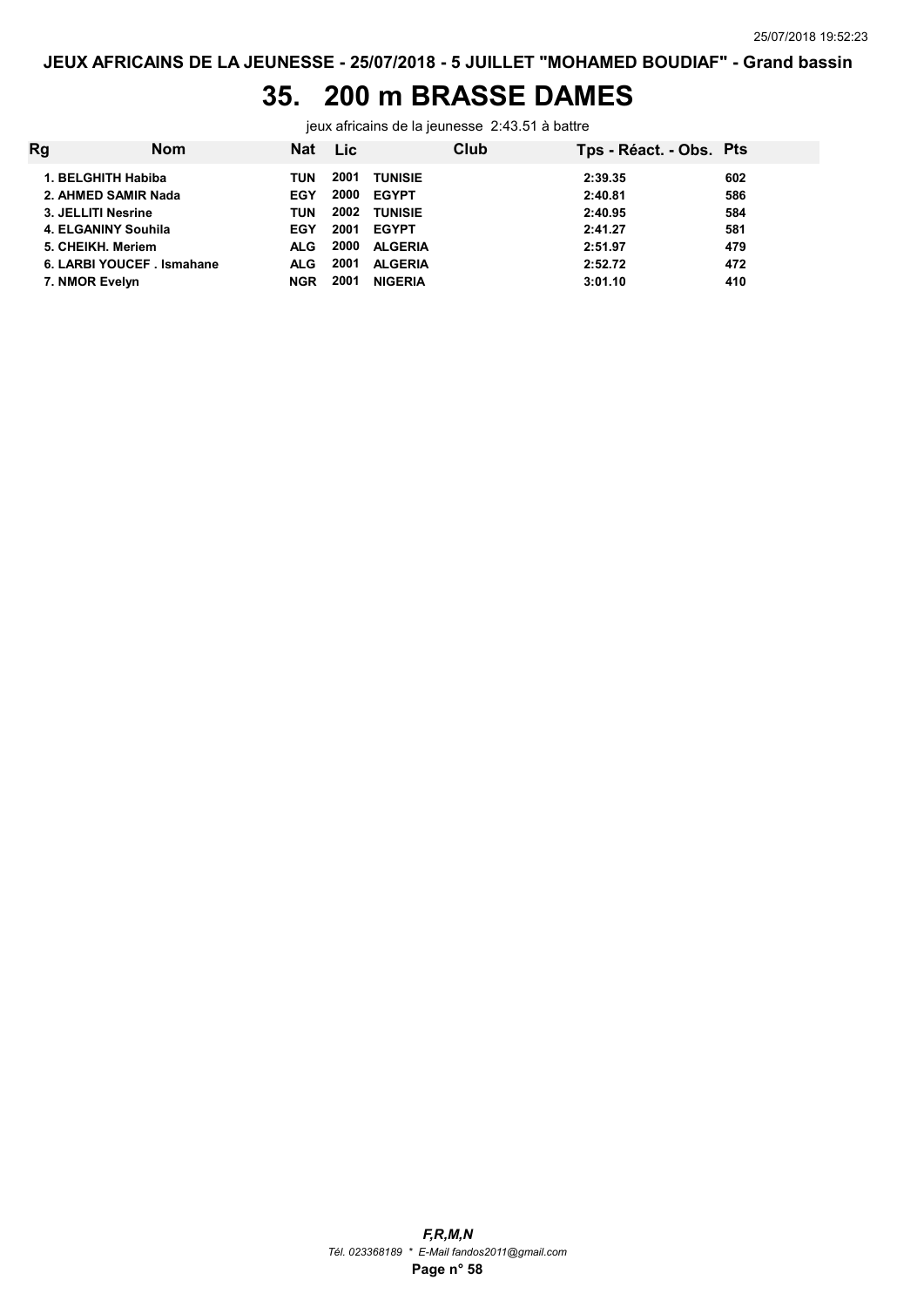# 35. 200 m BRASSE DAMES

jeux africains de la jeunesse 2:43.51 à battre

| Rg | Nom | Nat | Lic | Club | Tps - Réact. - Obs. | Pts |
|---|---|---|---|---|---|---|
| 1. | BELGHITH Habiba | TUN | 2001 | TUNISIE | 2:39.35 | 602 |
| 2. | AHMED SAMIR Nada | EGY | 2000 | EGYPT | 2:40.81 | 586 |
| 3. | JELLITI Nesrine | TUN | 2002 | TUNISIE | 2:40.95 | 584 |
| 4. | ELGANINY Souhila | EGY | 2001 | EGYPT | 2:41.27 | 581 |
| 5. | CHEIKH. Meriem | ALG | 2000 | ALGERIA | 2:51.97 | 479 |
| 6. | LARBI YOUCEF . Ismahane | ALG | 2001 | ALGERIA | 2:52.72 | 472 |
| 7. | NMOR Evelyn | NGR | 2001 | NIGERIA | 3:01.10 | 410 |

*F,R,M,N*

*Tél. 023368189 * E-Mail fandos2011@gmail.com*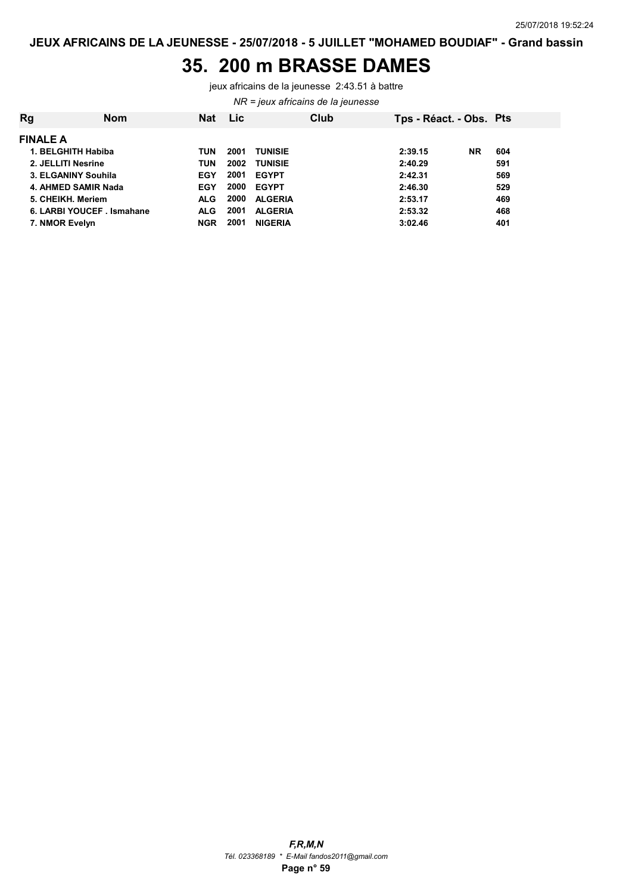# 35. 200 m BRASSE DAMES

jeux africains de la jeunesse 2:43.51 à battre

*NR = jeux africains de la jeunesse*

| Rg | Nom | Nat | Lic | Club | Tps - Réact. - Obs. | | Pts |
|---|---|---|---|---|---|---|---|
| **FINALE A** | | | | | | | |
| 1. | BELGHITH Habiba | TUN | 2001 | TUNISIE | 2:39.15 | NR | 604 |
| 2. | JELLITI Nesrine | TUN | 2002 | TUNISIE | 2:40.29 | | 591 |
| 3. | ELGANINY Souhila | EGY | 2001 | EGYPT | 2:42.31 | | 569 |
| 4. | AHMED SAMIR Nada | EGY | 2000 | EGYPT | 2:46.30 | | 529 |
| 5. | CHEIKH. Meriem | ALG | 2000 | ALGERIA | 2:53.17 | | 469 |
| 6. | LARBI YOUCEF . Ismahane | ALG | 2001 | ALGERIA | 2:53.32 | | 468 |
| 7. | NMOR Evelyn | NGR | 2001 | NIGERIA | 3:02.46 | | 401 |

***F,R,M,N***
*Tél. 023368189 * E-Mail fandos2011@gmail.com*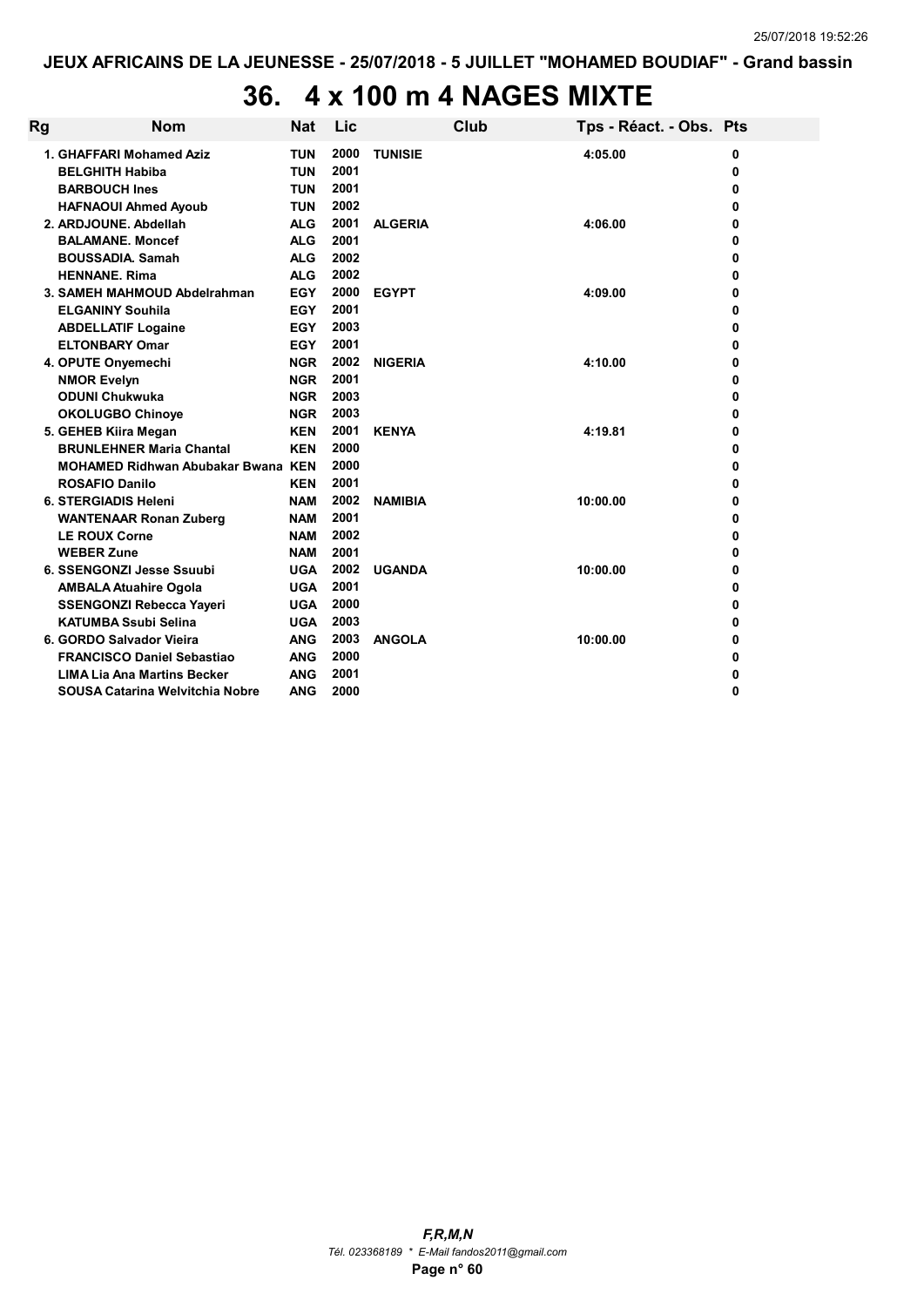JEUX AFRICAINS DE LA JEUNESSE - 25/07/2018 - 5 JUILLET "MOHAMED BOUDIAF" - Grand bassin

# 36. 4 x 100 m 4 NAGES MIXTE

| Rg | Nom | Nat | Lic | Club | Tps - Réact. - Obs. | Pts |
|---|---|---|---|---|---|---|
| | 1. GHAFFARI Mohamed Aziz | TUN | 2000 | TUNISIE | 4:05.00 | 0 |
| | BELGHITH Habiba | TUN | 2001 | | | 0 |
| | BARBOUCH Ines | TUN | 2001 | | | 0 |
| | HAFNAOUI Ahmed Ayoub | TUN | 2002 | | | 0 |
| | 2. ARDJOUNE. Abdellah | ALG | 2001 | ALGERIA | 4:06.00 | 0 |
| | BALAMANE. Moncef | ALG | 2001 | | | 0 |
| | BOUSSADIA. Samah | ALG | 2002 | | | 0 |
| | HENNANE. Rima | ALG | 2002 | | | 0 |
| | 3. SAMEH MAHMOUD Abdelrahman | EGY | 2000 | EGYPT | 4:09.00 | 0 |
| | ELGANINY Souhila | EGY | 2001 | | | 0 |
| | ABDELLATIF Logaine | EGY | 2003 | | | 0 |
| | ELTONBARY Omar | EGY | 2001 | | | 0 |
| | 4. OPUTE Onyemechi | NGR | 2002 | NIGERIA | 4:10.00 | 0 |
| | NMOR Evelyn | NGR | 2001 | | | 0 |
| | ODUNI Chukwuka | NGR | 2003 | | | 0 |
| | OKOLUGBO Chinoye | NGR | 2003 | | | 0 |
| | 5. GEHEB Kiira Megan | KEN | 2001 | KENYA | 4:19.81 | 0 |
| | BRUNLEHNER Maria Chantal | KEN | 2000 | | | 0 |
| | MOHAMED Ridhwan Abubakar Bwana | KEN | 2000 | | | 0 |
| | ROSAFIO Danilo | KEN | 2001 | | | 0 |
| | 6. STERGIADIS Heleni | NAM | 2002 | NAMIBIA | 10:00.00 | 0 |
| | WANTENAAR Ronan Zuberg | NAM | 2001 | | | 0 |
| | LE ROUX Corne | NAM | 2002 | | | 0 |
| | WEBER Zune | NAM | 2001 | | | 0 |
| | 6. SSENGONZI Jesse Ssuubi | UGA | 2002 | UGANDA | 10:00.00 | 0 |
| | AMBALA Atuahire Ogola | UGA | 2001 | | | 0 |
| | SSENGONZI Rebecca Yayeri | UGA | 2000 | | | 0 |
| | KATUMBA Ssubi Selina | UGA | 2003 | | | 0 |
| | 6. GORDO Salvador Vieira | ANG | 2003 | ANGOLA | 10:00.00 | 0 |
| | FRANCISCO Daniel Sebastiao | ANG | 2000 | | | 0 |
| | LIMA Lia Ana Martins Becker | ANG | 2001 | | | 0 |
| | SOUSA Catarina Welvitchia Nobre | ANG | 2000 | | | 0 |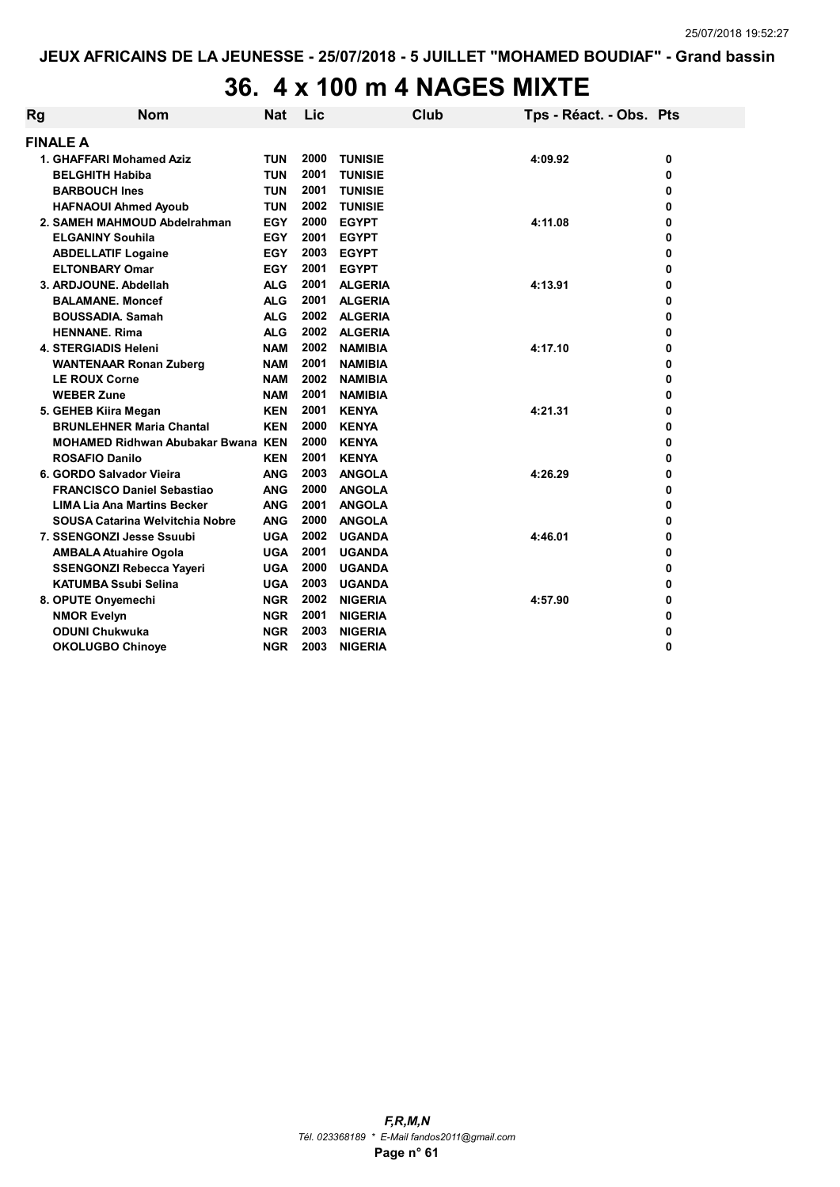JEUX AFRICAINS DE LA JEUNESSE - 25/07/2018 - 5 JUILLET "MOHAMED BOUDIAF" - Grand bassin

# 36. 4 x 100 m 4 NAGES MIXTE

| Rg | Nom | Nat | Lic | Club | Tps - Réact. - Obs. | Pts |
|---|---|---|---|---|---|---|
| **FINALE A** | | | | | | |
| 1. | GHAFFARI Mohamed Aziz | TUN | 2000 | TUNISIE | 4:09.92 | 0 |
| | BELGHITH Habiba | TUN | 2001 | TUNISIE | | 0 |
| | BARBOUCH Ines | TUN | 2001 | TUNISIE | | 0 |
| | HAFNAOUI Ahmed Ayoub | TUN | 2002 | TUNISIE | | 0 |
| 2. | SAMEH MAHMOUD Abdelrahman | EGY | 2000 | EGYPT | 4:11.08 | 0 |
| | ELGANINY Souhila | EGY | 2001 | EGYPT | | 0 |
| | ABDELLATIF Logaine | EGY | 2003 | EGYPT | | 0 |
| | ELTONBARY Omar | EGY | 2001 | EGYPT | | 0 |
| 3. | ARDJOUNE. Abdellah | ALG | 2001 | ALGERIA | 4:13.91 | 0 |
| | BALAMANE. Moncef | ALG | 2001 | ALGERIA | | 0 |
| | BOUSSADIA. Samah | ALG | 2002 | ALGERIA | | 0 |
| | HENNANE. Rima | ALG | 2002 | ALGERIA | | 0 |
| 4. | STERGIADIS Heleni | NAM | 2002 | NAMIBIA | 4:17.10 | 0 |
| | WANTENAAR Ronan Zuberg | NAM | 2001 | NAMIBIA | | 0 |
| | LE ROUX Corne | NAM | 2002 | NAMIBIA | | 0 |
| | WEBER Zune | NAM | 2001 | NAMIBIA | | 0 |
| 5. | GEHEB Kiira Megan | KEN | 2001 | KENYA | 4:21.31 | 0 |
| | BRUNLEHNER Maria Chantal | KEN | 2000 | KENYA | | 0 |
| | MOHAMED Ridhwan Abubakar Bwana | KEN | 2000 | KENYA | | 0 |
| | ROSAFIO Danilo | KEN | 2001 | KENYA | | 0 |
| 6. | GORDO Salvador Vieira | ANG | 2003 | ANGOLA | 4:26.29 | 0 |
| | FRANCISCO Daniel Sebastiao | ANG | 2000 | ANGOLA | | 0 |
| | LIMA Lia Ana Martins Becker | ANG | 2001 | ANGOLA | | 0 |
| | SOUSA Catarina Welvitchia Nobre | ANG | 2000 | ANGOLA | | 0 |
| 7. | SSENGONZI Jesse Ssuubi | UGA | 2002 | UGANDA | 4:46.01 | 0 |
| | AMBALA Atuahire Ogola | UGA | 2001 | UGANDA | | 0 |
| | SSENGONZI Rebecca Yayeri | UGA | 2000 | UGANDA | | 0 |
| | KATUMBA Ssubi Selina | UGA | 2003 | UGANDA | | 0 |
| 8. | OPUTE Onyemechi | NGR | 2002 | NIGERIA | 4:57.90 | 0 |
| | NMOR Evelyn | NGR | 2001 | NIGERIA | | 0 |
| | ODUNI Chukwuka | NGR | 2003 | NIGERIA | | 0 |
| | OKOLUGBO Chinoye | NGR | 2003 | NIGERIA | | 0 |

*F,R,M,N*
*Tél. 023368189 * E-Mail fandos2011@gmail.com*